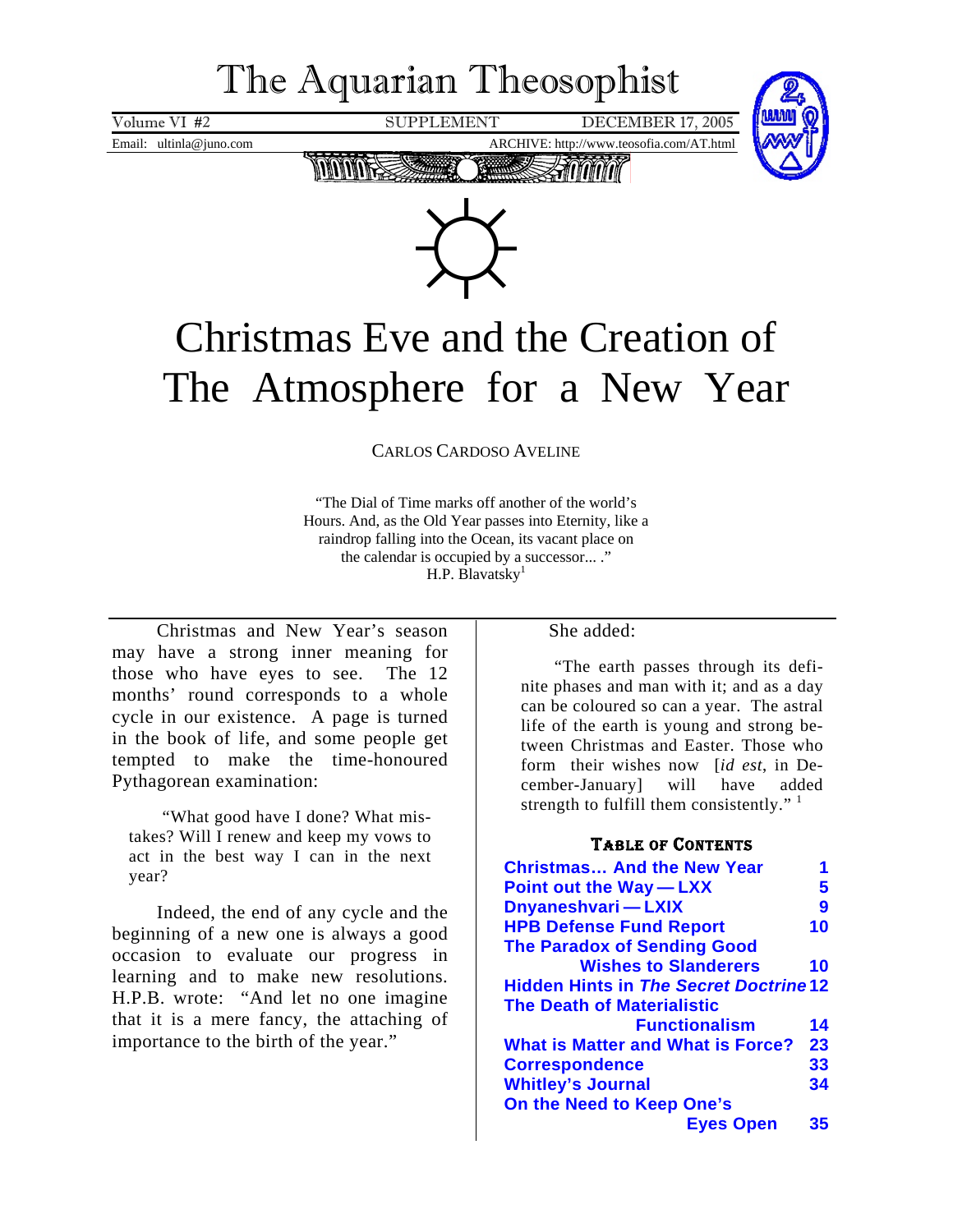# The Aquarian Theosophist

Volume VI #2 SUPPLEMENT DECEMBER 17, 2005

Email: ultinla@juno.com ARCHIVE: http://www.teosofia.com/AT.html

# Christmas Eve and the Creation of The Atmosphere for a New Year

CARLOS CARDOSO AVELINE

> "The Dial of Time marks off another of the world's Hours. And, as the Old Year passes into Eternity, like a raindrop falling into the Ocean, its vacant place on the calendar is occupied by a successor... ."
> H.P. Blavatsky[1]

Christmas and New Year's season may have a strong inner meaning for those who have eyes to see. The 12 months' round corresponds to a whole cycle in our existence. A page is turned in the book of life, and some people get tempted to make the time-honoured Pythagorean examination:

> "What good have I done? What mistakes? Will I renew and keep my vows to act in the best way I can in the next year?

Indeed, the end of any cycle and the beginning of a new one is always a good occasion to evaluate our progress in learning and to make new resolutions. H.P.B. wrote: "And let no one imagine that it is a mere fancy, the attaching of importance to the birth of the year."

She added:

> "The earth passes through its definite phases and man with it; and as a day can be coloured so can a year. The astral life of the earth is young and strong between Christmas and Easter. Those who form their wishes now [*id est*, in December-January] will have added strength to fulfill them consistently." [1]

### Table of Contents

| | |
|---|---|
| Christmas… And the New Year | 1 |
| Point out the Way — LXX | 5 |
| Dnyaneshvari — LXIX | 9 |
| HPB Defense Fund Report | 10 |
| The Paradox of Sending Good Wishes to Slanderers | 10 |
| Hidden Hints in *The Secret Doctrine* | 12 |
| The Death of Materialistic Functionalism | 14 |
| What is Matter and What is Force? | 23 |
| Correspondence | 33 |
| Whitley's Journal | 34 |
| On the Need to Keep One's Eyes Open | 35 |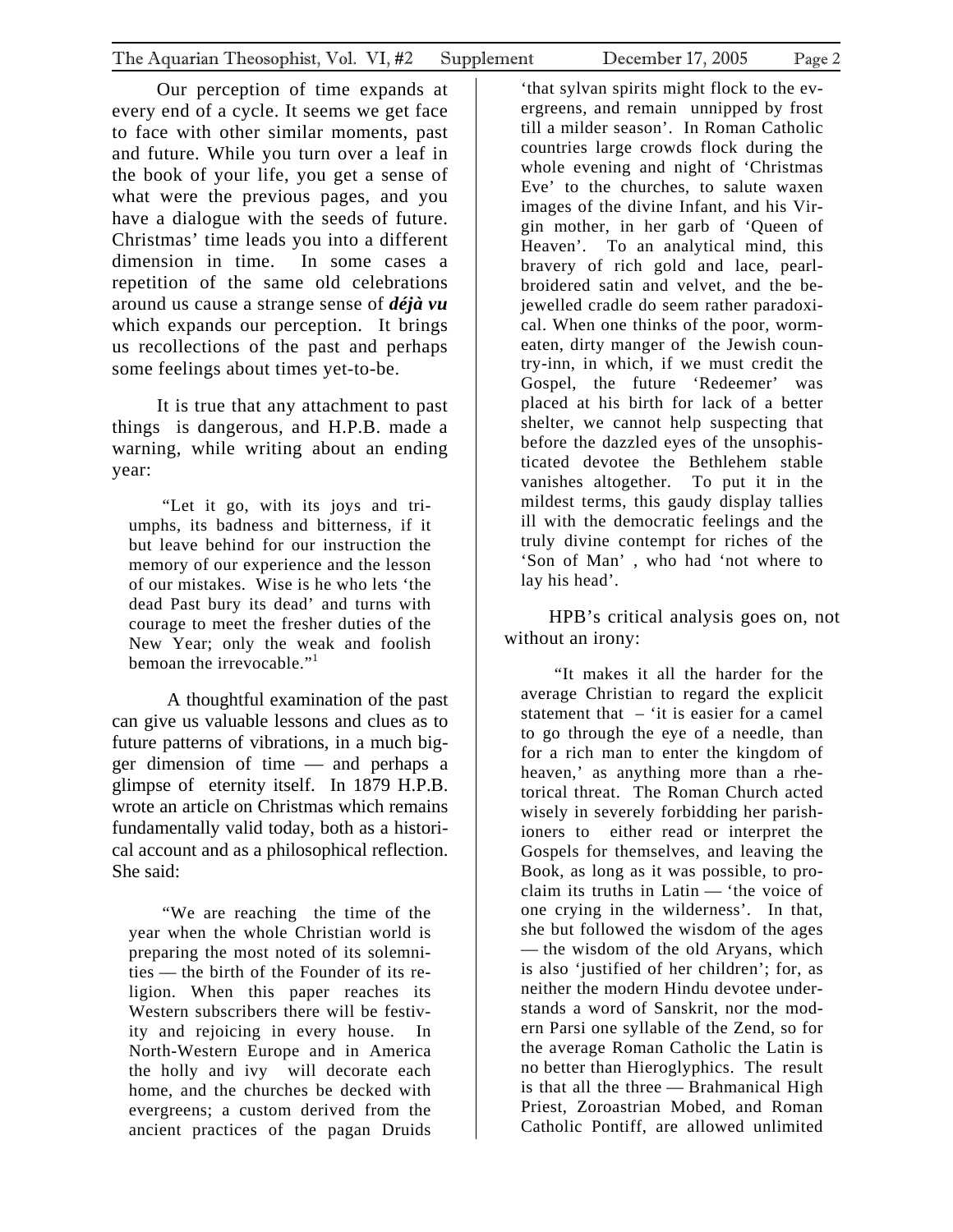Our perception of time expands at every end of a cycle. It seems we get face to face with other similar moments, past and future. While you turn over a leaf in the book of your life, you get a sense of what were the previous pages, and you have a dialogue with the seeds of future. Christmas' time leads you into a different dimension in time. In some cases a repetition of the same old celebrations around us cause a strange sense of ***déjà vu*** which expands our perception. It brings us recollections of the past and perhaps some feelings about times yet-to-be.

It is true that any attachment to past things is dangerous, and H.P.B. made a warning, while writing about an ending year:

> "Let it go, with its joys and triumphs, its badness and bitterness, if it but leave behind for our instruction the memory of our experience and the lesson of our mistakes. Wise is he who lets 'the dead Past bury its dead' and turns with courage to meet the fresher duties of the New Year; only the weak and foolish bemoan the irrevocable."[1]

A thoughtful examination of the past can give us valuable lessons and clues as to future patterns of vibrations, in a much bigger dimension of time — and perhaps a glimpse of eternity itself. In 1879 H.P.B. wrote an article on Christmas which remains fundamentally valid today, both as a historical account and as a philosophical reflection. She said:

> "We are reaching the time of the year when the whole Christian world is preparing the most noted of its solemnities — the birth of the Founder of its religion. When this paper reaches its Western subscribers there will be festivity and rejoicing in every house. In North-Western Europe and in America the holly and ivy will decorate each home, and the churches be decked with evergreens; a custom derived from the ancient practices of the pagan Druids 'that sylvan spirits might flock to the evergreens, and remain unnipped by frost till a milder season'. In Roman Catholic countries large crowds flock during the whole evening and night of 'Christmas Eve' to the churches, to salute waxen images of the divine Infant, and his Virgin mother, in her garb of 'Queen of Heaven'. To an analytical mind, this bravery of rich gold and lace, pearl-broidered satin and velvet, and the bejewelled cradle do seem rather paradoxical. When one thinks of the poor, worm-eaten, dirty manger of the Jewish country-inn, in which, if we must credit the Gospel, the future 'Redeemer' was placed at his birth for lack of a better shelter, we cannot help suspecting that before the dazzled eyes of the unsophisticated devotee the Bethlehem stable vanishes altogether. To put it in the mildest terms, this gaudy display tallies ill with the democratic feelings and the truly divine contempt for riches of the 'Son of Man' , who had 'not where to lay his head'.

HPB's critical analysis goes on, not without an irony:

> "It makes it all the harder for the average Christian to regard the explicit statement that – 'it is easier for a camel to go through the eye of a needle, than for a rich man to enter the kingdom of heaven,' as anything more than a rhetorical threat. The Roman Church acted wisely in severely forbidding her parishioners to either read or interpret the Gospels for themselves, and leaving the Book, as long as it was possible, to proclaim its truths in Latin — 'the voice of one crying in the wilderness'. In that, she but followed the wisdom of the ages — the wisdom of the old Aryans, which is also 'justified of her children'; for, as neither the modern Hindu devotee understands a word of Sanskrit, nor the modern Parsi one syllable of the Zend, so for the average Roman Catholic the Latin is no better than Hieroglyphics. The result is that all the three — Brahmanical High Priest, Zoroastrian Mobed, and Roman Catholic Pontiff, are allowed unlimited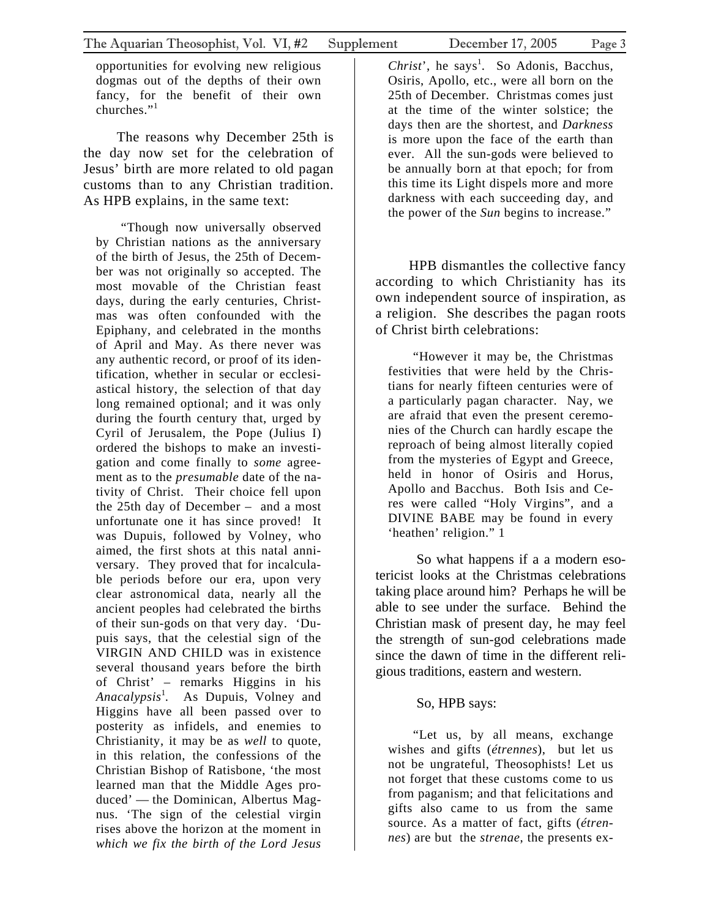opportunities for evolving new religious dogmas out of the depths of their own fancy, for the benefit of their own churches."[1]

The reasons why December 25th is the day now set for the celebration of Jesus' birth are more related to old pagan customs than to any Christian tradition. As HPB explains, in the same text:

"Though now universally observed by Christian nations as the anniversary of the birth of Jesus, the 25th of December was not originally so accepted. The most movable of the Christian feast days, during the early centuries, Christmas was often confounded with the Epiphany, and celebrated in the months of April and May. As there never was any authentic record, or proof of its identification, whether in secular or ecclesiastical history, the selection of that day long remained optional; and it was only during the fourth century that, urged by Cyril of Jerusalem, the Pope (Julius I) ordered the bishops to make an investigation and come finally to *some* agreement as to the *presumable* date of the nativity of Christ. Their choice fell upon the 25th day of December – and a most unfortunate one it has since proved! It was Dupuis, followed by Volney, who aimed, the first shots at this natal anniversary. They proved that for incalculable periods before our era, upon very clear astronomical data, nearly all the ancient peoples had celebrated the births of their sun-gods on that very day. 'Dupuis says, that the celestial sign of the VIRGIN AND CHILD was in existence several thousand years before the birth of Christ' – remarks Higgins in his *Anacalypsis*[1]. As Dupuis, Volney and Higgins have all been passed over to posterity as infidels, and enemies to Christianity, it may be as *well* to quote, in this relation, the confessions of the Christian Bishop of Ratisbone, 'the most learned man that the Middle Ages produced' — the Dominican, Albertus Magnus. 'The sign of the celestial virgin rises above the horizon at the moment in *which we fix the birth of the Lord Jesus Christ*', he says[1]. So Adonis, Bacchus, Osiris, Apollo, etc., were all born on the 25th of December. Christmas comes just at the time of the winter solstice; the days then are the shortest, and *Darkness* is more upon the face of the earth than ever. All the sun-gods were believed to be annually born at that epoch; for from this time its Light dispels more and more darkness with each succeeding day, and the power of the *Sun* begins to increase."

HPB dismantles the collective fancy according to which Christianity has its own independent source of inspiration, as a religion. She describes the pagan roots of Christ birth celebrations:

"However it may be, the Christmas festivities that were held by the Christians for nearly fifteen centuries were of a particularly pagan character. Nay, we are afraid that even the present ceremonies of the Church can hardly escape the reproach of being almost literally copied from the mysteries of Egypt and Greece, held in honor of Osiris and Horus, Apollo and Bacchus. Both Isis and Ceres were called "Holy Virgins", and a DIVINE BABE may be found in every 'heathen' religion." 1

So what happens if a a modern esotericist looks at the Christmas celebrations taking place around him? Perhaps he will be able to see under the surface. Behind the Christian mask of present day, he may feel the strength of sun-god celebrations made since the dawn of time in the different religious traditions, eastern and western.

So, HPB says:

"Let us, by all means, exchange wishes and gifts (*étrennes*), but let us not be ungrateful, Theosophists! Let us not forget that these customs come to us from paganism; and that felicitations and gifts also came to us from the same source. As a matter of fact, gifts (*étrennes*) are but the *strenae*, the presents ex-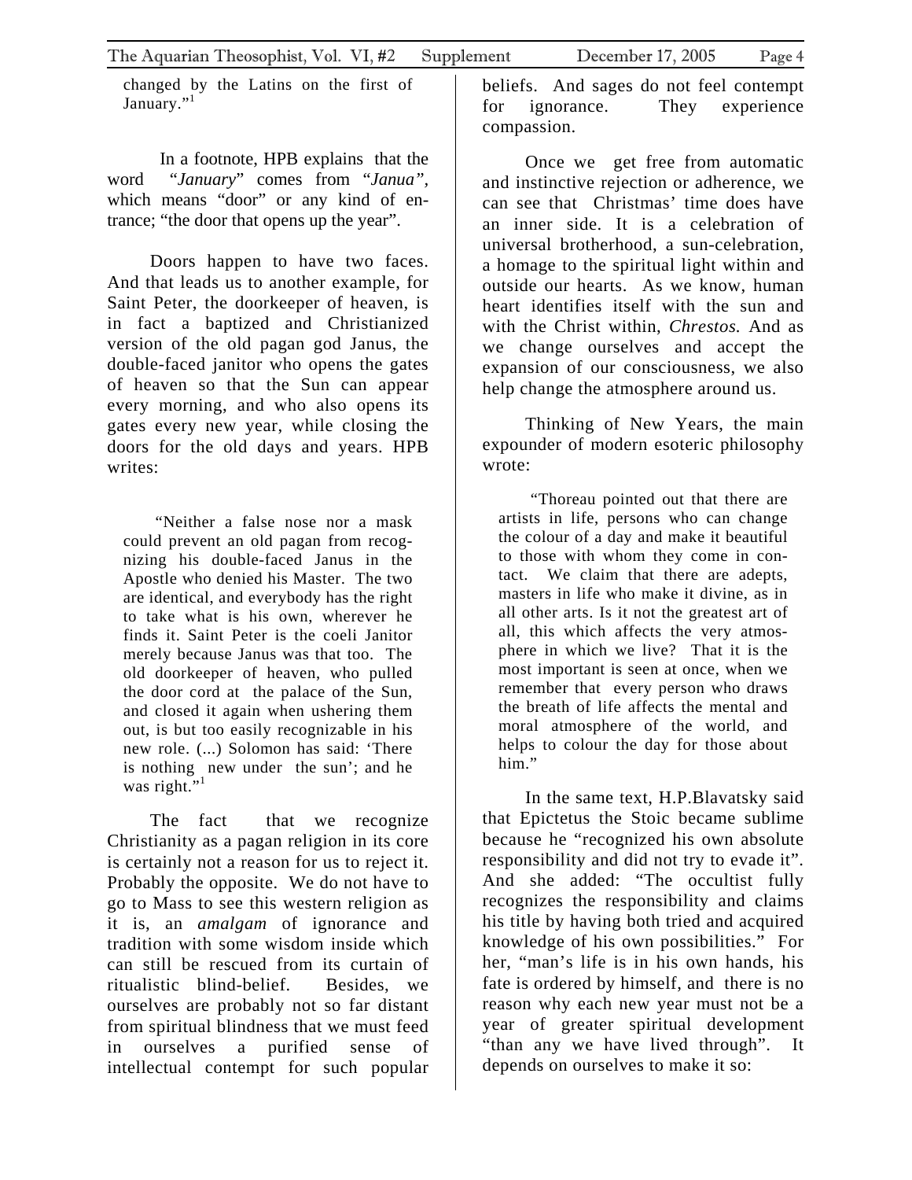changed by the Latins on the first of January."[1]

In a footnote, HPB explains that the word "*January*" comes from "*Janua"*, which means "door" or any kind of entrance; "the door that opens up the year".

Doors happen to have two faces. And that leads us to another example, for Saint Peter, the doorkeeper of heaven, is in fact a baptized and Christianized version of the old pagan god Janus, the double-faced janitor who opens the gates of heaven so that the Sun can appear every morning, and who also opens its gates every new year, while closing the doors for the old days and years. HPB writes:

> "Neither a false nose nor a mask could prevent an old pagan from recognizing his double-faced Janus in the Apostle who denied his Master. The two are identical, and everybody has the right to take what is his own, wherever he finds it. Saint Peter is the coeli Janitor merely because Janus was that too. The old doorkeeper of heaven, who pulled the door cord at the palace of the Sun, and closed it again when ushering them out, is but too easily recognizable in his new role. (...) Solomon has said: 'There is nothing new under the sun'; and he was right."[1]

The fact that we recognize Christianity as a pagan religion in its core is certainly not a reason for us to reject it. Probably the opposite. We do not have to go to Mass to see this western religion as it is, an *amalgam* of ignorance and tradition with some wisdom inside which can still be rescued from its curtain of ritualistic blind-belief. Besides, we ourselves are probably not so far distant from spiritual blindness that we must feed in ourselves a purified sense of intellectual contempt for such popular beliefs. And sages do not feel contempt for ignorance. They experience compassion.

Once we get free from automatic and instinctive rejection or adherence, we can see that Christmas' time does have an inner side. It is a celebration of universal brotherhood, a sun-celebration, a homage to the spiritual light within and outside our hearts. As we know, human heart identifies itself with the sun and with the Christ within, *Chrestos.* And as we change ourselves and accept the expansion of our consciousness, we also help change the atmosphere around us.

Thinking of New Years, the main expounder of modern esoteric philosophy wrote:

> "Thoreau pointed out that there are artists in life, persons who can change the colour of a day and make it beautiful to those with whom they come in contact. We claim that there are adepts, masters in life who make it divine, as in all other arts. Is it not the greatest art of all, this which affects the very atmosphere in which we live? That it is the most important is seen at once, when we remember that every person who draws the breath of life affects the mental and moral atmosphere of the world, and helps to colour the day for those about him."

In the same text, H.P.Blavatsky said that Epictetus the Stoic became sublime because he "recognized his own absolute responsibility and did not try to evade it". And she added: "The occultist fully recognizes the responsibility and claims his title by having both tried and acquired knowledge of his own possibilities." For her, "man's life is in his own hands, his fate is ordered by himself, and there is no reason why each new year must not be a year of greater spiritual development "than any we have lived through". It depends on ourselves to make it so: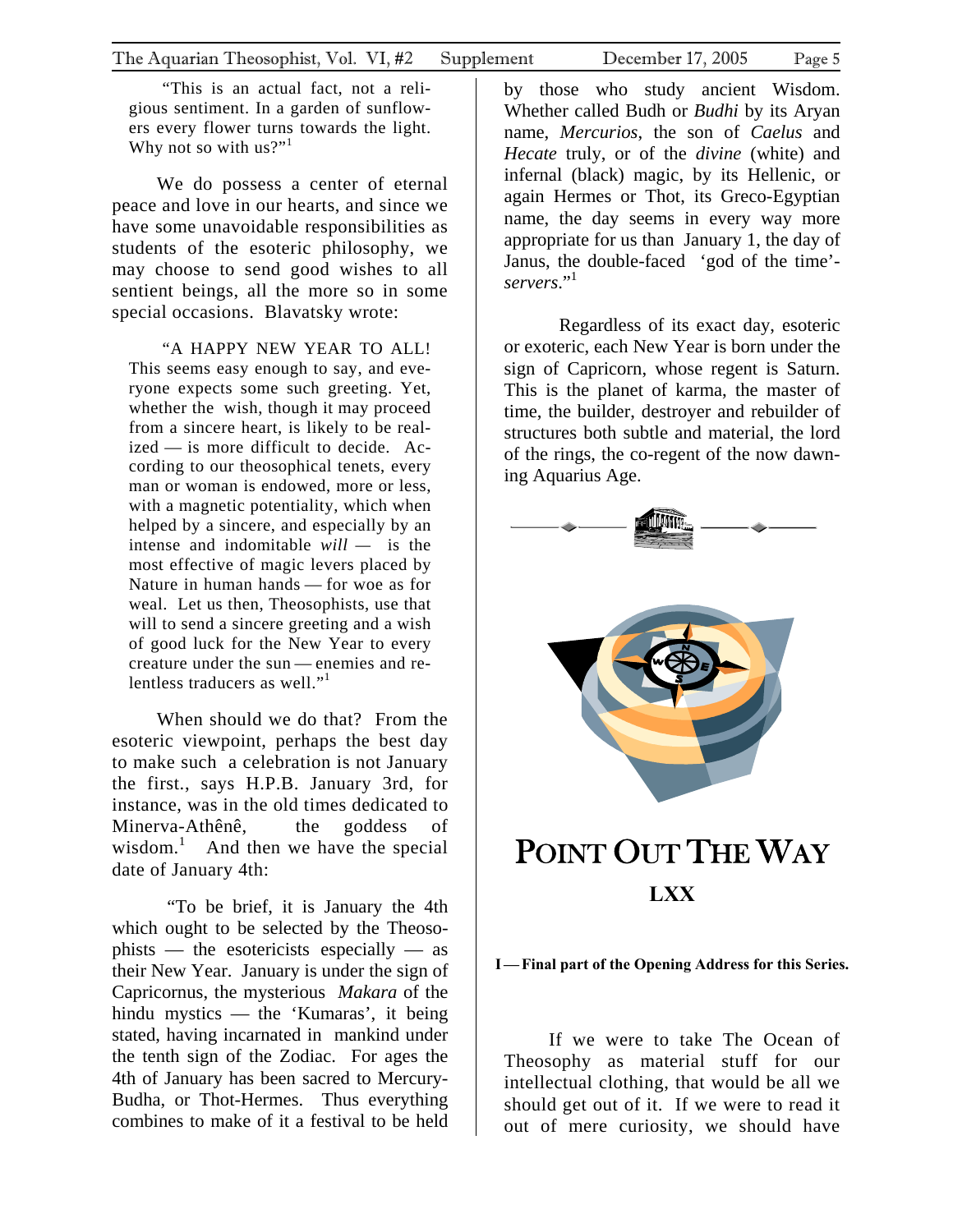> "This is an actual fact, not a religious sentiment. In a garden of sunflowers every flower turns towards the light. Why not so with us?"[1]

We do possess a center of eternal peace and love in our hearts, and since we have some unavoidable responsibilities as students of the esoteric philosophy, we may choose to send good wishes to all sentient beings, all the more so in some special occasions. Blavatsky wrote:

> "A HAPPY NEW YEAR TO ALL! This seems easy enough to say, and everyone expects some such greeting. Yet, whether the wish, though it may proceed from a sincere heart, is likely to be realized — is more difficult to decide. According to our theosophical tenets, every man or woman is endowed, more or less, with a magnetic potentiality, which when helped by a sincere, and especially by an intense and indomitable *will* — is the most effective of magic levers placed by Nature in human hands — for woe as for weal. Let us then, Theosophists, use that will to send a sincere greeting and a wish of good luck for the New Year to every creature under the sun — enemies and relentless traducers as well."[1]

When should we do that? From the esoteric viewpoint, perhaps the best day to make such a celebration is not January the first., says H.P.B. January 3rd, for instance, was in the old times dedicated to Minerva-Athênê, the goddess of wisdom.[1] And then we have the special date of January 4th:

> "To be brief, it is January the 4th which ought to be selected by the Theosophists — the esotericists especially — as their New Year. January is under the sign of Capricornus, the mysterious *Makara* of the hindu mystics — the 'Kumaras', it being stated, having incarnated in mankind under the tenth sign of the Zodiac. For ages the 4th of January has been sacred to Mercury-Budha, or Thot-Hermes. Thus everything combines to make of it a festival to be held by those who study ancient Wisdom. Whether called Budh or *Budhi* by its Aryan name, *Mercurios*, the son of *Caelus* and *Hecate* truly, or of the *divine* (white) and infernal (black) magic, by its Hellenic, or again Hermes or Thot, its Greco-Egyptian name, the day seems in every way more appropriate for us than January 1, the day of Janus, the double-faced 'god of the time'-*servers*."[1]

Regardless of its exact day, esoteric or exoteric, each New Year is born under the sign of Capricorn, whose regent is Saturn. This is the planet of karma, the master of time, the builder, destroyer and rebuilder of structures both subtle and material, the lord of the rings, the co-regent of the now dawning Aquarius Age.

# POINT OUT THE WAY

## LXX

**I — Final part of the Opening Address for this Series.**

If we were to take The Ocean of Theosophy as material stuff for our intellectual clothing, that would be all we should get out of it. If we were to read it out of mere curiosity, we should have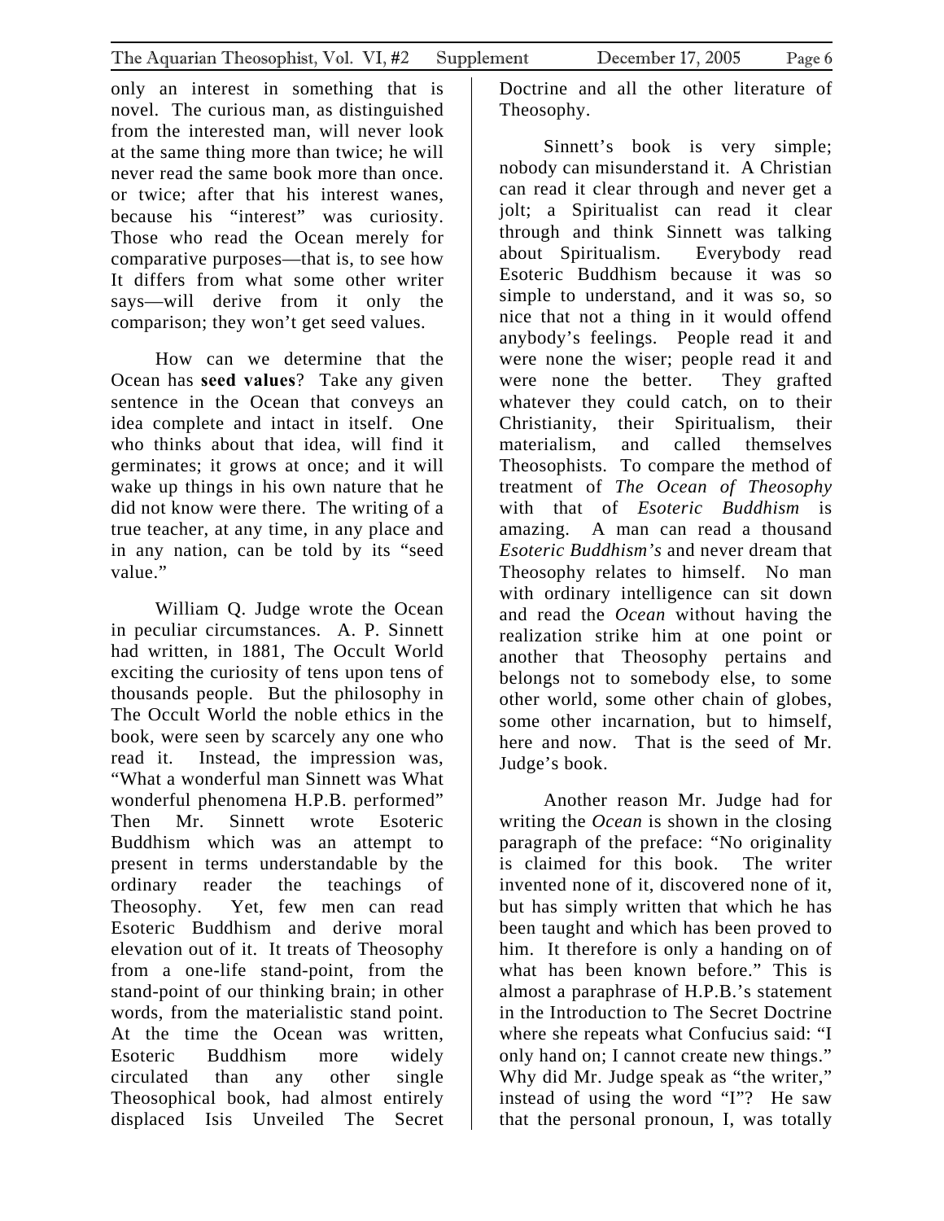only an interest in something that is novel. The curious man, as distinguished from the interested man, will never look at the same thing more than twice; he will never read the same book more than once. or twice; after that his interest wanes, because his "interest" was curiosity. Those who read the Ocean merely for comparative purposes—that is, to see how It differs from what some other writer says—will derive from it only the comparison; they won't get seed values.

How can we determine that the Ocean has **seed values**? Take any given sentence in the Ocean that conveys an idea complete and intact in itself. One who thinks about that idea, will find it germinates; it grows at once; and it will wake up things in his own nature that he did not know were there. The writing of a true teacher, at any time, in any place and in any nation, can be told by its "seed value."

William Q. Judge wrote the Ocean in peculiar circumstances. A. P. Sinnett had written, in 1881, The Occult World exciting the curiosity of tens upon tens of thousands people. But the philosophy in The Occult World the noble ethics in the book, were seen by scarcely any one who read it. Instead, the impression was, "What a wonderful man Sinnett was What wonderful phenomena H.P.B. performed" Then Mr. Sinnett wrote Esoteric Buddhism which was an attempt to present in terms understandable by the ordinary reader the teachings of Theosophy. Yet, few men can read Esoteric Buddhism and derive moral elevation out of it. It treats of Theosophy from a one-life stand-point, from the stand-point of our thinking brain; in other words, from the materialistic stand point. At the time the Ocean was written, Esoteric Buddhism more widely circulated than any other single Theosophical book, had almost entirely displaced Isis Unveiled The Secret Doctrine and all the other literature of Theosophy.

Sinnett's book is very simple; nobody can misunderstand it. A Christian can read it clear through and never get a jolt; a Spiritualist can read it clear through and think Sinnett was talking about Spiritualism. Everybody read Esoteric Buddhism because it was so simple to understand, and it was so, so nice that not a thing in it would offend anybody's feelings. People read it and were none the wiser; people read it and were none the better. They grafted whatever they could catch, on to their Christianity, their Spiritualism, their materialism, and called themselves Theosophists. To compare the method of treatment of *The Ocean of Theosophy* with that of *Esoteric Buddhism* is amazing. A man can read a thousand *Esoteric Buddhism's* and never dream that Theosophy relates to himself. No man with ordinary intelligence can sit down and read the *Ocean* without having the realization strike him at one point or another that Theosophy pertains and belongs not to somebody else, to some other world, some other chain of globes, some other incarnation, but to himself, here and now. That is the seed of Mr. Judge's book.

Another reason Mr. Judge had for writing the *Ocean* is shown in the closing paragraph of the preface: "No originality is claimed for this book. The writer invented none of it, discovered none of it, but has simply written that which he has been taught and which has been proved to him. It therefore is only a handing on of what has been known before." This is almost a paraphrase of H.P.B.'s statement in the Introduction to The Secret Doctrine where she repeats what Confucius said: "I only hand on; I cannot create new things." Why did Mr. Judge speak as "the writer," instead of using the word "I"? He saw that the personal pronoun, I, was totally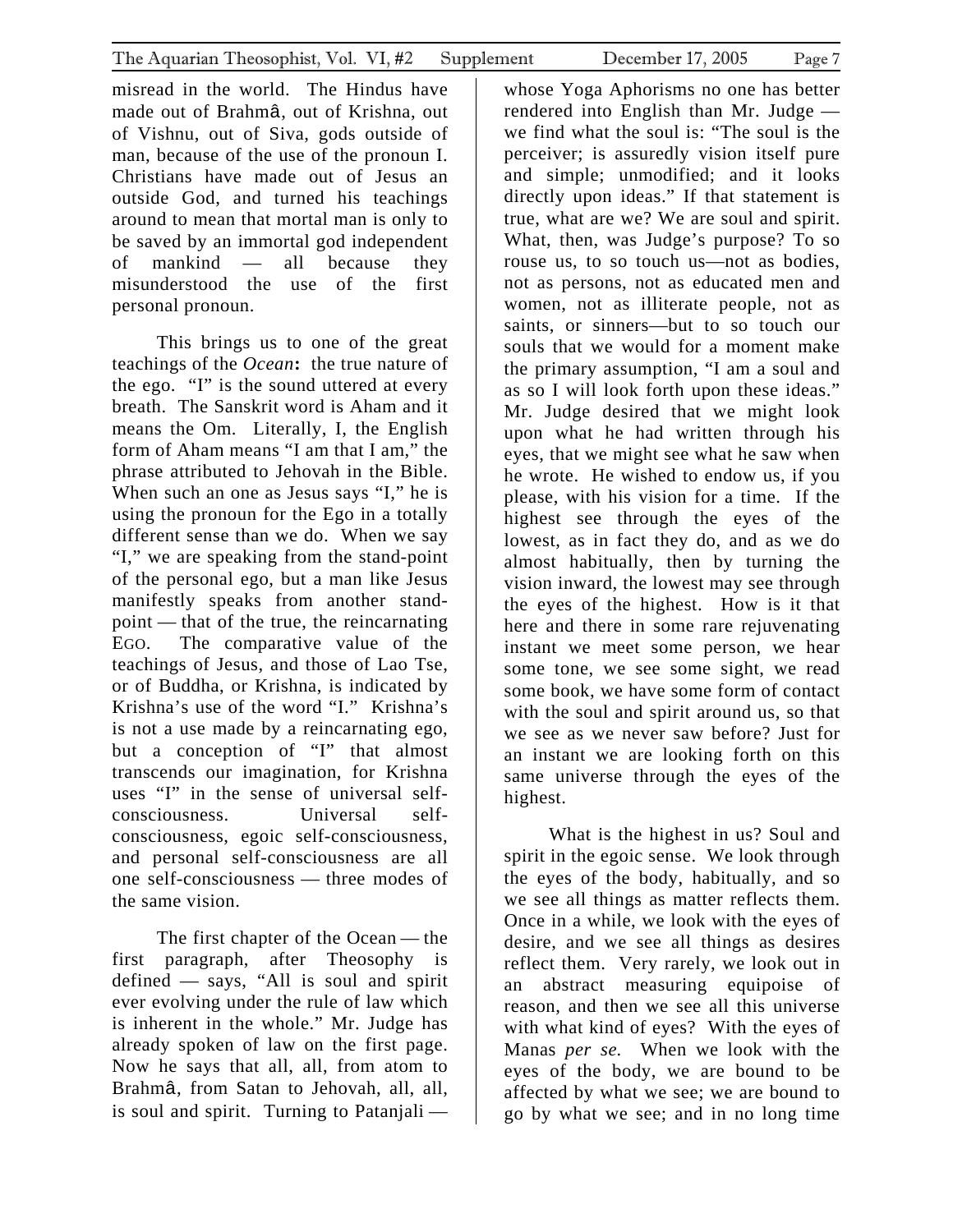misread in the world. The Hindus have made out of Brahmâ, out of Krishna, out of Vishnu, out of Siva, gods outside of man, because of the use of the pronoun I. Christians have made out of Jesus an outside God, and turned his teachings around to mean that mortal man is only to be saved by an immortal god independent of mankind — all because they misunderstood the use of the first personal pronoun.

This brings us to one of the great teachings of the *Ocean***:** the true nature of the ego. "I" is the sound uttered at every breath. The Sanskrit word is Aham and it means the Om. Literally, I, the English form of Aham means "I am that I am," the phrase attributed to Jehovah in the Bible. When such an one as Jesus says "I," he is using the pronoun for the Ego in a totally different sense than we do. When we say "I," we are speaking from the stand-point of the personal ego, but a man like Jesus manifestly speaks from another stand-point — that of the true, the reincarnating EGO. The comparative value of the teachings of Jesus, and those of Lao Tse, or of Buddha, or Krishna, is indicated by Krishna's use of the word "I." Krishna's is not a use made by a reincarnating ego, but a conception of "I" that almost transcends our imagination, for Krishna uses "I" in the sense of universal self-consciousness. Universal self-consciousness, egoic self-consciousness, and personal self-consciousness are all one self-consciousness — three modes of the same vision.

The first chapter of the Ocean — the first paragraph, after Theosophy is defined — says, "All is soul and spirit ever evolving under the rule of law which is inherent in the whole." Mr. Judge has already spoken of law on the first page. Now he says that all, all, from atom to Brahmâ, from Satan to Jehovah, all, all, is soul and spirit. Turning to Patanjali — whose Yoga Aphorisms no one has better rendered into English than Mr. Judge — we find what the soul is: "The soul is the perceiver; is assuredly vision itself pure and simple; unmodified; and it looks directly upon ideas." If that statement is true, what are we? We are soul and spirit. What, then, was Judge's purpose? To so rouse us, to so touch us—not as bodies, not as persons, not as educated men and women, not as illiterate people, not as saints, or sinners—but to so touch our souls that we would for a moment make the primary assumption, "I am a soul and as so I will look forth upon these ideas." Mr. Judge desired that we might look upon what he had written through his eyes, that we might see what he saw when he wrote. He wished to endow us, if you please, with his vision for a time. If the highest see through the eyes of the lowest, as in fact they do, and as we do almost habitually, then by turning the vision inward, the lowest may see through the eyes of the highest. How is it that here and there in some rare rejuvenating instant we meet some person, we hear some tone, we see some sight, we read some book, we have some form of contact with the soul and spirit around us, so that we see as we never saw before? Just for an instant we are looking forth on this same universe through the eyes of the highest.

What is the highest in us? Soul and spirit in the egoic sense. We look through the eyes of the body, habitually, and so we see all things as matter reflects them. Once in a while, we look with the eyes of desire, and we see all things as desires reflect them. Very rarely, we look out in an abstract measuring equipoise of reason, and then we see all this universe with what kind of eyes? With the eyes of Manas *per se.* When we look with the eyes of the body, we are bound to be affected by what we see; we are bound to go by what we see; and in no long time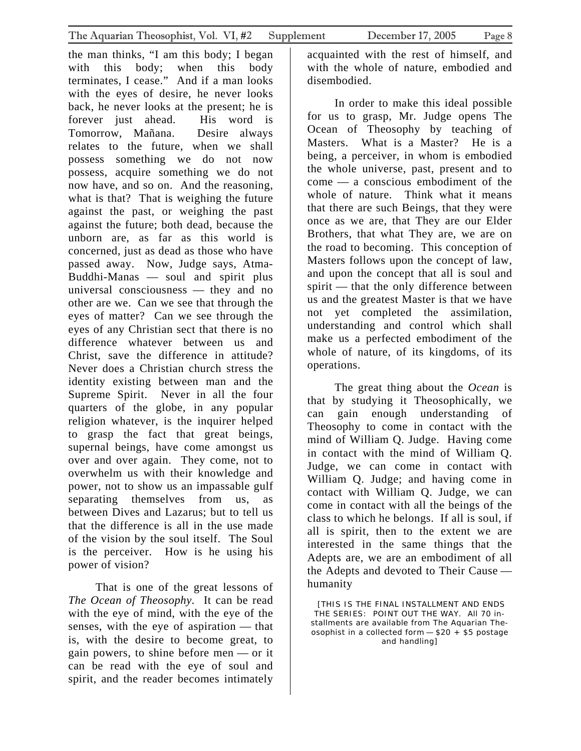the man thinks, "I am this body; I began with this body; when this body terminates, I cease." And if a man looks with the eyes of desire, he never looks back, he never looks at the present; he is forever just ahead. His word is Tomorrow, Mañana. Desire always relates to the future, when we shall possess something we do not now possess, acquire something we do not now have, and so on. And the reasoning, what is that? That is weighing the future against the past, or weighing the past against the future; both dead, because the unborn are, as far as this world is concerned, just as dead as those who have passed away. Now, Judge says, Atma-Buddhi-Manas — soul and spirit plus universal consciousness — they and no other are we. Can we see that through the eyes of matter? Can we see through the eyes of any Christian sect that there is no difference whatever between us and Christ, save the difference in attitude? Never does a Christian church stress the identity existing between man and the Supreme Spirit. Never in all the four quarters of the globe, in any popular religion whatever, is the inquirer helped to grasp the fact that great beings, supernal beings, have come amongst us over and over again. They come, not to overwhelm us with their knowledge and power, not to show us an impassable gulf separating themselves from us, as between Dives and Lazarus; but to tell us that the difference is all in the use made of the vision by the soul itself. The Soul is the perceiver. How is he using his power of vision?

That is one of the great lessons of *The Ocean of Theosophy*. It can be read with the eye of mind, with the eye of the senses, with the eye of aspiration — that is, with the desire to become great, to gain powers, to shine before men — or it can be read with the eye of soul and spirit, and the reader becomes intimately acquainted with the rest of himself, and with the whole of nature, embodied and disembodied.

In order to make this ideal possible for us to grasp, Mr. Judge opens The Ocean of Theosophy by teaching of Masters. What is a Master? He is a being, a perceiver, in whom is embodied the whole universe, past, present and to come — a conscious embodiment of the whole of nature. Think what it means that there are such Beings, that they were once as we are, that They are our Elder Brothers, that what They are, we are on the road to becoming. This conception of Masters follows upon the concept of law, and upon the concept that all is soul and spirit — that the only difference between us and the greatest Master is that we have not yet completed the assimilation, understanding and control which shall make us a perfected embodiment of the whole of nature, of its kingdoms, of its operations.

The great thing about the *Ocean* is that by studying it Theosophically, we can gain enough understanding of Theosophy to come in contact with the mind of William Q. Judge. Having come in contact with the mind of William Q. Judge, we can come in contact with William Q. Judge; and having come in contact with William Q. Judge, we can come in contact with all the beings of the class to which he belongs. If all is soul, if all is spirit, then to the extent we are interested in the same things that the Adepts are, we are an embodiment of all the Adepts and devoted to Their Cause — humanity

[THIS IS THE FINAL INSTALLMENT AND ENDS THE SERIES: POINT OUT THE WAY. All 70 installments are available from The Aquarian Theosophist in a collected form — $20 + $5 postage and handling]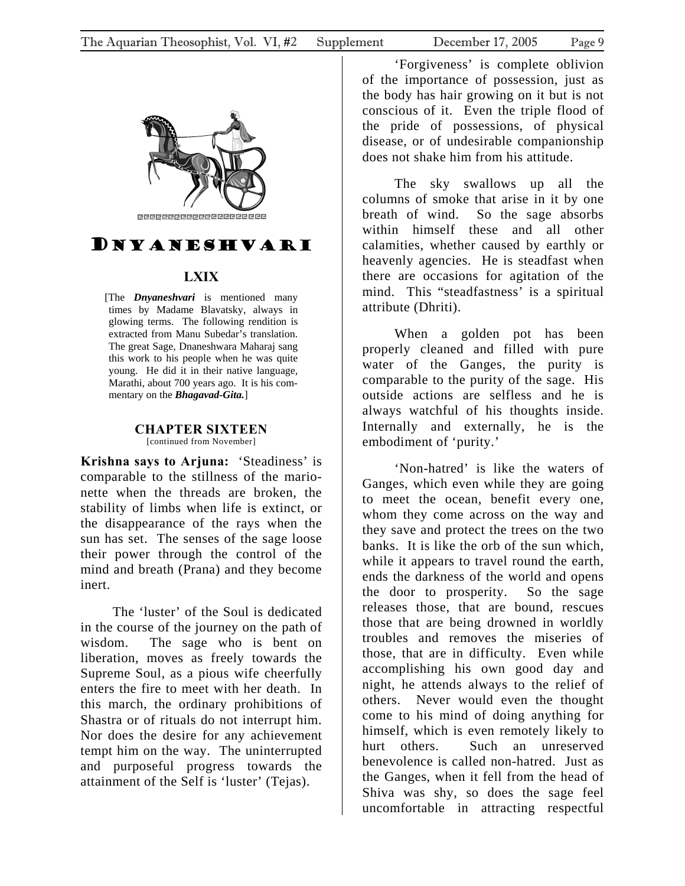# Dnyaneshvari

## LXIX

[The ***Dnyaneshvari*** is mentioned many times by Madame Blavatsky, always in glowing terms. The following rendition is extracted from Manu Subedar's translation. The great Sage, Dnaneshwara Maharaj sang this work to his people when he was quite young. He did it in their native language, Marathi, about 700 years ago. It is his commentary on the ***Bhagavad-Gita.***]

### CHAPTER SIXTEEN

[continued from November]

**Krishna says to Arjuna:** 'Steadiness' is comparable to the stillness of the marionette when the threads are broken, the stability of limbs when life is extinct, or the disappearance of the rays when the sun has set. The senses of the sage loose their power through the control of the mind and breath (Prana) and they become inert.

The 'luster' of the Soul is dedicated in the course of the journey on the path of wisdom. The sage who is bent on liberation, moves as freely towards the Supreme Soul, as a pious wife cheerfully enters the fire to meet with her death. In this march, the ordinary prohibitions of Shastra or of rituals do not interrupt him. Nor does the desire for any achievement tempt him on the way. The uninterrupted and purposeful progress towards the attainment of the Self is 'luster' (Tejas).

'Forgiveness' is complete oblivion of the importance of possession, just as the body has hair growing on it but is not conscious of it. Even the triple flood of the pride of possessions, of physical disease, or of undesirable companionship does not shake him from his attitude.

The sky swallows up all the columns of smoke that arise in it by one breath of wind. So the sage absorbs within himself these and all other calamities, whether caused by earthly or heavenly agencies. He is steadfast when there are occasions for agitation of the mind. This "steadfastness' is a spiritual attribute (Dhriti).

When a golden pot has been properly cleaned and filled with pure water of the Ganges, the purity is comparable to the purity of the sage. His outside actions are selfless and he is always watchful of his thoughts inside. Internally and externally, he is the embodiment of 'purity.'

'Non-hatred' is like the waters of Ganges, which even while they are going to meet the ocean, benefit every one, whom they come across on the way and they save and protect the trees on the two banks. It is like the orb of the sun which, while it appears to travel round the earth, ends the darkness of the world and opens the door to prosperity. So the sage releases those, that are bound, rescues those that are being drowned in worldly troubles and removes the miseries of those, that are in difficulty. Even while accomplishing his own good day and night, he attends always to the relief of others. Never would even the thought come to his mind of doing anything for himself, which is even remotely likely to hurt others. Such an unreserved benevolence is called non-hatred. Just as the Ganges, when it fell from the head of Shiva was shy, so does the sage feel uncomfortable in attracting respectful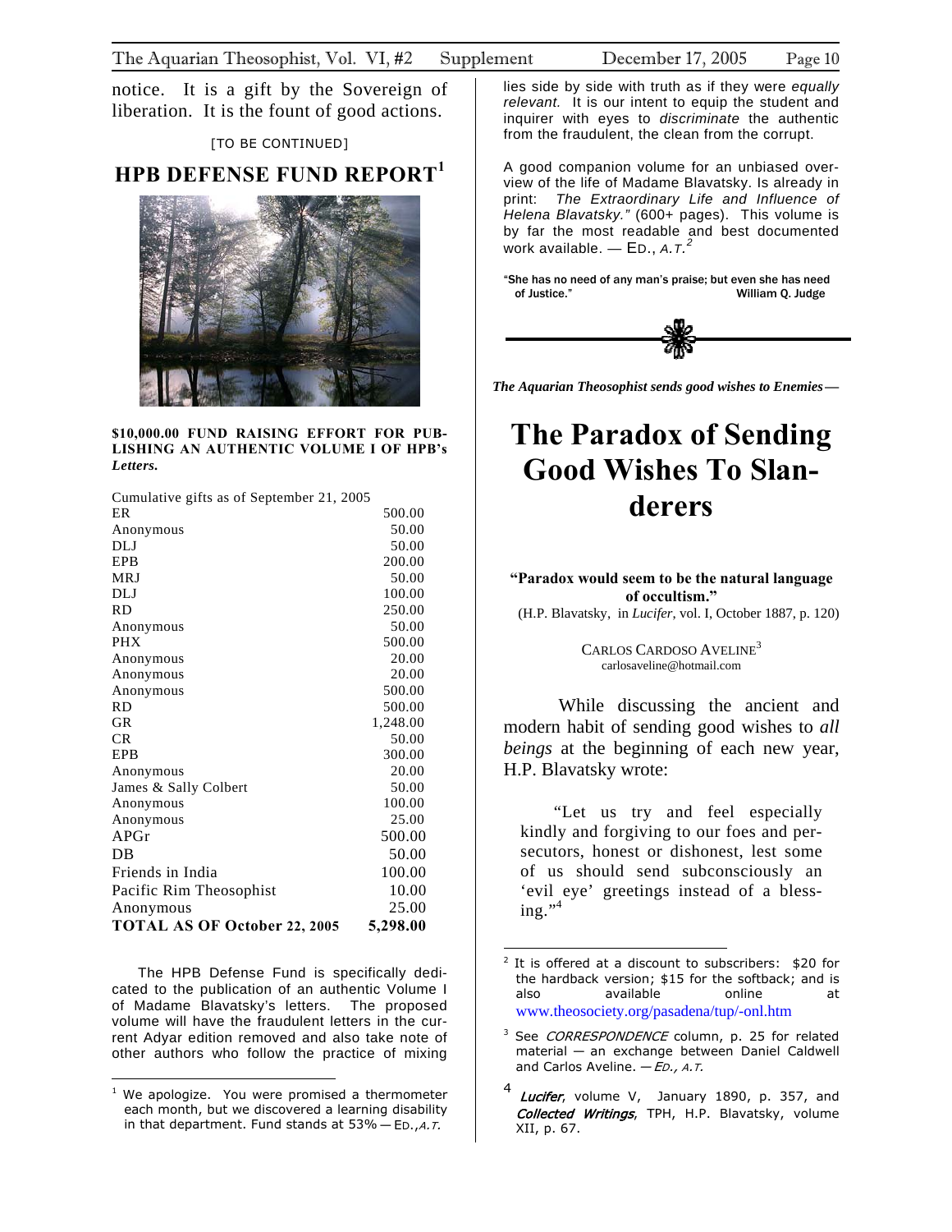notice. It is a gift by the Sovereign of liberation. It is the fount of good actions.

[TO BE CONTINUED]

## HPB DEFENSE FUND REPORT[1]

**$10,000.00 FUND RAISING EFFORT FOR PUBLISHING AN AUTHENTIC VOLUME I OF HPB's *Letters*.**

| Cumulative gifts as of September 21, 2005 | |
|---|---|
| ER | 500.00 |
| Anonymous | 50.00 |
| DLJ | 50.00 |
| EPB | 200.00 |
| MRJ | 50.00 |
| DLJ | 100.00 |
| RD | 250.00 |
| Anonymous | 50.00 |
| PHX | 500.00 |
| Anonymous | 20.00 |
| Anonymous | 20.00 |
| Anonymous | 500.00 |
| RD | 500.00 |
| GR | 1,248.00 |
| CR | 50.00 |
| EPB | 300.00 |
| Anonymous | 20.00 |
| James & Sally Colbert | 50.00 |
| Anonymous | 100.00 |
| Anonymous | 25.00 |
| APGr | 500.00 |
| DB | 50.00 |
| Friends in India | 100.00 |
| Pacific Rim Theosophist | 10.00 |
| Anonymous | 25.00 |
| **TOTAL AS OF October 22, 2005** | **5,298.00** |

The HPB Defense Fund is specifically dedicated to the publication of an authentic Volume I of Madame Blavatsky's letters. The proposed volume will have the fraudulent letters in the current Adyar edition removed and also take note of other authors who follow the practice of mixing lies side by side with truth as if they were *equally relevant*. It is our intent to equip the student and inquirer with eyes to *discriminate* the authentic from the fraudulent, the clean from the corrupt.

A good companion volume for an unbiased overview of the life of Madame Blavatsky. Is already in print: *The Extraordinary Life and Influence of Helena Blavatsky."* (600+ pages). This volume is by far the most readable and best documented work available. — ED., *A.T.*[2]

"She has no need of any man's praise; but even she has need of Justice." William Q. Judge

---

*The Aquarian Theosophist sends good wishes to Enemies—*

# The Paradox of Sending Good Wishes To Slanderers

**"Paradox would seem to be the natural language of occultism."**
(H.P. Blavatsky, in *Lucifer*, vol. I, October 1887, p. 120)

CARLOS CARDOSO AVELINE[3]
carlosaveline@hotmail.com

While discussing the ancient and modern habit of sending good wishes to *all beings* at the beginning of each new year, H.P. Blavatsky wrote:

> "Let us try and feel especially kindly and forgiving to our foes and persecutors, honest or dishonest, lest some of us should send subconsciously an 'evil eye' greetings instead of a blessing."[4]

---

[1] We apologize. You were promised a thermometer each month, but we discovered a learning disability in that department. Fund stands at 53% — ED., *A.T.*

[2] It is offered at a discount to subscribers: $20 for the hardback version; $15 for the softback; and is also available online at www.theosociety.org/pasadena/tup/-onl.htm

[3] See *CORRESPONDENCE* column, p. 25 for related material — an exchange between Daniel Caldwell and Carlos Aveline. — *ED., A.T.*

[4] *Lucifer*, volume V, January 1890, p. 357, and *Collected Writings*, TPH, H.P. Blavatsky, volume XII, p. 67.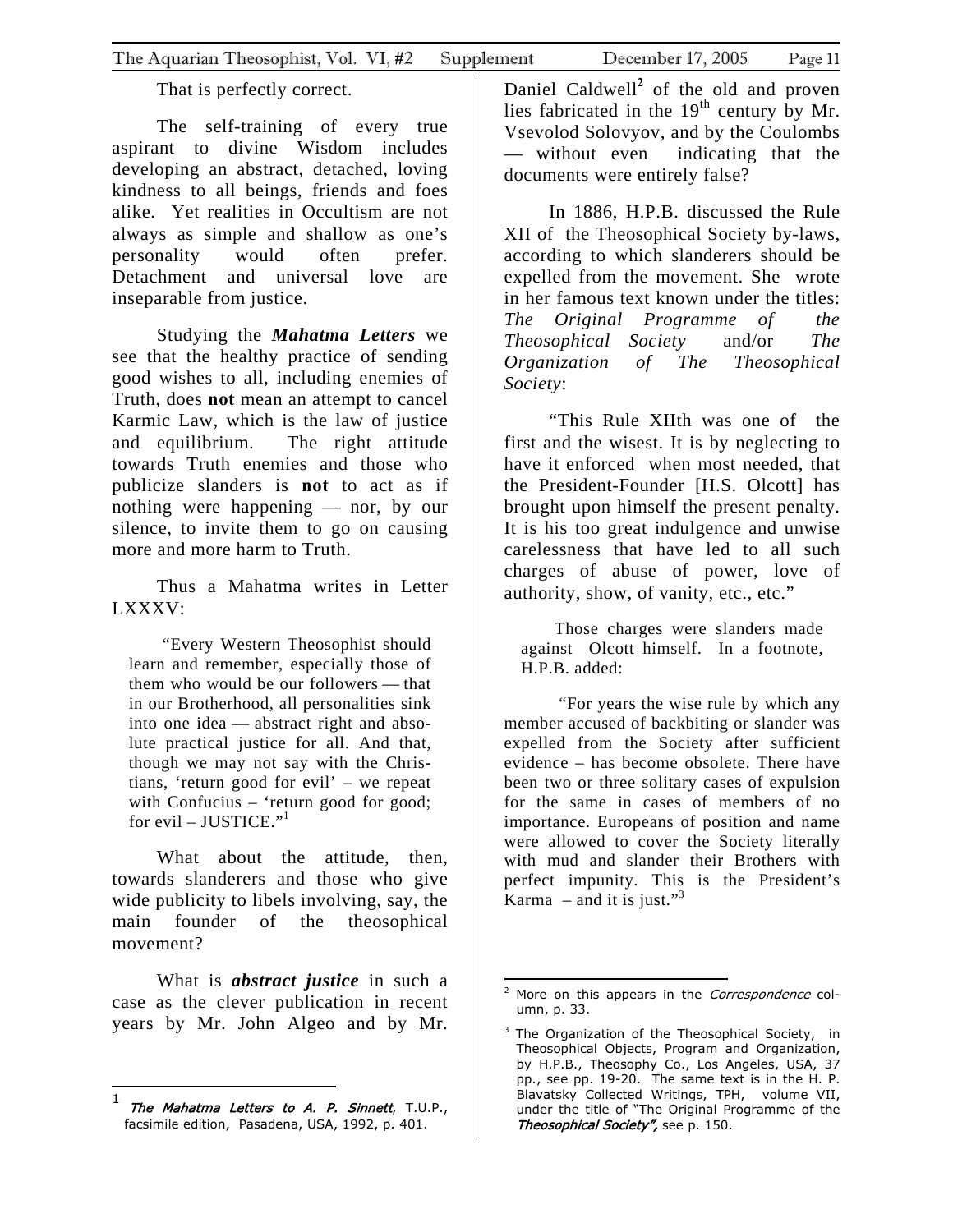That is perfectly correct.

The self-training of every true aspirant to divine Wisdom includes developing an abstract, detached, loving kindness to all beings, friends and foes alike. Yet realities in Occultism are not always as simple and shallow as one's personality would often prefer. Detachment and universal love are inseparable from justice.

Studying the ***Mahatma Letters*** we see that the healthy practice of sending good wishes to all, including enemies of Truth, does **not** mean an attempt to cancel Karmic Law, which is the law of justice and equilibrium. The right attitude towards Truth enemies and those who publicize slanders is **not** to act as if nothing were happening — nor, by our silence, to invite them to go on causing more and more harm to Truth.

Thus a Mahatma writes in Letter LXXXV:

> "Every Western Theosophist should learn and remember, especially those of them who would be our followers — that in our Brotherhood, all personalities sink into one idea — abstract right and absolute practical justice for all. And that, though we may not say with the Christians, 'return good for evil' – we repeat with Confucius – 'return good for good; for evil – JUSTICE."[1]

What about the attitude, then, towards slanderers and those who give wide publicity to libels involving, say, the main founder of the theosophical movement?

What is ***abstract justice*** in such a case as the clever publication in recent years by Mr. John Algeo and by Mr. Daniel Caldwell[2] of the old and proven lies fabricated in the $19^{th}$ century by Mr. Vsevolod Solovyov, and by the Coulombs — without even indicating that the documents were entirely false?

In 1886, H.P.B. discussed the Rule XII of the Theosophical Society by-laws, according to which slanderers should be expelled from the movement. She wrote in her famous text known under the titles: *The Original Programme of the Theosophical Society* and/or *The Organization of The Theosophical Society*:

"This Rule XIIth was one of the first and the wisest. It is by neglecting to have it enforced when most needed, that the President-Founder [H.S. Olcott] has brought upon himself the present penalty. It is his too great indulgence and unwise carelessness that have led to all such charges of abuse of power, love of authority, show, of vanity, etc., etc."

Those charges were slanders made against Olcott himself. In a footnote, H.P.B. added:

"For years the wise rule by which any member accused of backbiting or slander was expelled from the Society after sufficient evidence – has become obsolete. There have been two or three solitary cases of expulsion for the same in cases of members of no importance. Europeans of position and name were allowed to cover the Society literally with mud and slander their Brothers with perfect impunity. This is the President's Karma – and it is just."[3]

---

[1] *The Mahatma Letters to A. P. Sinnett*, T.U.P., facsimile edition, Pasadena, USA, 1992, p. 401.

[2] More on this appears in the *Correspondence* column, p. 33.

[3] The Organization of the Theosophical Society, in Theosophical Objects, Program and Organization, by H.P.B., Theosophy Co., Los Angeles, USA, 37 pp., see pp. 19-20. The same text is in the H. P. Blavatsky Collected Writings, TPH, volume VII, under the title of "The Original Programme of the *Theosophical Society",* see p. 150.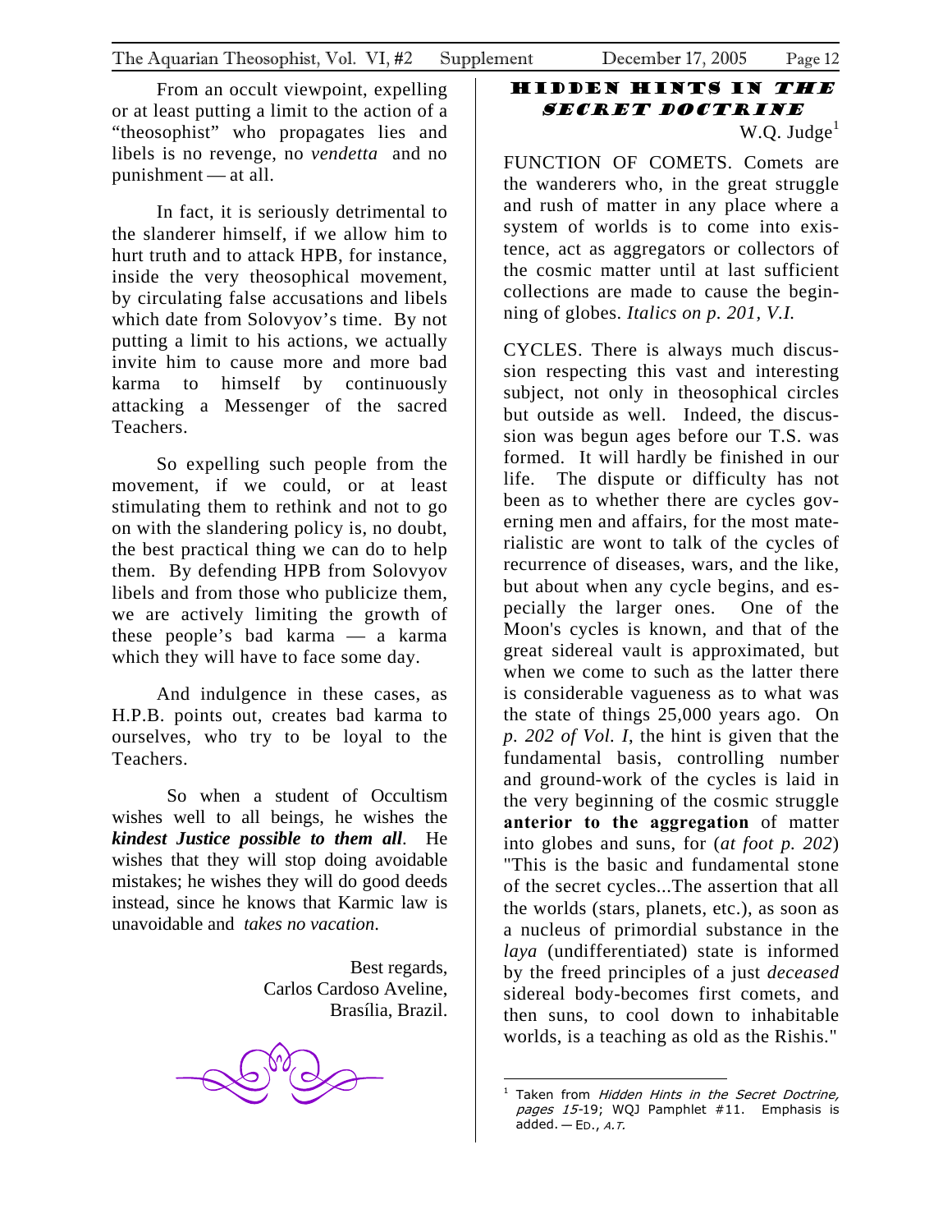From an occult viewpoint, expelling or at least putting a limit to the action of a "theosophist" who propagates lies and libels is no revenge, no *vendetta* and no punishment — at all.

In fact, it is seriously detrimental to the slanderer himself, if we allow him to hurt truth and to attack HPB, for instance, inside the very theosophical movement, by circulating false accusations and libels which date from Solovyov's time. By not putting a limit to his actions, we actually invite him to cause more and more bad karma to himself by continuously attacking a Messenger of the sacred Teachers.

So expelling such people from the movement, if we could, or at least stimulating them to rethink and not to go on with the slandering policy is, no doubt, the best practical thing we can do to help them. By defending HPB from Solovyov libels and from those who publicize them, we are actively limiting the growth of these people's bad karma — a karma which they will have to face some day.

And indulgence in these cases, as H.P.B. points out, creates bad karma to ourselves, who try to be loyal to the Teachers.

So when a student of Occultism wishes well to all beings, he wishes the ***kindest Justice possible to them all***. He wishes that they will stop doing avoidable mistakes; he wishes they will do good deeds instead, since he knows that Karmic law is unavoidable and *takes no vacation*.

Best regards,
Carlos Cardoso Aveline,
Brasília, Brazil.

## HIDDEN HINTS IN *THE SECRET DOCTRINE*

W.Q. Judge[1]

FUNCTION OF COMETS. Comets are the wanderers who, in the great struggle and rush of matter in any place where a system of worlds is to come into existence, act as aggregators or collectors of the cosmic matter until at last sufficient collections are made to cause the beginning of globes. *Italics on p. 201, V.I.*

CYCLES. There is always much discussion respecting this vast and interesting subject, not only in theosophical circles but outside as well. Indeed, the discussion was begun ages before our T.S. was formed. It will hardly be finished in our life. The dispute or difficulty has not been as to whether there are cycles governing men and affairs, for the most materialistic are wont to talk of the cycles of recurrence of diseases, wars, and the like, but about when any cycle begins, and especially the larger ones. One of the Moon's cycles is known, and that of the great sidereal vault is approximated, but when we come to such as the latter there is considerable vagueness as to what was the state of things 25,000 years ago. On *p. 202 of Vol. I*, the hint is given that the fundamental basis, controlling number and ground-work of the cycles is laid in the very beginning of the cosmic struggle **anterior to the aggregation** of matter into globes and suns, for (*at foot p. 202*) "This is the basic and fundamental stone of the secret cycles...The assertion that all the worlds (stars, planets, etc.), as soon as a nucleus of primordial substance in the *laya* (undifferentiated) state is informed by the freed principles of a just *deceased* sidereal body-becomes first comets, and then suns, to cool down to inhabitable worlds, is a teaching as old as the Rishis."

[1] Taken from *Hidden Hints in the Secret Doctrine, pages 15*-19; WQJ Pamphlet #11. Emphasis is added. — ED., *A.T.*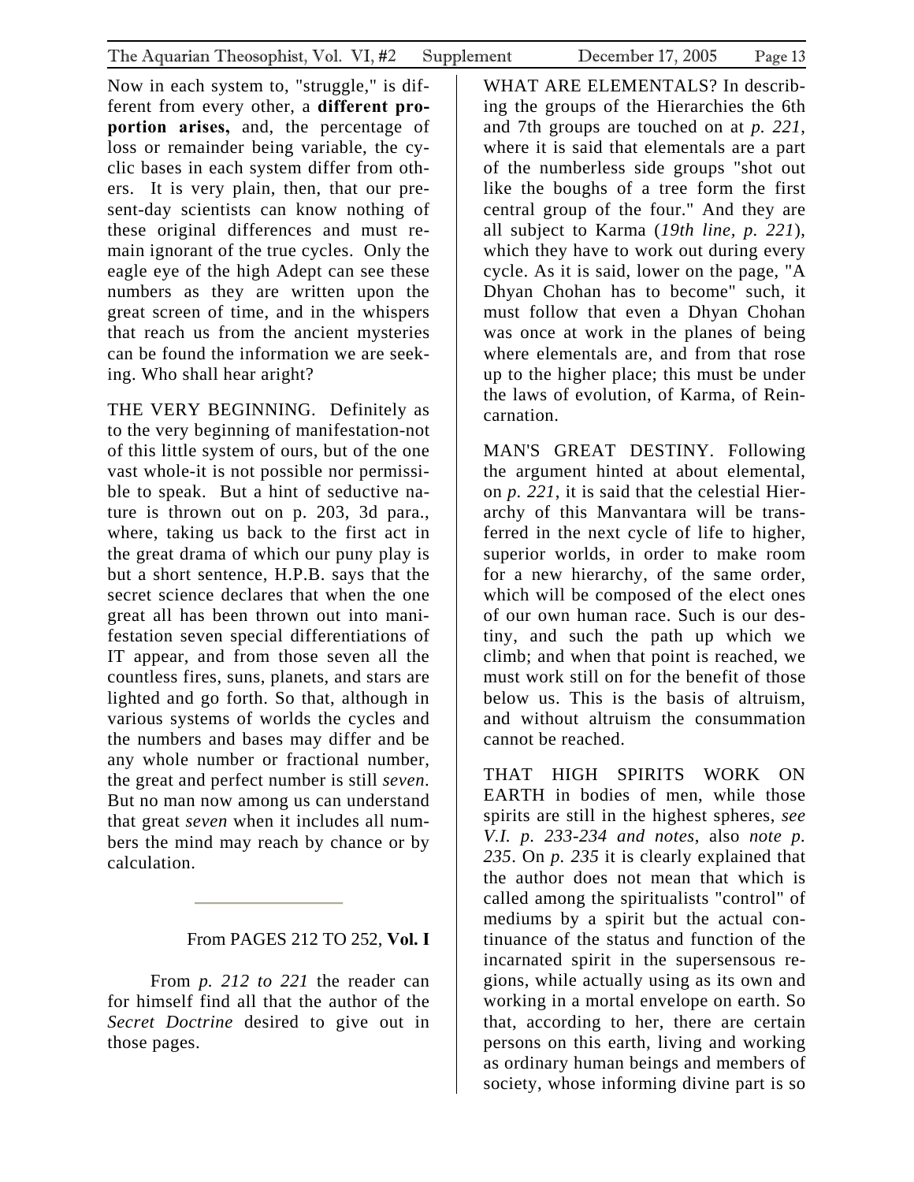Now in each system to, "struggle," is different from every other, a **different proportion arises,** and, the percentage of loss or remainder being variable, the cyclic bases in each system differ from others. It is very plain, then, that our present-day scientists can know nothing of these original differences and must remain ignorant of the true cycles. Only the eagle eye of the high Adept can see these numbers as they are written upon the great screen of time, and in the whispers that reach us from the ancient mysteries can be found the information we are seeking. Who shall hear aright?

THE VERY BEGINNING. Definitely as to the very beginning of manifestation-not of this little system of ours, but of the one vast whole-it is not possible nor permissible to speak. But a hint of seductive nature is thrown out on p. 203, 3d para., where, taking us back to the first act in the great drama of which our puny play is but a short sentence, H.P.B. says that the secret science declares that when the one great all has been thrown out into manifestation seven special differentiations of IT appear, and from those seven all the countless fires, suns, planets, and stars are lighted and go forth. So that, although in various systems of worlds the cycles and the numbers and bases may differ and be any whole number or fractional number, the great and perfect number is still *seven*. But no man now among us can understand that great *seven* when it includes all numbers the mind may reach by chance or by calculation.

---

From PAGES 212 TO 252, **Vol. I**

From *p. 212 to 221* the reader can for himself find all that the author of the *Secret Doctrine* desired to give out in those pages.

WHAT ARE ELEMENTALS? In describing the groups of the Hierarchies the 6th and 7th groups are touched on at *p. 221*, where it is said that elementals are a part of the numberless side groups "shot out like the boughs of a tree form the first central group of the four." And they are all subject to Karma (*19th line, p. 221*), which they have to work out during every cycle. As it is said, lower on the page, "A Dhyan Chohan has to become" such, it must follow that even a Dhyan Chohan was once at work in the planes of being where elementals are, and from that rose up to the higher place; this must be under the laws of evolution, of Karma, of Reincarnation.

MAN'S GREAT DESTINY. Following the argument hinted at about elemental, on *p. 221*, it is said that the celestial Hierarchy of this Manvantara will be transferred in the next cycle of life to higher, superior worlds, in order to make room for a new hierarchy, of the same order, which will be composed of the elect ones of our own human race. Such is our destiny, and such the path up which we climb; and when that point is reached, we must work still on for the benefit of those below us. This is the basis of altruism, and without altruism the consummation cannot be reached.

THAT HIGH SPIRITS WORK ON EARTH in bodies of men, while those spirits are still in the highest spheres, *see V.I. p. 233-234 and notes*, also *note p. 235*. On *p. 235* it is clearly explained that the author does not mean that which is called among the spiritualists "control" of mediums by a spirit but the actual continuance of the status and function of the incarnated spirit in the supersensous regions, while actually using as its own and working in a mortal envelope on earth. So that, according to her, there are certain persons on this earth, living and working as ordinary human beings and members of society, whose informing divine part is so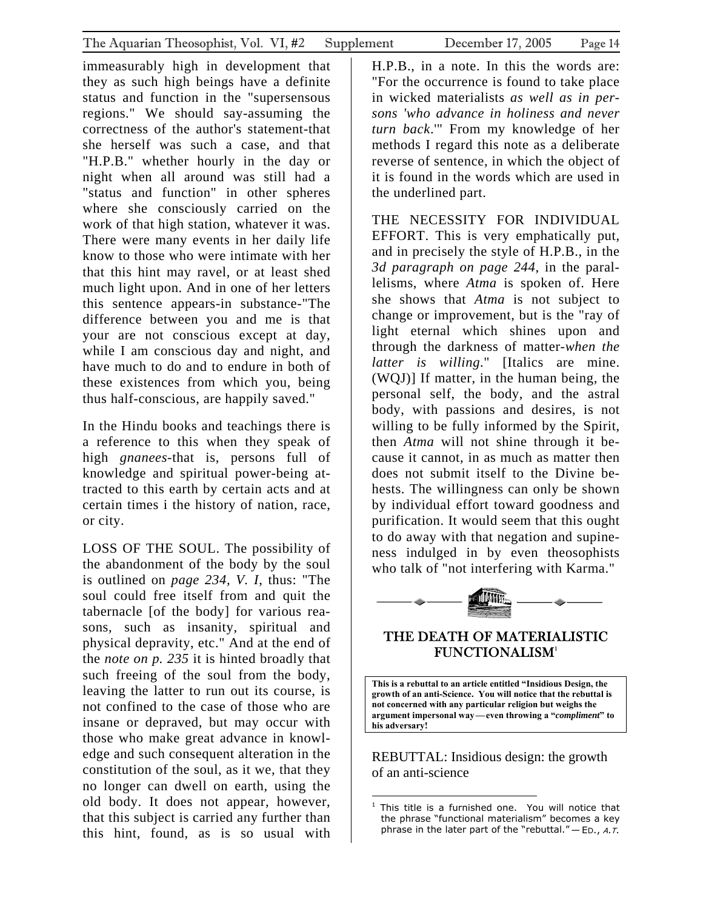immeasurably high in development that they as such high beings have a definite status and function in the "supersensous regions." We should say-assuming the correctness of the author's statement-that she herself was such a case, and that "H.P.B." whether hourly in the day or night when all around was still had a "status and function" in other spheres where she consciously carried on the work of that high station, whatever it was. There were many events in her daily life know to those who were intimate with her that this hint may ravel, or at least shed much light upon. And in one of her letters this sentence appears-in substance-"The difference between you and me is that your are not conscious except at day, while I am conscious day and night, and have much to do and to endure in both of these existences from which you, being thus half-conscious, are happily saved."

In the Hindu books and teachings there is a reference to this when they speak of high *gnanees*-that is, persons full of knowledge and spiritual power-being attracted to this earth by certain acts and at certain times i the history of nation, race, or city.

LOSS OF THE SOUL. The possibility of the abandonment of the body by the soul is outlined on *page 234, V. I*, thus: "The soul could free itself from and quit the tabernacle [of the body] for various reasons, such as insanity, spiritual and physical depravity, etc." And at the end of the *note on p. 235* it is hinted broadly that such freeing of the soul from the body, leaving the latter to run out its course, is not confined to the case of those who are insane or depraved, but may occur with those who make great advance in knowledge and such consequent alteration in the constitution of the soul, as it we, that they no longer can dwell on earth, using the old body. It does not appear, however, that this subject is carried any further than this hint, found, as is so usual with H.P.B., in a note. In this the words are: "For the occurrence is found to take place in wicked materialists *as well as in persons 'who advance in holiness and never turn back*.'" From my knowledge of her methods I regard this note as a deliberate reverse of sentence, in which the object of it is found in the words which are used in the underlined part.

THE NECESSITY FOR INDIVIDUAL EFFORT. This is very emphatically put, and in precisely the style of H.P.B., in the *3d paragraph on page 244*, in the parallelisms, where *Atma* is spoken of. Here she shows that *Atma* is not subject to change or improvement, but is the "ray of light eternal which shines upon and through the darkness of matter-*when the latter is willing*." [Italics are mine. (WQJ)] If matter, in the human being, the personal self, the body, and the astral body, with passions and desires, is not willing to be fully informed by the Spirit, then *Atma* will not shine through it because it cannot, in as much as matter then does not submit itself to the Divine behests. The willingness can only be shown by individual effort toward goodness and purification. It would seem that this ought to do away with that negation and supineness indulged in by even theosophists who talk of "not interfering with Karma."

## THE DEATH OF MATERIALISTIC FUNCTIONALISM[1]

**This is a rebuttal to an article entitled "Insidious Design, the growth of an anti-Science. You will notice that the rebuttal is not concerned with any particular religion but weighs the argument impersonal way—even throwing a "*compliment*" to his adversary!**

REBUTTAL: Insidious design: the growth of an anti-science

[1] This title is a furnished one. You will notice that the phrase "functional materialism" becomes a key phrase in the later part of the "rebuttal."—ED., *A.T.*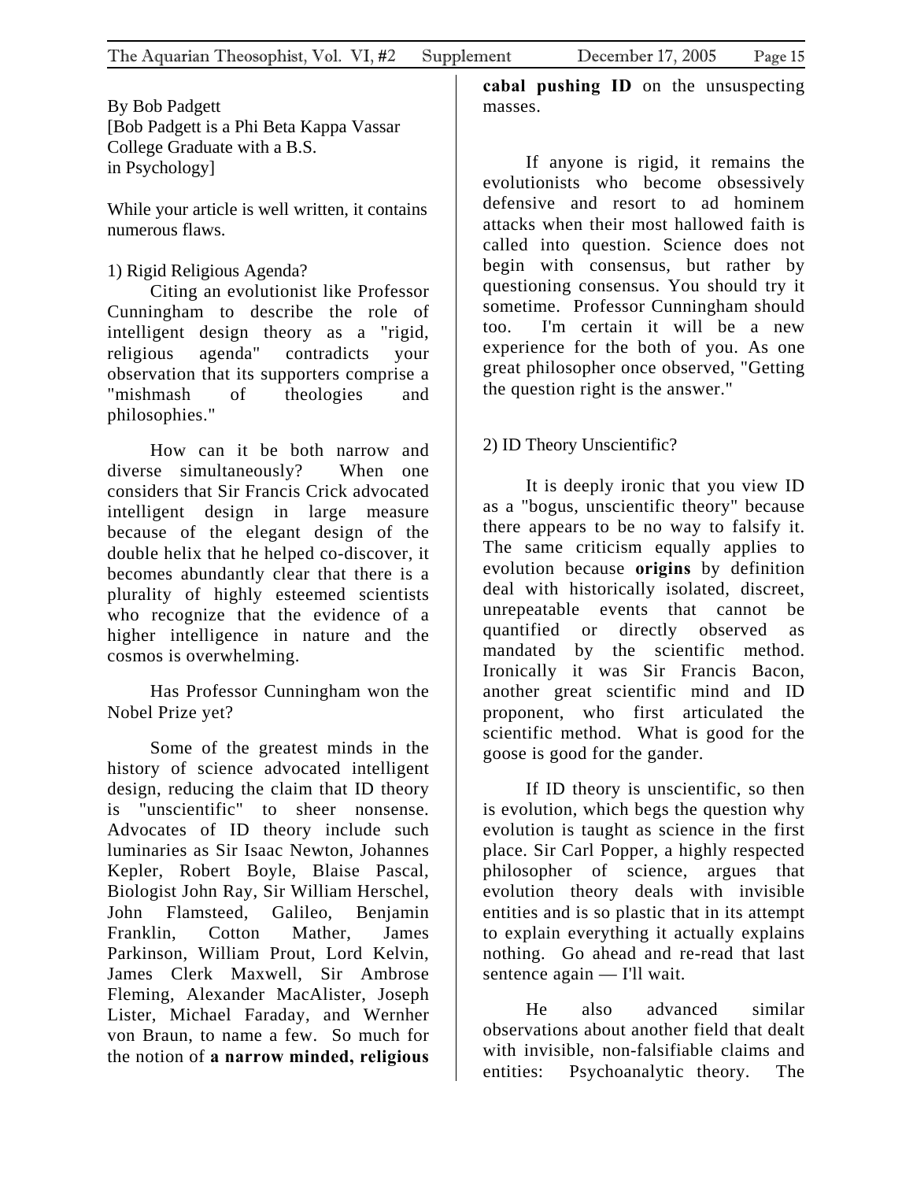By Bob Padgett
[Bob Padgett is a Phi Beta Kappa Vassar College Graduate with a B.S. in Psychology]

While your article is well written, it contains numerous flaws.

1) Rigid Religious Agenda?

Citing an evolutionist like Professor Cunningham to describe the role of intelligent design theory as a "rigid, religious agenda" contradicts your observation that its supporters comprise a "mishmash of theologies and philosophies."

How can it be both narrow and diverse simultaneously? When one considers that Sir Francis Crick advocated intelligent design in large measure because of the elegant design of the double helix that he helped co-discover, it becomes abundantly clear that there is a plurality of highly esteemed scientists who recognize that the evidence of a higher intelligence in nature and the cosmos is overwhelming.

Has Professor Cunningham won the Nobel Prize yet?

Some of the greatest minds in the history of science advocated intelligent design, reducing the claim that ID theory is "unscientific" to sheer nonsense. Advocates of ID theory include such luminaries as Sir Isaac Newton, Johannes Kepler, Robert Boyle, Blaise Pascal, Biologist John Ray, Sir William Herschel, John Flamsteed, Galileo, Benjamin Franklin, Cotton Mather, James Parkinson, William Prout, Lord Kelvin, James Clerk Maxwell, Sir Ambrose Fleming, Alexander MacAlister, Joseph Lister, Michael Faraday, and Wernher von Braun, to name a few. So much for the notion of **a narrow minded, religious cabal pushing ID** on the unsuspecting masses.

If anyone is rigid, it remains the evolutionists who become obsessively defensive and resort to ad hominem attacks when their most hallowed faith is called into question. Science does not begin with consensus, but rather by questioning consensus. You should try it sometime. Professor Cunningham should too. I'm certain it will be a new experience for the both of you. As one great philosopher once observed, "Getting the question right is the answer."

2) ID Theory Unscientific?

It is deeply ironic that you view ID as a "bogus, unscientific theory" because there appears to be no way to falsify it. The same criticism equally applies to evolution because **origins** by definition deal with historically isolated, discreet, unrepeatable events that cannot be quantified or directly observed as mandated by the scientific method. Ironically it was Sir Francis Bacon, another great scientific mind and ID proponent, who first articulated the scientific method. What is good for the goose is good for the gander.

If ID theory is unscientific, so then is evolution, which begs the question why evolution is taught as science in the first place. Sir Carl Popper, a highly respected philosopher of science, argues that evolution theory deals with invisible entities and is so plastic that in its attempt to explain everything it actually explains nothing. Go ahead and re-read that last sentence again — I'll wait.

He also advanced similar observations about another field that dealt with invisible, non-falsifiable claims and entities: Psychoanalytic theory. The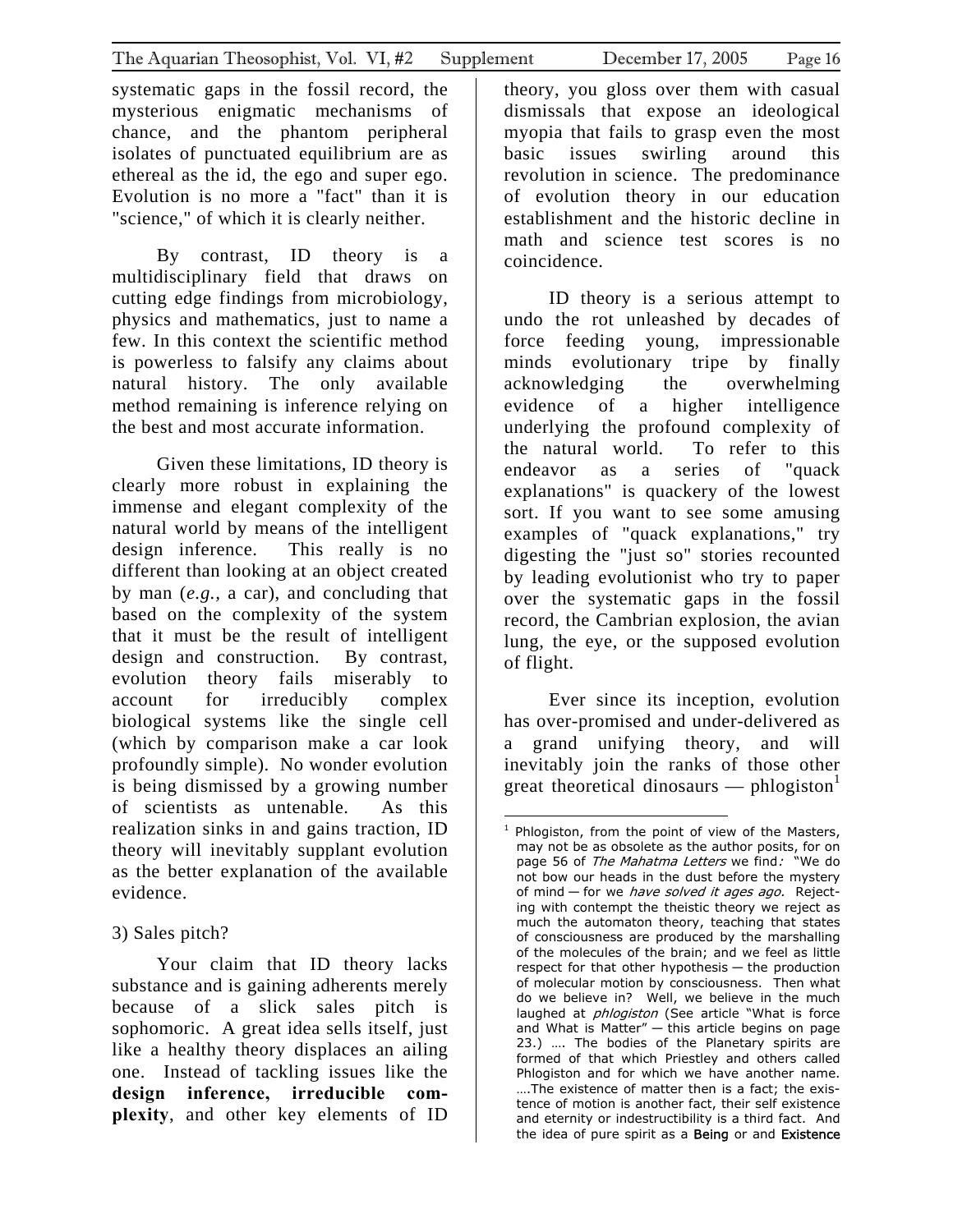systematic gaps in the fossil record, the mysterious enigmatic mechanisms of chance, and the phantom peripheral isolates of punctuated equilibrium are as ethereal as the id, the ego and super ego. Evolution is no more a "fact" than it is "science," of which it is clearly neither.

By contrast, ID theory is a multidisciplinary field that draws on cutting edge findings from microbiology, physics and mathematics, just to name a few. In this context the scientific method is powerless to falsify any claims about natural history. The only available method remaining is inference relying on the best and most accurate information.

Given these limitations, ID theory is clearly more robust in explaining the immense and elegant complexity of the natural world by means of the intelligent design inference. This really is no different than looking at an object created by man (*e.g.*, a car), and concluding that based on the complexity of the system that it must be the result of intelligent design and construction. By contrast, evolution theory fails miserably to account for irreducibly complex biological systems like the single cell (which by comparison make a car look profoundly simple). No wonder evolution is being dismissed by a growing number of scientists as untenable. As this realization sinks in and gains traction, ID theory will inevitably supplant evolution as the better explanation of the available evidence.

3) Sales pitch?

Your claim that ID theory lacks substance and is gaining adherents merely because of a slick sales pitch is sophomoric. A great idea sells itself, just like a healthy theory displaces an ailing one. Instead of tackling issues like the **design inference, irreducible complexity**, and other key elements of ID theory, you gloss over them with casual dismissals that expose an ideological myopia that fails to grasp even the most basic issues swirling around this revolution in science. The predominance of evolution theory in our education establishment and the historic decline in math and science test scores is no coincidence.

ID theory is a serious attempt to undo the rot unleashed by decades of force feeding young, impressionable minds evolutionary tripe by finally acknowledging the overwhelming evidence of a higher intelligence underlying the profound complexity of the natural world. To refer to this endeavor as a series of "quack explanations" is quackery of the lowest sort. If you want to see some amusing examples of "quack explanations," try digesting the "just so" stories recounted by leading evolutionist who try to paper over the systematic gaps in the fossil record, the Cambrian explosion, the avian lung, the eye, or the supposed evolution of flight.

Ever since its inception, evolution has over-promised and under-delivered as a grand unifying theory, and will inevitably join the ranks of those other great theoretical dinosaurs — phlogiston[1]

[1] Phlogiston, from the point of view of the Masters, may not be as obsolete as the author posits, for on page 56 of *The Mahatma Letters* we find: "We do not bow our heads in the dust before the mystery of mind — for we *have solved it ages ago*. Rejecting with contempt the theistic theory we reject as much the automaton theory, teaching that states of consciousness are produced by the marshalling of the molecules of the brain; and we feel as little respect for that other hypothesis — the production of molecular motion by consciousness. Then what do we believe in? Well, we believe in the much laughed at *phlogiston* (See article "What is force and What is Matter" — this article begins on page 23.) …. The bodies of the Planetary spirits are formed of that which Priestley and others called Phlogiston and for which we have another name. ….The existence of matter then is a fact; the existence of motion is another fact, their self existence and eternity or indestructibility is a third fact. And the idea of pure spirit as a Being or and Existence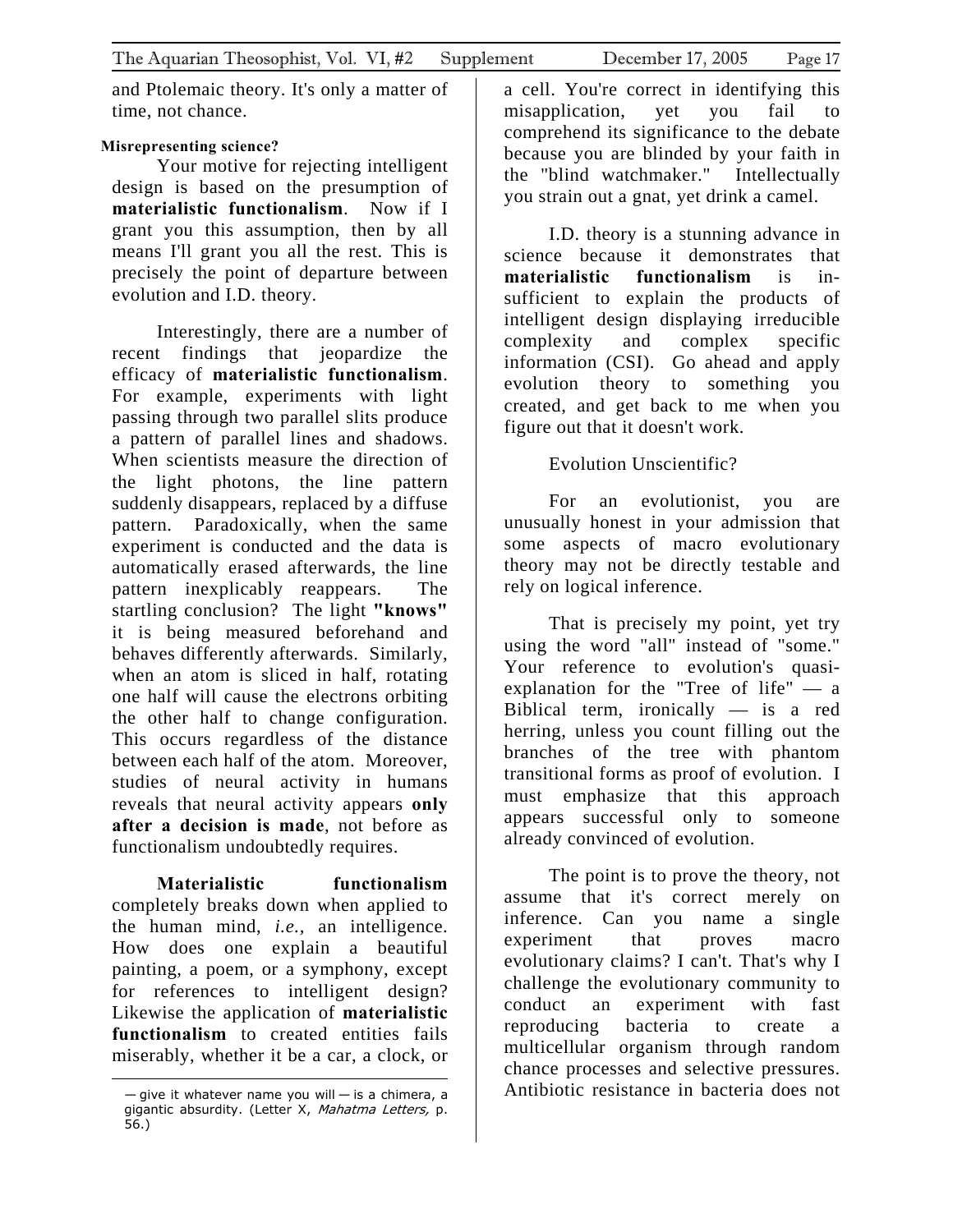and Ptolemaic theory. It's only a matter of time, not chance.

**Misrepresenting science?**

Your motive for rejecting intelligent design is based on the presumption of **materialistic functionalism**. Now if I grant you this assumption, then by all means I'll grant you all the rest. This is precisely the point of departure between evolution and I.D. theory.

Interestingly, there are a number of recent findings that jeopardize the efficacy of **materialistic functionalism**. For example, experiments with light passing through two parallel slits produce a pattern of parallel lines and shadows. When scientists measure the direction of the light photons, the line pattern suddenly disappears, replaced by a diffuse pattern. Paradoxically, when the same experiment is conducted and the data is automatically erased afterwards, the line pattern inexplicably reappears. The startling conclusion? The light **"knows"** it is being measured beforehand and behaves differently afterwards. Similarly, when an atom is sliced in half, rotating one half will cause the electrons orbiting the other half to change configuration. This occurs regardless of the distance between each half of the atom. Moreover, studies of neural activity in humans reveals that neural activity appears **only after a decision is made**, not before as functionalism undoubtedly requires.

**Materialistic functionalism** completely breaks down when applied to the human mind, *i.e.*, an intelligence. How does one explain a beautiful painting, a poem, or a symphony, except for references to intelligent design? Likewise the application of **materialistic functionalism** to created entities fails miserably, whether it be a car, a clock, or a cell. You're correct in identifying this misapplication, yet you fail to comprehend its significance to the debate because you are blinded by your faith in the "blind watchmaker." Intellectually you strain out a gnat, yet drink a camel.

I.D. theory is a stunning advance in science because it demonstrates that **materialistic functionalism** is insufficient to explain the products of intelligent design displaying irreducible complexity and complex specific information (CSI). Go ahead and apply evolution theory to something you created, and get back to me when you figure out that it doesn't work.

Evolution Unscientific?

For an evolutionist, you are unusually honest in your admission that some aspects of macro evolutionary theory may not be directly testable and rely on logical inference.

That is precisely my point, yet try using the word "all" instead of "some." Your reference to evolution's quasi-explanation for the "Tree of life" — a Biblical term, ironically — is a red herring, unless you count filling out the branches of the tree with phantom transitional forms as proof of evolution. I must emphasize that this approach appears successful only to someone already convinced of evolution.

The point is to prove the theory, not assume that it's correct merely on inference. Can you name a single experiment that proves macro evolutionary claims? I can't. That's why I challenge the evolutionary community to conduct an experiment with fast reproducing bacteria to create a multicellular organism through random chance processes and selective pressures. Antibiotic resistance in bacteria does not

— give it whatever name you will — is a chimera, a gigantic absurdity. (Letter X, *Mahatma Letters,* p. 56.)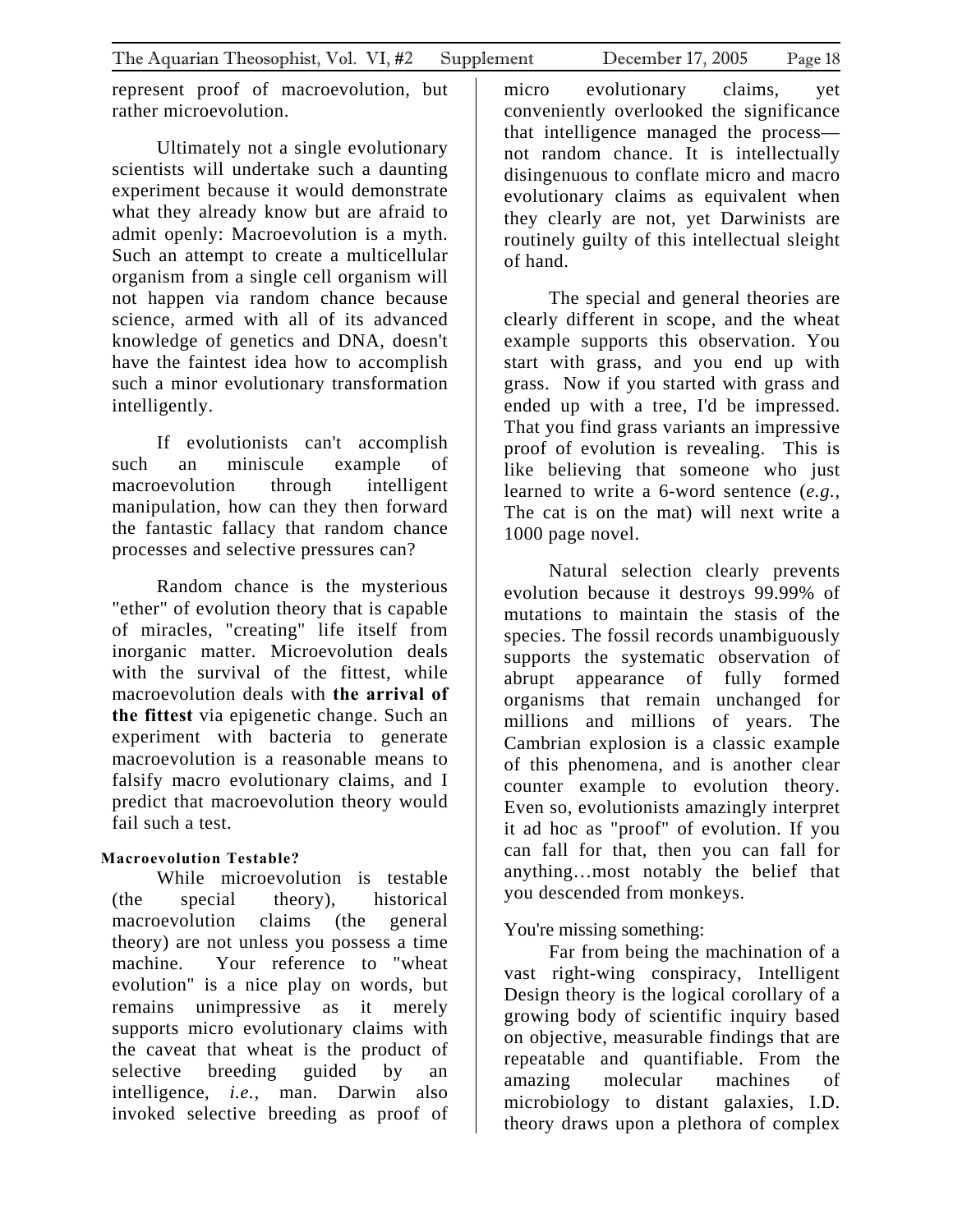represent proof of macroevolution, but rather microevolution.

Ultimately not a single evolutionary scientists will undertake such a daunting experiment because it would demonstrate what they already know but are afraid to admit openly: Macroevolution is a myth. Such an attempt to create a multicellular organism from a single cell organism will not happen via random chance because science, armed with all of its advanced knowledge of genetics and DNA, doesn't have the faintest idea how to accomplish such a minor evolutionary transformation intelligently.

If evolutionists can't accomplish such an miniscule example of macroevolution through intelligent manipulation, how can they then forward the fantastic fallacy that random chance processes and selective pressures can?

Random chance is the mysterious "ether" of evolution theory that is capable of miracles, "creating" life itself from inorganic matter. Microevolution deals with the survival of the fittest, while macroevolution deals with **the arrival of the fittest** via epigenetic change. Such an experiment with bacteria to generate macroevolution is a reasonable means to falsify macro evolutionary claims, and I predict that macroevolution theory would fail such a test.

**Macroevolution Testable?**

While microevolution is testable (the special theory), historical macroevolution claims (the general theory) are not unless you possess a time machine. Your reference to "wheat evolution" is a nice play on words, but remains unimpressive as it merely supports micro evolutionary claims with the caveat that wheat is the product of selective breeding guided by an intelligence, *i.e.*, man. Darwin also invoked selective breeding as proof of micro evolutionary claims, yet conveniently overlooked the significance that intelligence managed the process—not random chance. It is intellectually disingenuous to conflate micro and macro evolutionary claims as equivalent when they clearly are not, yet Darwinists are routinely guilty of this intellectual sleight of hand.

The special and general theories are clearly different in scope, and the wheat example supports this observation. You start with grass, and you end up with grass. Now if you started with grass and ended up with a tree, I'd be impressed. That you find grass variants an impressive proof of evolution is revealing. This is like believing that someone who just learned to write a 6-word sentence (*e.g.*, The cat is on the mat) will next write a 1000 page novel.

Natural selection clearly prevents evolution because it destroys 99.99% of mutations to maintain the stasis of the species. The fossil records unambiguously supports the systematic observation of abrupt appearance of fully formed organisms that remain unchanged for millions and millions of years. The Cambrian explosion is a classic example of this phenomena, and is another clear counter example to evolution theory. Even so, evolutionists amazingly interpret it ad hoc as "proof" of evolution. If you can fall for that, then you can fall for anything…most notably the belief that you descended from monkeys.

You're missing something:

Far from being the machination of a vast right-wing conspiracy, Intelligent Design theory is the logical corollary of a growing body of scientific inquiry based on objective, measurable findings that are repeatable and quantifiable. From the amazing molecular machines of microbiology to distant galaxies, I.D. theory draws upon a plethora of complex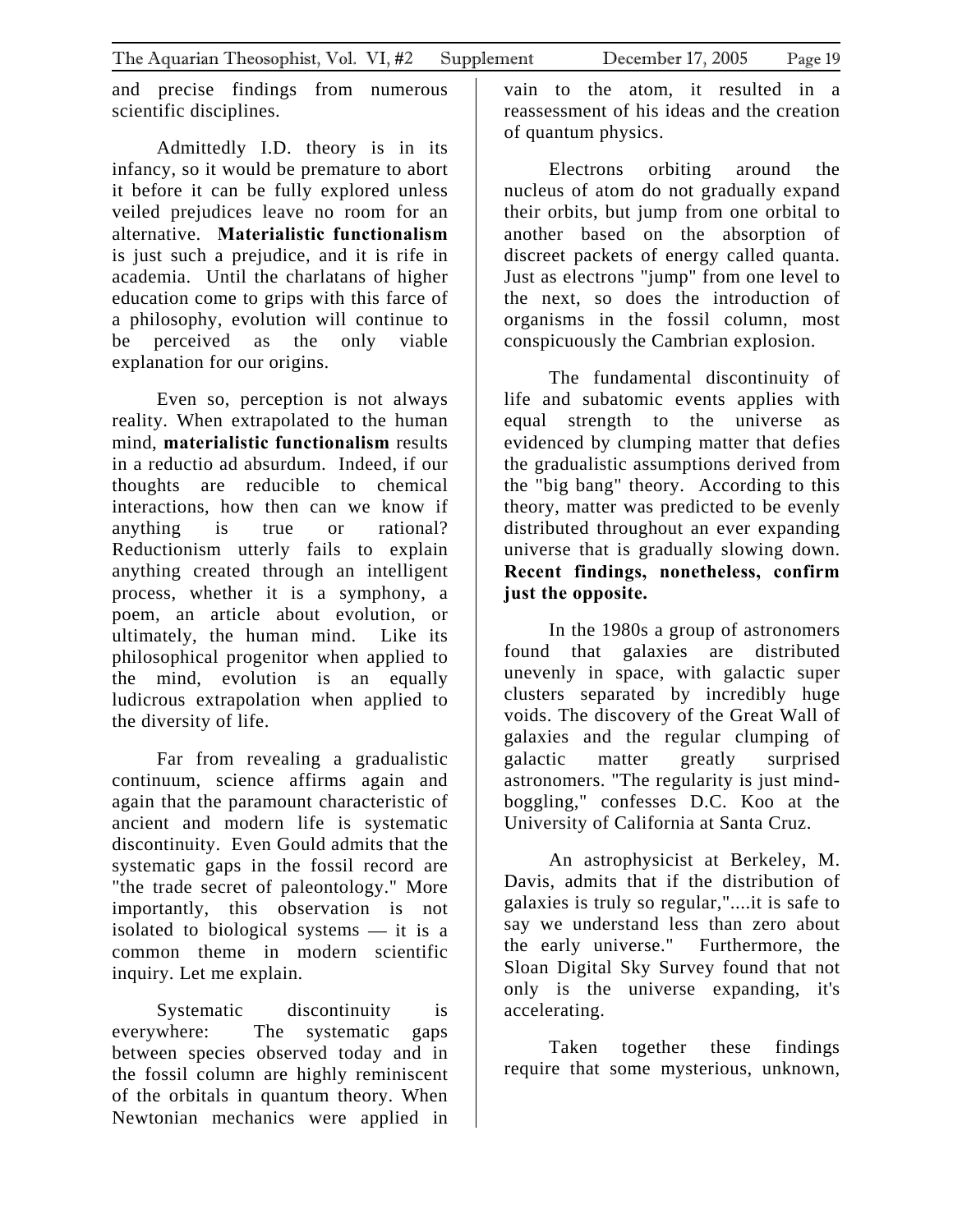and precise findings from numerous scientific disciplines.

Admittedly I.D. theory is in its infancy, so it would be premature to abort it before it can be fully explored unless veiled prejudices leave no room for an alternative. **Materialistic functionalism** is just such a prejudice, and it is rife in academia. Until the charlatans of higher education come to grips with this farce of a philosophy, evolution will continue to be perceived as the only viable explanation for our origins.

Even so, perception is not always reality. When extrapolated to the human mind, **materialistic functionalism** results in a reductio ad absurdum. Indeed, if our thoughts are reducible to chemical interactions, how then can we know if anything is true or rational? Reductionism utterly fails to explain anything created through an intelligent process, whether it is a symphony, a poem, an article about evolution, or ultimately, the human mind. Like its philosophical progenitor when applied to the mind, evolution is an equally ludicrous extrapolation when applied to the diversity of life.

Far from revealing a gradualistic continuum, science affirms again and again that the paramount characteristic of ancient and modern life is systematic discontinuity. Even Gould admits that the systematic gaps in the fossil record are "the trade secret of paleontology." More importantly, this observation is not isolated to biological systems — it is a common theme in modern scientific inquiry. Let me explain.

Systematic discontinuity is everywhere: The systematic gaps between species observed today and in the fossil column are highly reminiscent of the orbitals in quantum theory. When Newtonian mechanics were applied in vain to the atom, it resulted in a reassessment of his ideas and the creation of quantum physics.

Electrons orbiting around the nucleus of atom do not gradually expand their orbits, but jump from one orbital to another based on the absorption of discreet packets of energy called quanta. Just as electrons "jump" from one level to the next, so does the introduction of organisms in the fossil column, most conspicuously the Cambrian explosion.

The fundamental discontinuity of life and subatomic events applies with equal strength to the universe as evidenced by clumping matter that defies the gradualistic assumptions derived from the "big bang" theory. According to this theory, matter was predicted to be evenly distributed throughout an ever expanding universe that is gradually slowing down. **Recent findings, nonetheless, confirm just the opposite.**

In the 1980s a group of astronomers found that galaxies are distributed unevenly in space, with galactic super clusters separated by incredibly huge voids. The discovery of the Great Wall of galaxies and the regular clumping of galactic matter greatly surprised astronomers. "The regularity is just mind-boggling," confesses D.C. Koo at the University of California at Santa Cruz.

An astrophysicist at Berkeley, M. Davis, admits that if the distribution of galaxies is truly so regular,"....it is safe to say we understand less than zero about the early universe." Furthermore, the Sloan Digital Sky Survey found that not only is the universe expanding, it's accelerating.

Taken together these findings require that some mysterious, unknown,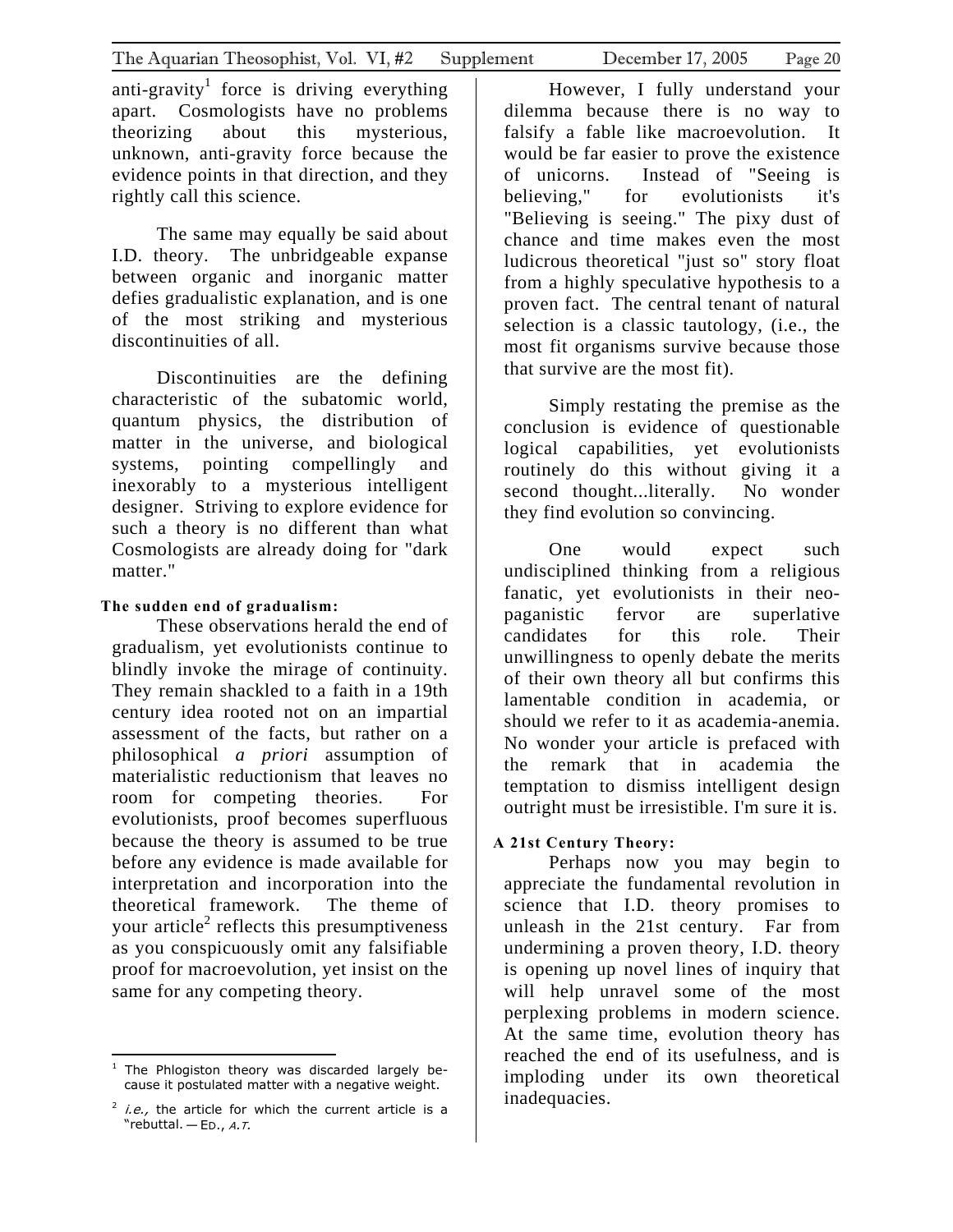anti-gravity[1] force is driving everything apart. Cosmologists have no problems theorizing about this mysterious, unknown, anti-gravity force because the evidence points in that direction, and they rightly call this science.

The same may equally be said about I.D. theory. The unbridgeable expanse between organic and inorganic matter defies gradualistic explanation, and is one of the most striking and mysterious discontinuities of all.

Discontinuities are the defining characteristic of the subatomic world, quantum physics, the distribution of matter in the universe, and biological systems, pointing compellingly and inexorably to a mysterious intelligent designer. Striving to explore evidence for such a theory is no different than what Cosmologists are already doing for "dark matter."

**The sudden end of gradualism:**

These observations herald the end of gradualism, yet evolutionists continue to blindly invoke the mirage of continuity. They remain shackled to a faith in a 19th century idea rooted not on an impartial assessment of the facts, but rather on a philosophical *a priori* assumption of materialistic reductionism that leaves no room for competing theories. For evolutionists, proof becomes superfluous because the theory is assumed to be true before any evidence is made available for interpretation and incorporation into the theoretical framework. The theme of your article[2] reflects this presumptiveness as you conspicuously omit any falsifiable proof for macroevolution, yet insist on the same for any competing theory.

However, I fully understand your dilemma because there is no way to falsify a fable like macroevolution. It would be far easier to prove the existence of unicorns. Instead of "Seeing is believing," for evolutionists it's "Believing is seeing." The pixy dust of chance and time makes even the most ludicrous theoretical "just so" story float from a highly speculative hypothesis to a proven fact. The central tenant of natural selection is a classic tautology, (i.e., the most fit organisms survive because those that survive are the most fit).

Simply restating the premise as the conclusion is evidence of questionable logical capabilities, yet evolutionists routinely do this without giving it a second thought...literally. No wonder they find evolution so convincing.

One would expect such undisciplined thinking from a religious fanatic, yet evolutionists in their neo-paganistic fervor are superlative candidates for this role. Their unwillingness to openly debate the merits of their own theory all but confirms this lamentable condition in academia, or should we refer to it as academia-anemia. No wonder your article is prefaced with the remark that in academia the temptation to dismiss intelligent design outright must be irresistible. I'm sure it is.

**A 21st Century Theory:**

Perhaps now you may begin to appreciate the fundamental revolution in science that I.D. theory promises to unleash in the 21st century. Far from undermining a proven theory, I.D. theory is opening up novel lines of inquiry that will help unravel some of the most perplexing problems in modern science. At the same time, evolution theory has reached the end of its usefulness, and is imploding under its own theoretical inadequacies.

---

[1] The Phlogiston theory was discarded largely because it postulated matter with a negative weight.

[2] *i.e.,* the article for which the current article is a "rebuttal. — ED., *A.T.*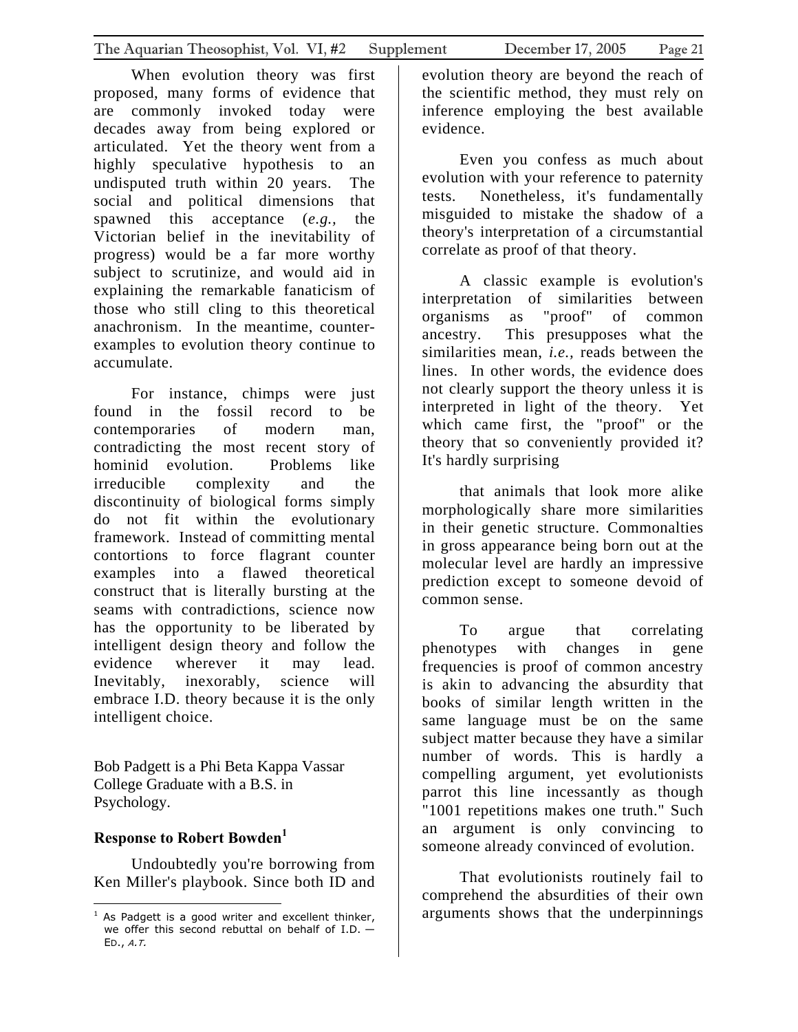When evolution theory was first proposed, many forms of evidence that are commonly invoked today were decades away from being explored or articulated. Yet the theory went from a highly speculative hypothesis to an undisputed truth within 20 years. The social and political dimensions that spawned this acceptance (*e.g.*, the Victorian belief in the inevitability of progress) would be a far more worthy subject to scrutinize, and would aid in explaining the remarkable fanaticism of those who still cling to this theoretical anachronism. In the meantime, counter-examples to evolution theory continue to accumulate.

For instance, chimps were just found in the fossil record to be contemporaries of modern man, contradicting the most recent story of hominid evolution. Problems like irreducible complexity and the discontinuity of biological forms simply do not fit within the evolutionary framework. Instead of committing mental contortions to force flagrant counter examples into a flawed theoretical construct that is literally bursting at the seams with contradictions, science now has the opportunity to be liberated by intelligent design theory and follow the evidence wherever it may lead. Inevitably, inexorably, science will embrace I.D. theory because it is the only intelligent choice.

Bob Padgett is a Phi Beta Kappa Vassar College Graduate with a B.S. in Psychology.

### Response to Robert Bowden[1]

Undoubtedly you're borrowing from Ken Miller's playbook. Since both ID and evolution theory are beyond the reach of the scientific method, they must rely on inference employing the best available evidence.

Even you confess as much about evolution with your reference to paternity tests. Nonetheless, it's fundamentally misguided to mistake the shadow of a theory's interpretation of a circumstantial correlate as proof of that theory.

A classic example is evolution's interpretation of similarities between organisms as "proof" of common ancestry. This presupposes what the similarities mean, *i.e.*, reads between the lines. In other words, the evidence does not clearly support the theory unless it is interpreted in light of the theory. Yet which came first, the "proof" or the theory that so conveniently provided it? It's hardly surprising

that animals that look more alike morphologically share more similarities in their genetic structure. Commonalties in gross appearance being born out at the molecular level are hardly an impressive prediction except to someone devoid of common sense.

To argue that correlating phenotypes with changes in gene frequencies is proof of common ancestry is akin to advancing the absurdity that books of similar length written in the same language must be on the same subject matter because they have a similar number of words. This is hardly a compelling argument, yet evolutionists parrot this line incessantly as though "1001 repetitions makes one truth." Such an argument is only convincing to someone already convinced of evolution.

That evolutionists routinely fail to comprehend the absurdities of their own arguments shows that the underpinnings

[1] As Padgett is a good writer and excellent thinker, we offer this second rebuttal on behalf of I.D. — ED., *A.T.*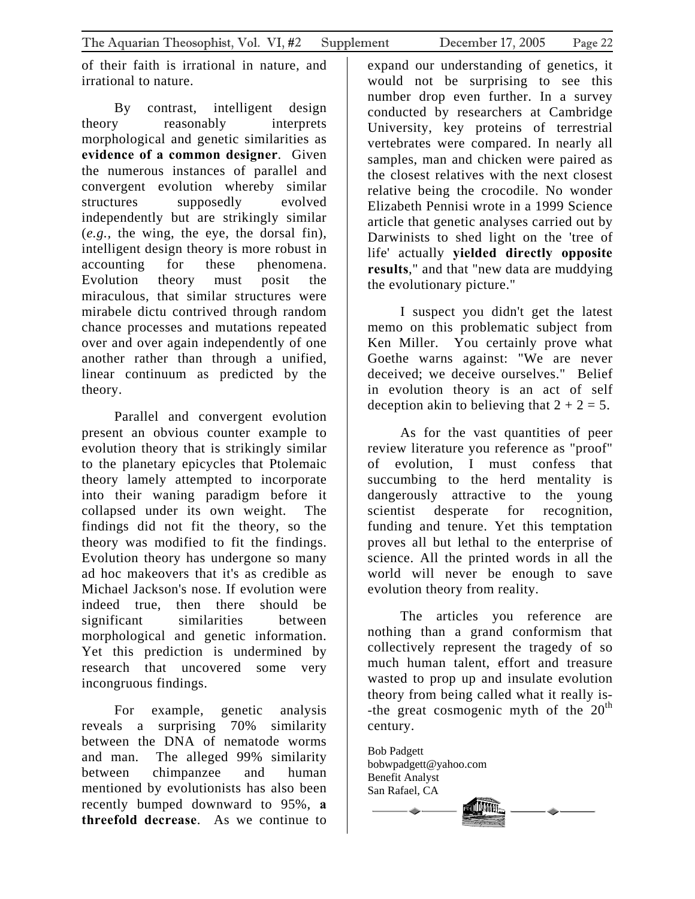of their faith is irrational in nature, and irrational to nature.

By contrast, intelligent design theory reasonably interprets morphological and genetic similarities as **evidence of a common designer**. Given the numerous instances of parallel and convergent evolution whereby similar structures supposedly evolved independently but are strikingly similar (*e.g.*, the wing, the eye, the dorsal fin), intelligent design theory is more robust in accounting for these phenomena. Evolution theory must posit the miraculous, that similar structures were mirabele dictu contrived through random chance processes and mutations repeated over and over again independently of one another rather than through a unified, linear continuum as predicted by the theory.

Parallel and convergent evolution present an obvious counter example to evolution theory that is strikingly similar to the planetary epicycles that Ptolemaic theory lamely attempted to incorporate into their waning paradigm before it collapsed under its own weight. The findings did not fit the theory, so the theory was modified to fit the findings. Evolution theory has undergone so many ad hoc makeovers that it's as credible as Michael Jackson's nose. If evolution were indeed true, then there should be significant similarities between morphological and genetic information. Yet this prediction is undermined by research that uncovered some very incongruous findings.

For example, genetic analysis reveals a surprising 70% similarity between the DNA of nematode worms and man. The alleged 99% similarity between chimpanzee and human mentioned by evolutionists has also been recently bumped downward to 95%, **a threefold decrease**. As we continue to expand our understanding of genetics, it would not be surprising to see this number drop even further. In a survey conducted by researchers at Cambridge University, key proteins of terrestrial vertebrates were compared. In nearly all samples, man and chicken were paired as the closest relatives with the next closest relative being the crocodile. No wonder Elizabeth Pennisi wrote in a 1999 Science article that genetic analyses carried out by Darwinists to shed light on the 'tree of life' actually **yielded directly opposite results**," and that "new data are muddying the evolutionary picture."

I suspect you didn't get the latest memo on this problematic subject from Ken Miller. You certainly prove what Goethe warns against: "We are never deceived; we deceive ourselves." Belief in evolution theory is an act of self deception akin to believing that 2 + 2 = 5.

As for the vast quantities of peer review literature you reference as "proof" of evolution, I must confess that succumbing to the herd mentality is dangerously attractive to the young scientist desperate for recognition, funding and tenure. Yet this temptation proves all but lethal to the enterprise of science. All the printed words in all the world will never be enough to save evolution theory from reality.

The articles you reference are nothing than a grand conformism that collectively represent the tragedy of so much human talent, effort and treasure wasted to prop up and insulate evolution theory from being called what it really is--the great cosmogenic myth of the 20th century.

Bob Padgett  
bobwpadgett@yahoo.com  
Benefit Analyst  
San Rafael, CA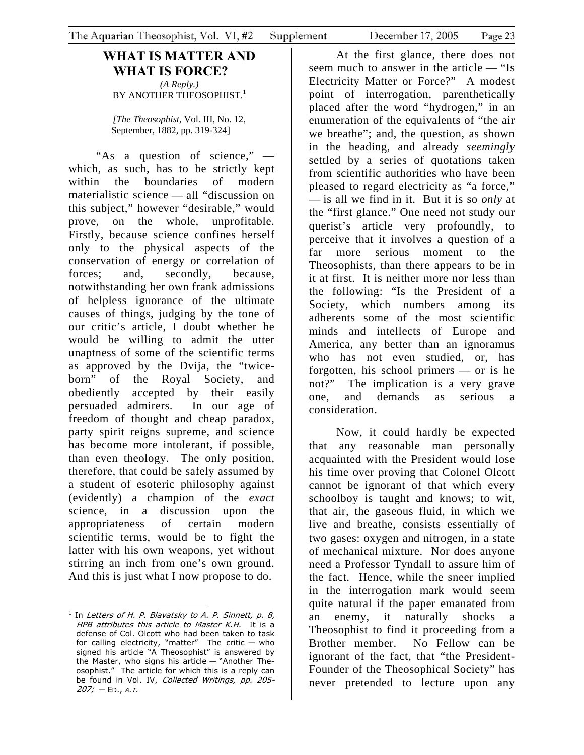# WHAT IS MATTER AND WHAT IS FORCE?

*(A Reply.)*

BY ANOTHER THEOSOPHIST.[1]

*[The Theosophist*, Vol. III, No. 12, September, 1882, pp. 319-324]

"As a question of science," — which, as such, has to be strictly kept within the boundaries of modern materialistic science — all "discussion on this subject," however "desirable," would prove, on the whole, unprofitable. Firstly, because science confines herself only to the physical aspects of the conservation of energy or correlation of forces; and, secondly, because, notwithstanding her own frank admissions of helpless ignorance of the ultimate causes of things, judging by the tone of our critic's article, I doubt whether he would be willing to admit the utter unaptness of some of the scientific terms as approved by the Dvija, the "twice-born" of the Royal Society, and obediently accepted by their easily persuaded admirers. In our age of freedom of thought and cheap paradox, party spirit reigns supreme, and science has become more intolerant, if possible, than even theology. The only position, therefore, that could be safely assumed by a student of esoteric philosophy against (evidently) a champion of the *exact* science, in a discussion upon the appropriateness of certain modern scientific terms, would be to fight the latter with his own weapons, yet without stirring an inch from one's own ground. And this is just what I now propose to do.

At the first glance, there does not seem much to answer in the article — "Is Electricity Matter or Force?" A modest point of interrogation, parenthetically placed after the word "hydrogen," in an enumeration of the equivalents of "the air we breathe"; and, the question, as shown in the heading, and already *seemingly* settled by a series of quotations taken from scientific authorities who have been pleased to regard electricity as "a force," — is all we find in it. But it is so *only* at the "first glance." One need not study our querist's article very profoundly, to perceive that it involves a question of a far more serious moment to the Theosophists, than there appears to be in it at first. It is neither more nor less than the following: "Is the President of a Society, which numbers among its adherents some of the most scientific minds and intellects of Europe and America, any better than an ignoramus who has not even studied, or, has forgotten, his school primers — or is he not?" The implication is a very grave one, and demands as serious a consideration.

Now, it could hardly be expected that any reasonable man personally acquainted with the President would lose his time over proving that Colonel Olcott cannot be ignorant of that which every schoolboy is taught and knows; to wit, that air, the gaseous fluid, in which we live and breathe, consists essentially of two gases: oxygen and nitrogen, in a state of mechanical mixture. Nor does anyone need a Professor Tyndall to assure him of the fact. Hence, while the sneer implied in the interrogation mark would seem quite natural if the paper emanated from an enemy, it naturally shocks a Theosophist to find it proceeding from a Brother member. No Fellow can be ignorant of the fact, that "the President-Founder of the Theosophical Society" has never pretended to lecture upon any

---

[1] In *Letters of H. P. Blavatsky to A. P. Sinnett, p. 8, HPB attributes this article to Master K.H.* It is a defense of Col. Olcott who had been taken to task for calling electricity, "matter" The critic — who signed his article "A Theosophist" is answered by the Master, who signs his article — "Another Theosophist." The article for which this is a reply can be found in Vol. IV, *Collected Writings, pp. 205-207;* — ED., *A.T.*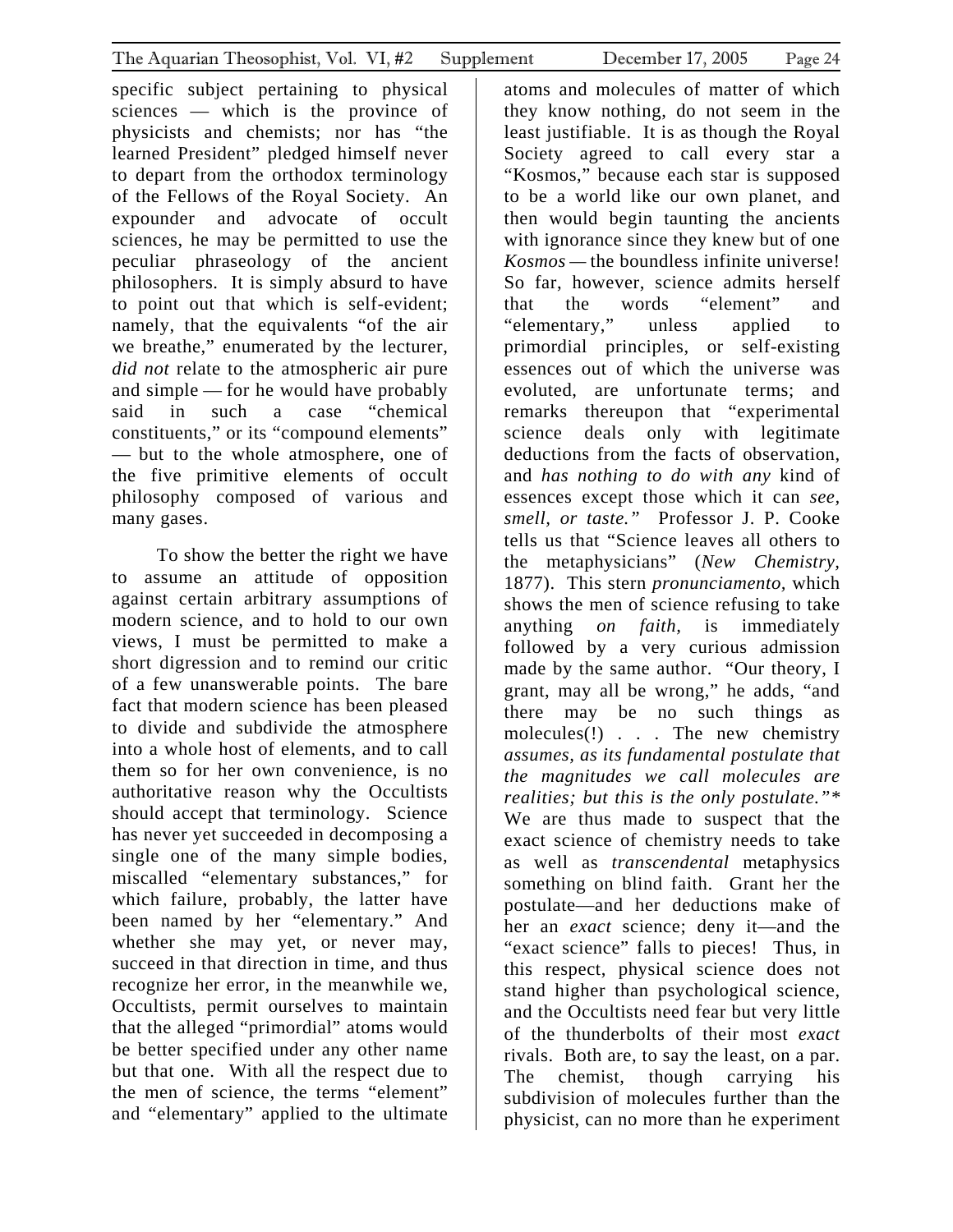specific subject pertaining to physical sciences — which is the province of physicists and chemists; nor has "the learned President" pledged himself never to depart from the orthodox terminology of the Fellows of the Royal Society. An expounder and advocate of occult sciences, he may be permitted to use the peculiar phraseology of the ancient philosophers. It is simply absurd to have to point out that which is self-evident; namely, that the equivalents "of the air we breathe," enumerated by the lecturer, *did not* relate to the atmospheric air pure and simple — for he would have probably said in such a case "chemical constituents," or its "compound elements" — but to the whole atmosphere, one of the five primitive elements of occult philosophy composed of various and many gases.

To show the better the right we have to assume an attitude of opposition against certain arbitrary assumptions of modern science, and to hold to our own views, I must be permitted to make a short digression and to remind our critic of a few unanswerable points. The bare fact that modern science has been pleased to divide and subdivide the atmosphere into a whole host of elements, and to call them so for her own convenience, is no authoritative reason why the Occultists should accept that terminology. Science has never yet succeeded in decomposing a single one of the many simple bodies, miscalled "elementary substances," for which failure, probably, the latter have been named by her "elementary." And whether she may yet, or never may, succeed in that direction in time, and thus recognize her error, in the meanwhile we, Occultists, permit ourselves to maintain that the alleged "primordial" atoms would be better specified under any other name but that one. With all the respect due to the men of science, the terms "element" and "elementary" applied to the ultimate atoms and molecules of matter of which they know nothing, do not seem in the least justifiable. It is as though the Royal Society agreed to call every star a "Kosmos," because each star is supposed to be a world like our own planet, and then would begin taunting the ancients with ignorance since they knew but of one *Kosmos* — the boundless infinite universe! So far, however, science admits herself that the words "element" and "elementary," unless applied to primordial principles, or self-existing essences out of which the universe was evoluted, are unfortunate terms; and remarks thereupon that "experimental science deals only with legitimate deductions from the facts of observation, and *has nothing to do with any* kind of essences except those which it can *see, smell, or taste."* Professor J. P. Cooke tells us that "Science leaves all others to the metaphysicians" (*New Chemistry,* 1877). This stern *pronunciamento*, which shows the men of science refusing to take anything *on faith*, is immediately followed by a very curious admission made by the same author. "Our theory, I grant, may all be wrong," he adds, "and there may be no such things as molecules(!) . . . The new chemistry *assumes, as its fundamental postulate that the magnitudes we call molecules are realities; but this is the only postulate."** We are thus made to suspect that the exact science of chemistry needs to take as well as *transcendental* metaphysics something on blind faith. Grant her the postulate—and her deductions make of her an *exact* science; deny it—and the "exact science" falls to pieces! Thus, in this respect, physical science does not stand higher than psychological science, and the Occultists need fear but very little of the thunderbolts of their most *exact* rivals. Both are, to say the least, on a par. The chemist, though carrying his subdivision of molecules further than the physicist, can no more than he experiment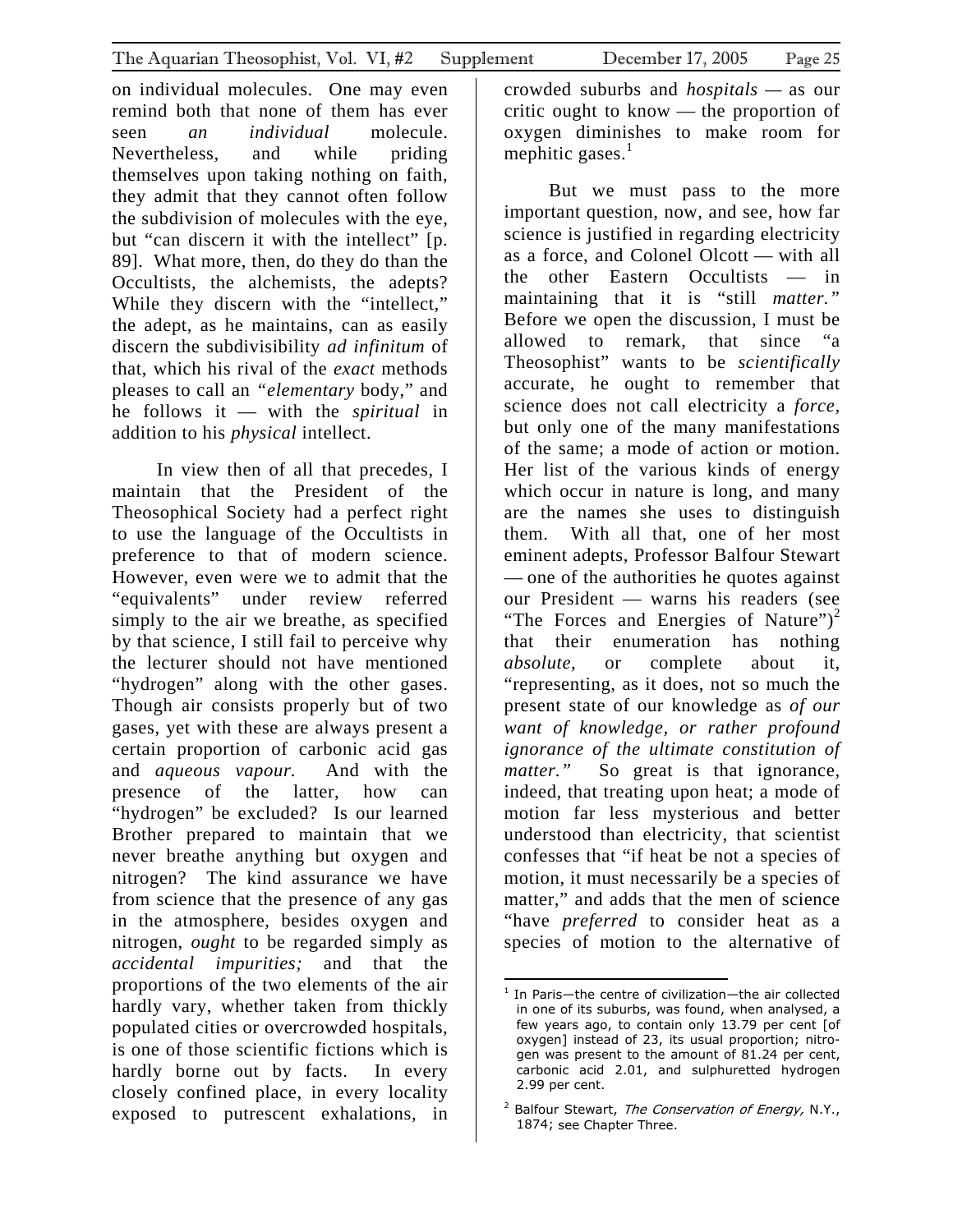on individual molecules. One may even remind both that none of them has ever seen *an individual* molecule. Nevertheless, and while priding themselves upon taking nothing on faith, they admit that they cannot often follow the subdivision of molecules with the eye, but "can discern it with the intellect" [p. 89]. What more, then, do they do than the Occultists, the alchemists, the adepts? While they discern with the "intellect," the adept, as he maintains, can as easily discern the subdivisibility *ad infinitum* of that, which his rival of the *exact* methods pleases to call an "*elementary* body," and he follows it — with the *spiritual* in addition to his *physical* intellect.

In view then of all that precedes, I maintain that the President of the Theosophical Society had a perfect right to use the language of the Occultists in preference to that of modern science. However, even were we to admit that the "equivalents" under review referred simply to the air we breathe, as specified by that science, I still fail to perceive why the lecturer should not have mentioned "hydrogen" along with the other gases. Though air consists properly but of two gases, yet with these are always present a certain proportion of carbonic acid gas and *aqueous vapour.* And with the presence of the latter, how can "hydrogen" be excluded? Is our learned Brother prepared to maintain that we never breathe anything but oxygen and nitrogen? The kind assurance we have from science that the presence of any gas in the atmosphere, besides oxygen and nitrogen, *ought* to be regarded simply as *accidental impurities;* and that the proportions of the two elements of the air hardly vary, whether taken from thickly populated cities or overcrowded hospitals, is one of those scientific fictions which is hardly borne out by facts. In every closely confined place, in every locality exposed to putrescent exhalations, in crowded suburbs and *hospitals* — as our critic ought to know — the proportion of oxygen diminishes to make room for mephitic gases.[1]

But we must pass to the more important question, now, and see, how far science is justified in regarding electricity as a force, and Colonel Olcott — with all the other Eastern Occultists — in maintaining that it is "still *matter.*" Before we open the discussion, I must be allowed to remark, that since "a Theosophist" wants to be *scientifically* accurate, he ought to remember that science does not call electricity a *force,* but only one of the many manifestations of the same; a mode of action or motion. Her list of the various kinds of energy which occur in nature is long, and many are the names she uses to distinguish them. With all that, one of her most eminent adepts, Professor Balfour Stewart — one of the authorities he quotes against our President — warns his readers (see "The Forces and Energies of Nature")[2] that their enumeration has nothing *absolute*, or complete about it, "representing, as it does, not so much the present state of our knowledge as *of our want of knowledge, or rather profound ignorance of the ultimate constitution of matter.*" So great is that ignorance, indeed, that treating upon heat; a mode of motion far less mysterious and better understood than electricity, that scientist confesses that "if heat be not a species of motion, it must necessarily be a species of matter," and adds that the men of science "have *preferred* to consider heat as a species of motion to the alternative of

---

[1] In Paris—the centre of civilization—the air collected in one of its suburbs, was found, when analysed, a few years ago, to contain only 13.79 per cent [of oxygen] instead of 23, its usual proportion; nitrogen was present to the amount of 81.24 per cent, carbonic acid 2.01, and sulphuretted hydrogen 2.99 per cent.

[2] Balfour Stewart, *The Conservation of Energy,* N.Y., 1874; see Chapter Three.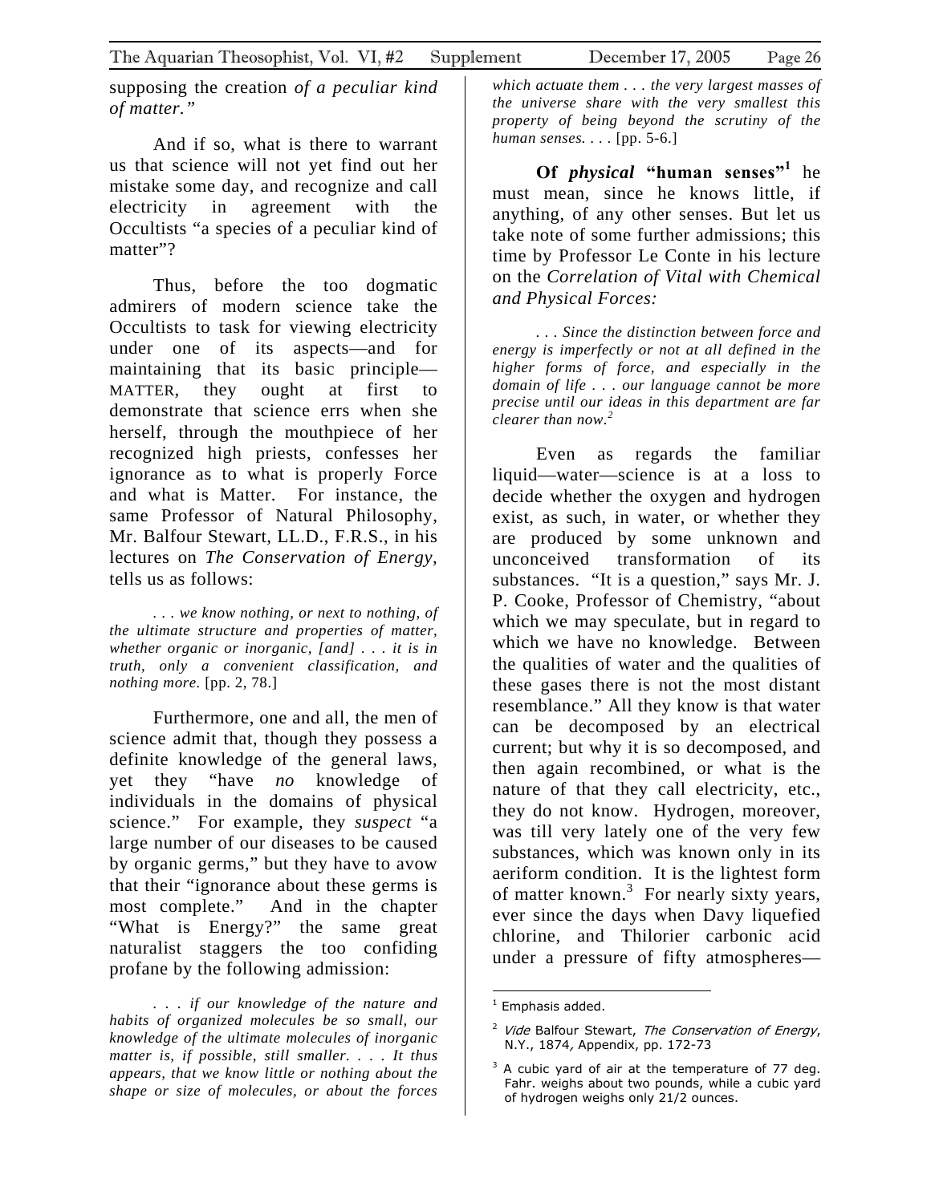supposing the creation *of a peculiar kind of matter."*

And if so, what is there to warrant us that science will not yet find out her mistake some day, and recognize and call electricity in agreement with the Occultists "a species of a peculiar kind of matter"?

Thus, before the too dogmatic admirers of modern science take the Occultists to task for viewing electricity under one of its aspects—and for maintaining that its basic principle—MATTER, they ought at first to demonstrate that science errs when she herself, through the mouthpiece of her recognized high priests, confesses her ignorance as to what is properly Force and what is Matter. For instance, the same Professor of Natural Philosophy, Mr. Balfour Stewart, LL.D., F.R.S., in his lectures on *The Conservation of Energy,* tells us as follows:

> *. . . we know nothing, or next to nothing, of the ultimate structure and properties of matter, whether organic or inorganic, [and] . . . it is in truth, only a convenient classification, and nothing more.* [pp. 2, 78.]

Furthermore, one and all, the men of science admit that, though they possess a definite knowledge of the general laws, yet they "have *no* knowledge of individuals in the domains of physical science." For example, they *suspect* "a large number of our diseases to be caused by organic germs," but they have to avow that their "ignorance about these germs is most complete." And in the chapter "What is Energy?" the same great naturalist staggers the too confiding profane by the following admission:

> *. . . if our knowledge of the nature and habits of organized molecules be so small, our knowledge of the ultimate molecules of inorganic matter is, if possible, still smaller. . . . It thus appears, that we know little or nothing about the shape or size of molecules, or about the forces which actuate them . . . the very largest masses of the universe share with the very smallest this property of being beyond the scrutiny of the human senses. . . .* [pp. 5-6.]

**Of *physical* "human senses"[1]** he must mean, since he knows little, if anything, of any other senses. But let us take note of some further admissions; this time by Professor Le Conte in his lecture on the *Correlation of Vital with Chemical and Physical Forces:*

> *. . . Since the distinction between force and energy is imperfectly or not at all defined in the higher forms of force, and especially in the domain of life . . . our language cannot be more precise until our ideas in this department are far clearer than now.*[2]

Even as regards the familiar liquid—water—science is at a loss to decide whether the oxygen and hydrogen exist, as such, in water, or whether they are produced by some unknown and unconceived transformation of its substances. "It is a question," says Mr. J. P. Cooke, Professor of Chemistry, "about which we may speculate, but in regard to which we have no knowledge. Between the qualities of water and the qualities of these gases there is not the most distant resemblance." All they know is that water can be decomposed by an electrical current; but why it is so decomposed, and then again recombined, or what is the nature of that they call electricity, etc., they do not know. Hydrogen, moreover, was till very lately one of the very few substances, which was known only in its aeriform condition. It is the lightest form of matter known.[3] For nearly sixty years, ever since the days when Davy liquefied chlorine, and Thilorier carbonic acid under a pressure of fifty atmospheres—

---

[1] Emphasis added.

[2] *Vide* Balfour Stewart, *The Conservation of Energy*, N.Y., 1874, Appendix, pp. 172-73

[3] A cubic yard of air at the temperature of 77 deg. Fahr. weighs about two pounds, while a cubic yard of hydrogen weighs only 21/2 ounces.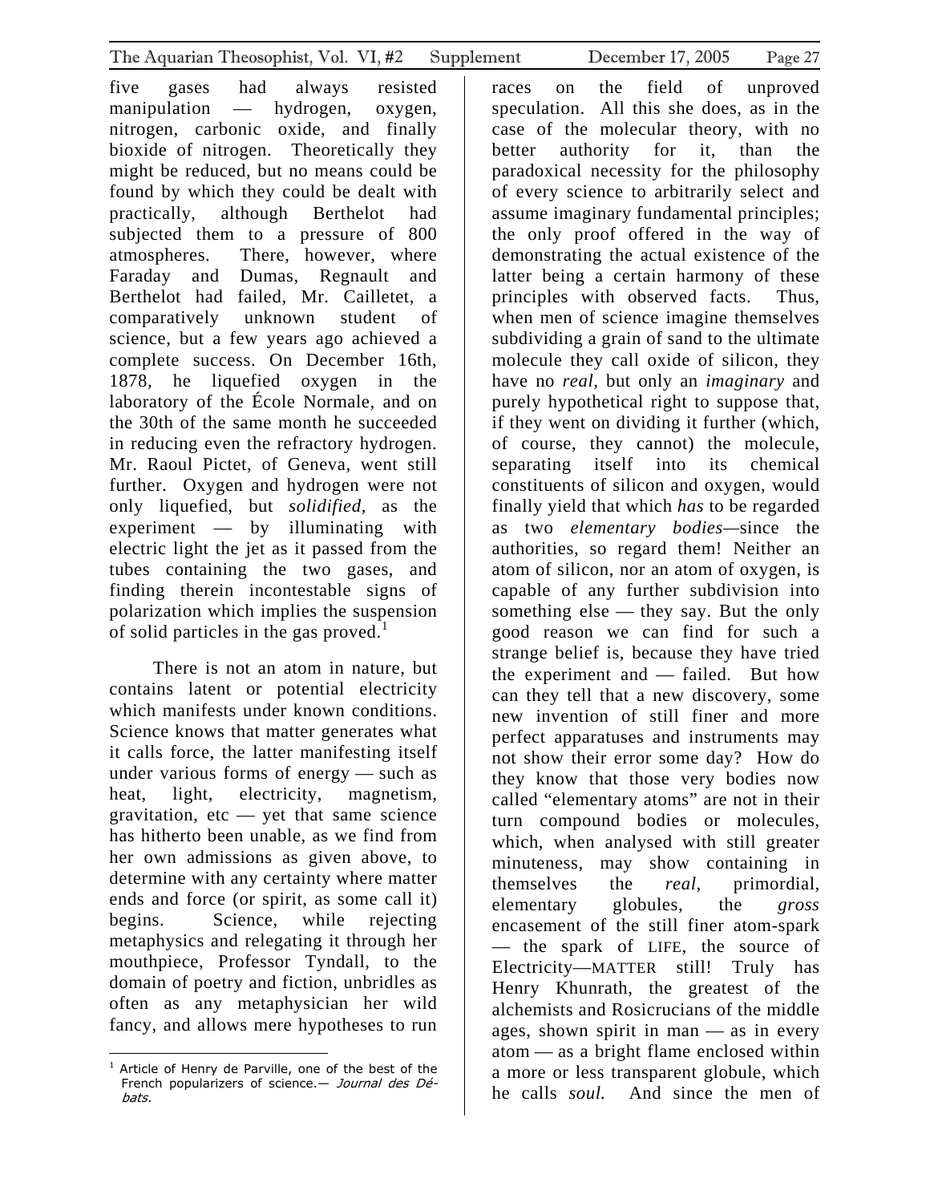five gases had always resisted manipulation — hydrogen, oxygen, nitrogen, carbonic oxide, and finally bioxide of nitrogen. Theoretically they might be reduced, but no means could be found by which they could be dealt with practically, although Berthelot had subjected them to a pressure of 800 atmospheres. There, however, where Faraday and Dumas, Regnault and Berthelot had failed, Mr. Cailletet, a comparatively unknown student of science, but a few years ago achieved a complete success. On December 16th, 1878, he liquefied oxygen in the laboratory of the École Normale, and on the 30th of the same month he succeeded in reducing even the refractory hydrogen. Mr. Raoul Pictet, of Geneva, went still further. Oxygen and hydrogen were not only liquefied, but *solidified*, as the experiment — by illuminating with electric light the jet as it passed from the tubes containing the two gases, and finding therein incontestable signs of polarization which implies the suspension of solid particles in the gas proved.[1]

There is not an atom in nature, but contains latent or potential electricity which manifests under known conditions. Science knows that matter generates what it calls force, the latter manifesting itself under various forms of energy — such as heat, light, electricity, magnetism, gravitation, etc — yet that same science has hitherto been unable, as we find from her own admissions as given above, to determine with any certainty where matter ends and force (or spirit, as some call it) begins. Science, while rejecting metaphysics and relegating it through her mouthpiece, Professor Tyndall, to the domain of poetry and fiction, unbridles as often as any metaphysician her wild fancy, and allows mere hypotheses to run races on the field of unproved speculation. All this she does, as in the case of the molecular theory, with no better authority for it, than the paradoxical necessity for the philosophy of every science to arbitrarily select and assume imaginary fundamental principles; the only proof offered in the way of demonstrating the actual existence of the latter being a certain harmony of these principles with observed facts. Thus, when men of science imagine themselves subdividing a grain of sand to the ultimate molecule they call oxide of silicon, they have no *real*, but only an *imaginary* and purely hypothetical right to suppose that, if they went on dividing it further (which, of course, they cannot) the molecule, separating itself into its chemical constituents of silicon and oxygen, would finally yield that which *has* to be regarded as two *elementary bodies*—since the authorities, so regard them! Neither an atom of silicon, nor an atom of oxygen, is capable of any further subdivision into something else — they say. But the only good reason we can find for such a strange belief is, because they have tried the experiment and — failed. But how can they tell that a new discovery, some new invention of still finer and more perfect apparatuses and instruments may not show their error some day? How do they know that those very bodies now called "elementary atoms" are not in their turn compound bodies or molecules, which, when analysed with still greater minuteness, may show containing in themselves the *real*, primordial, elementary globules, the *gross* encasement of the still finer atom-spark — the spark of LIFE, the source of Electricity—MATTER still! Truly has Henry Khunrath, the greatest of the alchemists and Rosicrucians of the middle ages, shown spirit in man — as in every atom — as a bright flame enclosed within a more or less transparent globule, which he calls *soul.* And since the men of

[1] Article of Henry de Parville, one of the best of the French popularizers of science.— *Journal des Débats.*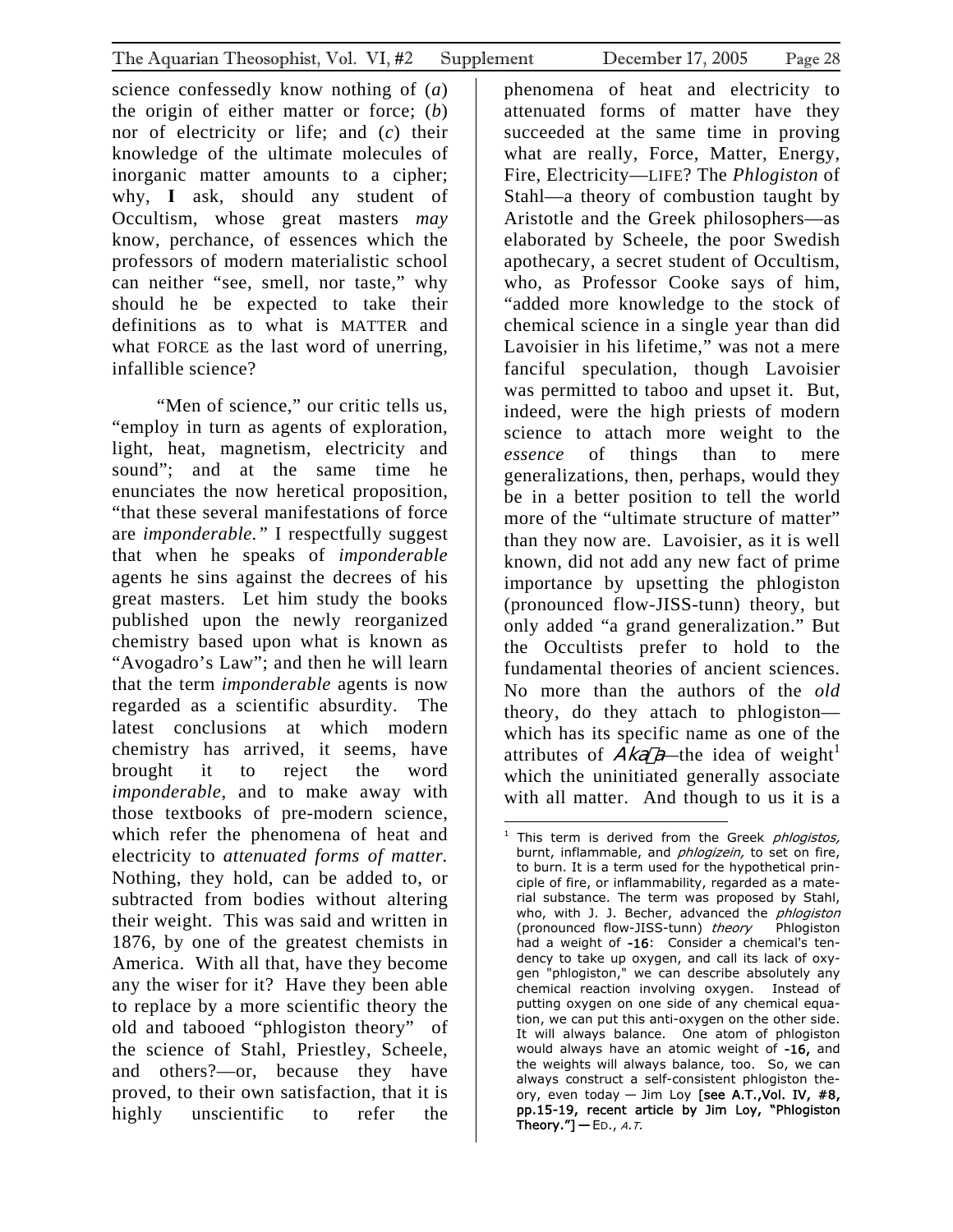science confessedly know nothing of (*a*) the origin of either matter or force; (*b*) nor of electricity or life; and (*c*) their knowledge of the ultimate molecules of inorganic matter amounts to a cipher; why, **I** ask, should any student of Occultism, whose great masters *may* know, perchance, of essences which the professors of modern materialistic school can neither "see, smell, nor taste," why should he be expected to take their definitions as to what is MATTER and what FORCE as the last word of unerring, infallible science?

"Men of science," our critic tells us, "employ in turn as agents of exploration, light, heat, magnetism, electricity and sound"; and at the same time he enunciates the now heretical proposition, "that these several manifestations of force are *imponderable.*" I respectfully suggest that when he speaks of *imponderable* agents he sins against the decrees of his great masters. Let him study the books published upon the newly reorganized chemistry based upon what is known as "Avogadro's Law"; and then he will learn that the term *imponderable* agents is now regarded as a scientific absurdity. The latest conclusions at which modern chemistry has arrived, it seems, have brought it to reject the word *imponderable,* and to make away with those textbooks of pre-modern science, which refer the phenomena of heat and electricity to *attenuated forms of matter.* Nothing, they hold, can be added to, or subtracted from bodies without altering their weight. This was said and written in 1876, by one of the greatest chemists in America. With all that, have they become any the wiser for it? Have they been able to replace by a more scientific theory the old and tabooed "phlogiston theory" of the science of Stahl, Priestley, Scheele, and others?—or, because they have proved, to their own satisfaction, that it is highly unscientific to refer the phenomena of heat and electricity to attenuated forms of matter have they succeeded at the same time in proving what are really, Force, Matter, Energy, Fire, Electricity—LIFE? The *Phlogiston* of Stahl—a theory of combustion taught by Aristotle and the Greek philosophers—as elaborated by Scheele, the poor Swedish apothecary, a secret student of Occultism, who, as Professor Cooke says of him, "added more knowledge to the stock of chemical science in a single year than did Lavoisier in his lifetime," was not a mere fanciful speculation, though Lavoisier was permitted to taboo and upset it. But, indeed, were the high priests of modern science to attach more weight to the *essence* of things than to mere generalizations, then, perhaps, would they be in a better position to tell the world more of the "ultimate structure of matter" than they now are. Lavoisier, as it is well known, did not add any new fact of prime importance by upsetting the phlogiston (pronounced flow-JISS-tunn) theory, but only added "a grand generalization." But the Occultists prefer to hold to the fundamental theories of ancient sciences. No more than the authors of the *old* theory, do they attach to phlogiston—which has its specific name as one of the attributes of *Akaśa*—the idea of weight[1] which the uninitiated generally associate with all matter. And though to us it is a

---

[1] This term is derived from the Greek *phlogistos,* burnt, inflammable, and *phlogizein,* to set on fire, to burn. It is a term used for the hypothetical principle of fire, or inflammability, regarded as a material substance. The term was proposed by Stahl, who, with J. J. Becher, advanced the *phlogiston* (pronounced flow-JISS-tunn) *theory* Phlogiston had a weight of -16: Consider a chemical's tendency to take up oxygen, and call its lack of oxygen "phlogiston," we can describe absolutely any chemical reaction involving oxygen. Instead of putting oxygen on one side of any chemical equation, we can put this anti-oxygen on the other side. It will always balance. One atom of phlogiston would always have an atomic weight of -16, and the weights will always balance, too. So, we can always construct a self-consistent phlogiston theory, even today — Jim Loy [see A.T.,Vol. IV, #8, pp.15-19, recent article by Jim Loy, "Phlogiston Theory."] — ED., *A.T.*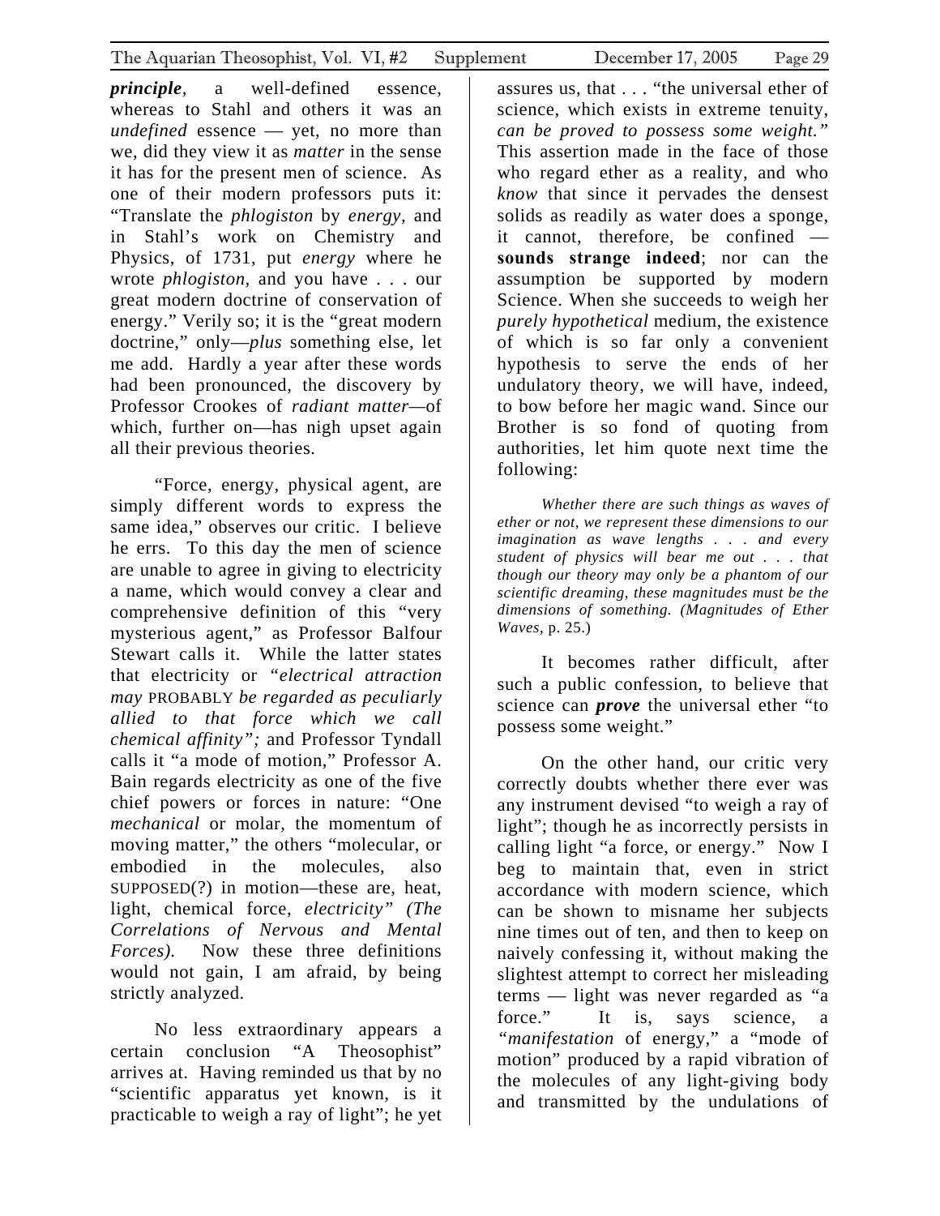***principle***, a well-defined essence, whereas to Stahl and others it was an *undefined* essence — yet, no more than we, did they view it as *matter* in the sense it has for the present men of science. As one of their modern professors puts it: "Translate the *phlogiston* by *energy,* and in Stahl's work on Chemistry and Physics, of 1731, put *energy* where he wrote *phlogiston,* and you have . . . our great modern doctrine of conservation of energy." Verily so; it is the "great modern doctrine," only—*plus* something else, let me add. Hardly a year after these words had been pronounced, the discovery by Professor Crookes of *radiant matter*—of which, further on—has nigh upset again all their previous theories.

"Force, energy, physical agent, are simply different words to express the same idea," observes our critic. I believe he errs. To this day the men of science are unable to agree in giving to electricity a name, which would convey a clear and comprehensive definition of this "very mysterious agent," as Professor Balfour Stewart calls it. While the latter states that electricity or *"electrical attraction may* PROBABLY *be regarded as peculiarly allied to that force which we call chemical affinity";* and Professor Tyndall calls it "a mode of motion," Professor A. Bain regards electricity as one of the five chief powers or forces in nature: "One *mechanical* or molar, the momentum of moving matter," the others "molecular, or embodied in the molecules, also SUPPOSED(?) in motion—these are, heat, light, chemical force, *electricity" (The Correlations of Nervous and Mental Forces).* Now these three definitions would not gain, I am afraid, by being strictly analyzed.

No less extraordinary appears a certain conclusion "A Theosophist" arrives at. Having reminded us that by no "scientific apparatus yet known, is it practicable to weigh a ray of light"; he yet assures us, that . . . "the universal ether of science, which exists in extreme tenuity, *can be proved to possess some weight."* This assertion made in the face of those who regard ether as a reality, and who *know* that since it pervades the densest solids as readily as water does a sponge, it cannot, therefore, be confined — **sounds strange indeed**; nor can the assumption be supported by modern Science. When she succeeds to weigh her *purely hypothetical* medium, the existence of which is so far only a convenient hypothesis to serve the ends of her undulatory theory, we will have, indeed, to bow before her magic wand. Since our Brother is so fond of quoting from authorities, let him quote next time the following:

> *Whether there are such things as waves of ether or not, we represent these dimensions to our imagination as wave lengths . . . and every student of physics will bear me out . . . that though our theory may only be a phantom of our scientific dreaming, these magnitudes must be the dimensions of something. (Magnitudes of Ether Waves,* p. 25.)

It becomes rather difficult, after such a public confession, to believe that science can ***prove*** the universal ether "to possess some weight."

On the other hand, our critic very correctly doubts whether there ever was any instrument devised "to weigh a ray of light"; though he as incorrectly persists in calling light "a force, or energy." Now I beg to maintain that, even in strict accordance with modern science, which can be shown to misname her subjects nine times out of ten, and then to keep on naively confessing it, without making the slightest attempt to correct her misleading terms — light was never regarded as "a force." It is, says science, a "*manifestation* of energy," a "mode of motion" produced by a rapid vibration of the molecules of any light-giving body and transmitted by the undulations of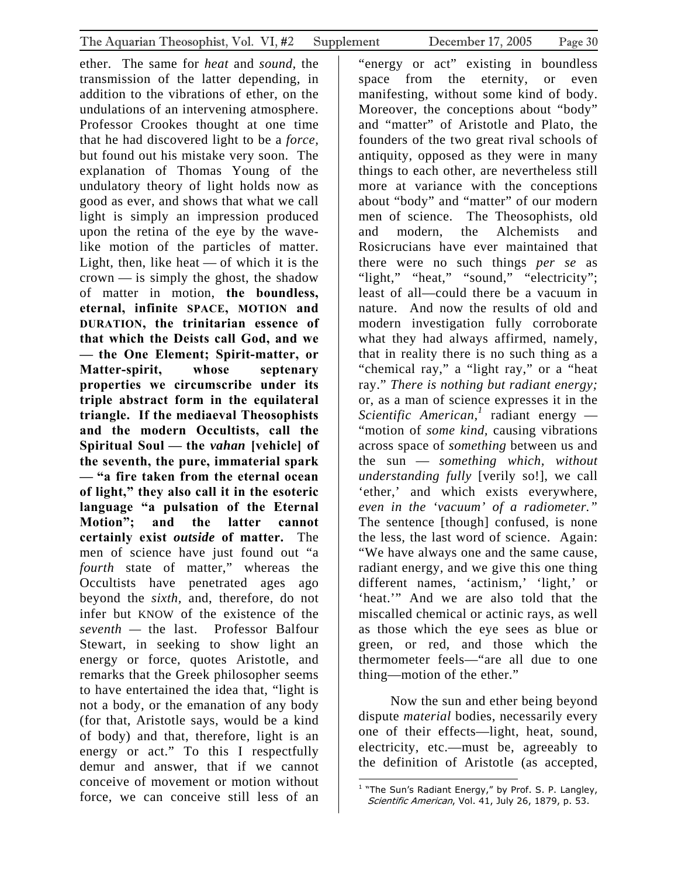ether. The same for *heat* and *sound*, the transmission of the latter depending, in addition to the vibrations of ether, on the undulations of an intervening atmosphere. Professor Crookes thought at one time that he had discovered light to be a *force*, but found out his mistake very soon. The explanation of Thomas Young of the undulatory theory of light holds now as good as ever, and shows that what we call light is simply an impression produced upon the retina of the eye by the wave-like motion of the particles of matter. Light, then, like heat — of which it is the crown — is simply the ghost, the shadow of matter in motion, **the boundless, eternal, infinite SPACE, MOTION and DURATION, the trinitarian essence of that which the Deists call God, and we — the One Element; Spirit-matter, or Matter-spirit, whose septenary properties we circumscribe under its triple abstract form in the equilateral triangle. If the mediaeval Theosophists and the modern Occultists, call the Spiritual Soul — the *vahan* [vehicle] of the seventh, the pure, immaterial spark — "a fire taken from the eternal ocean of light," they also call it in the esoteric language "a pulsation of the Eternal Motion"; and the latter cannot certainly exist *outside* of matter.** The men of science have just found out "a *fourth* state of matter," whereas the Occultists have penetrated ages ago beyond the *sixth*, and, therefore, do not infer but KNOW of the existence of the *seventh* — the last. Professor Balfour Stewart, in seeking to show light an energy or force, quotes Aristotle, and remarks that the Greek philosopher seems to have entertained the idea that, "light is not a body, or the emanation of any body (for that, Aristotle says, would be a kind of body) and that, therefore, light is an energy or act." To this I respectfully demur and answer, that if we cannot conceive of movement or motion without force, we can conceive still less of an "energy or act" existing in boundless space from the eternity, or even manifesting, without some kind of body. Moreover, the conceptions about "body" and "matter" of Aristotle and Plato, the founders of the two great rival schools of antiquity, opposed as they were in many things to each other, are nevertheless still more at variance with the conceptions about "body" and "matter" of our modern men of science. The Theosophists, old and modern, the Alchemists and Rosicrucians have ever maintained that there were no such things *per se* as "light," "heat," "sound," "electricity"; least of all—could there be a vacuum in nature. And now the results of old and modern investigation fully corroborate what they had always affirmed, namely, that in reality there is no such thing as a "chemical ray," a "light ray," or a "heat ray." *There is nothing but radiant energy;* or, as a man of science expresses it in the *Scientific American*,[1] radiant energy — "motion of *some kind*, causing vibrations across space of *something* between us and the sun — *something which, without understanding fully* [verily so!], we call 'ether,' and which exists everywhere, *even in the 'vacuum' of a radiometer."* The sentence [though] confused, is none the less, the last word of science. Again: "We have always one and the same cause, radiant energy, and we give this one thing different names, 'actinism,' 'light,' or 'heat.'" And we are also told that the miscalled chemical or actinic rays, as well as those which the eye sees as blue or green, or red, and those which the thermometer feels—"are all due to one thing—motion of the ether."

Now the sun and ether being beyond dispute *material* bodies, necessarily every one of their effects—light, heat, sound, electricity, etc.—must be, agreeably to the definition of Aristotle (as accepted,

[1] "The Sun's Radiant Energy," by Prof. S. P. Langley, *Scientific American*, Vol. 41, July 26, 1879, p. 53.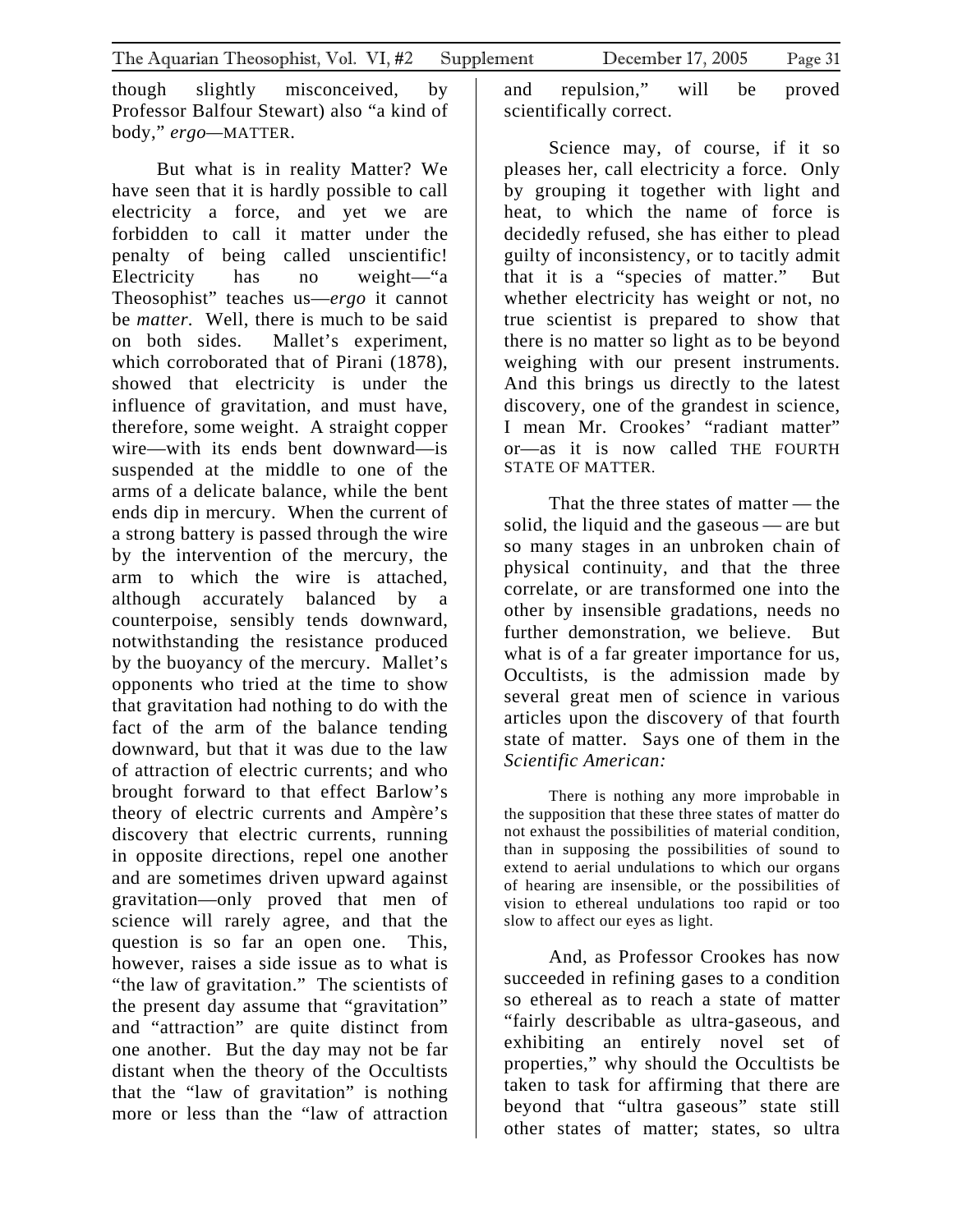though slightly misconceived, by Professor Balfour Stewart) also "a kind of body," *ergo*—MATTER.

But what is in reality Matter? We have seen that it is hardly possible to call electricity a force, and yet we are forbidden to call it matter under the penalty of being called unscientific! Electricity has no weight—"a Theosophist" teaches us—*ergo* it cannot be *matter*. Well, there is much to be said on both sides. Mallet's experiment, which corroborated that of Pirani (1878), showed that electricity is under the influence of gravitation, and must have, therefore, some weight. A straight copper wire—with its ends bent downward—is suspended at the middle to one of the arms of a delicate balance, while the bent ends dip in mercury. When the current of a strong battery is passed through the wire by the intervention of the mercury, the arm to which the wire is attached, although accurately balanced by a counterpoise, sensibly tends downward, notwithstanding the resistance produced by the buoyancy of the mercury. Mallet's opponents who tried at the time to show that gravitation had nothing to do with the fact of the arm of the balance tending downward, but that it was due to the law of attraction of electric currents; and who brought forward to that effect Barlow's theory of electric currents and Ampère's discovery that electric currents, running in opposite directions, repel one another and are sometimes driven upward against gravitation—only proved that men of science will rarely agree, and that the question is so far an open one. This, however, raises a side issue as to what is "the law of gravitation." The scientists of the present day assume that "gravitation" and "attraction" are quite distinct from one another. But the day may not be far distant when the theory of the Occultists that the "law of gravitation" is nothing more or less than the "law of attraction and repulsion," will be proved scientifically correct.

Science may, of course, if it so pleases her, call electricity a force. Only by grouping it together with light and heat, to which the name of force is decidedly refused, she has either to plead guilty of inconsistency, or to tacitly admit that it is a "species of matter." But whether electricity has weight or not, no true scientist is prepared to show that there is no matter so light as to be beyond weighing with our present instruments. And this brings us directly to the latest discovery, one of the grandest in science, I mean Mr. Crookes' "radiant matter" or—as it is now called THE FOURTH STATE OF MATTER.

That the three states of matter — the solid, the liquid and the gaseous — are but so many stages in an unbroken chain of physical continuity, and that the three correlate, or are transformed one into the other by insensible gradations, needs no further demonstration, we believe. But what is of a far greater importance for us, Occultists, is the admission made by several great men of science in various articles upon the discovery of that fourth state of matter. Says one of them in the *Scientific American:*

> There is nothing any more improbable in the supposition that these three states of matter do not exhaust the possibilities of material condition, than in supposing the possibilities of sound to extend to aerial undulations to which our organs of hearing are insensible, or the possibilities of vision to ethereal undulations too rapid or too slow to affect our eyes as light.

And, as Professor Crookes has now succeeded in refining gases to a condition so ethereal as to reach a state of matter "fairly describable as ultra-gaseous, and exhibiting an entirely novel set of properties," why should the Occultists be taken to task for affirming that there are beyond that "ultra gaseous" state still other states of matter; states, so ultra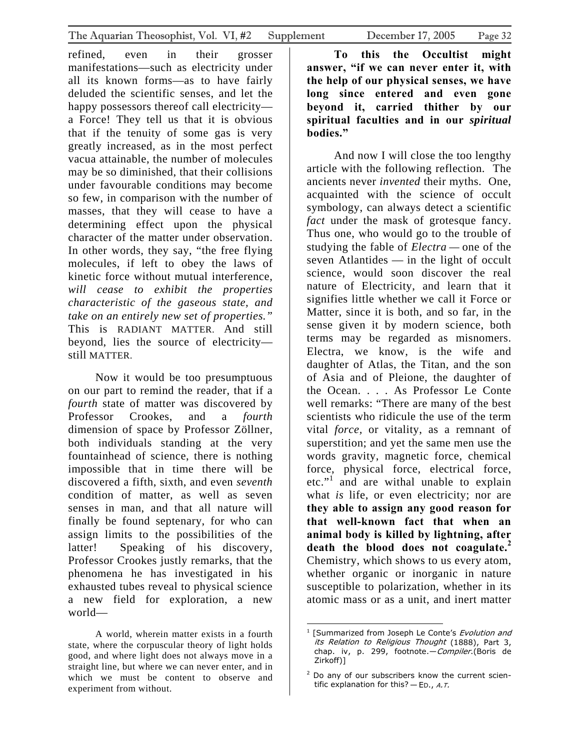refined, even in their grosser manifestations—such as electricity under all its known forms—as to have fairly deluded the scientific senses, and let the happy possessors thereof call electricity—a Force! They tell us that it is obvious that if the tenuity of some gas is very greatly increased, as in the most perfect vacua attainable, the number of molecules may be so diminished, that their collisions under favourable conditions may become so few, in comparison with the number of masses, that they will cease to have a determining effect upon the physical character of the matter under observation. In other words, they say, "the free flying molecules, if left to obey the laws of kinetic force without mutual interference, *will cease to exhibit the properties characteristic of the gaseous state, and take on an entirely new set of properties."* This is RADIANT MATTER. And still beyond, lies the source of electricity—still MATTER.

Now it would be too presumptuous on our part to remind the reader, that if a *fourth* state of matter was discovered by Professor Crookes, and a *fourth* dimension of space by Professor Zöllner, both individuals standing at the very fountainhead of science, there is nothing impossible that in time there will be discovered a fifth, sixth, and even *seventh* condition of matter, as well as seven senses in man, and that all nature will finally be found septenary, for who can assign limits to the possibilities of the latter! Speaking of his discovery, Professor Crookes justly remarks, that the phenomena he has investigated in his exhausted tubes reveal to physical science a new field for exploration, a new world—

> A world, wherein matter exists in a fourth state, where the corpuscular theory of light holds good, and where light does not always move in a straight line, but where we can never enter, and in which we must be content to observe and experiment from without.

**To this the Occultist might answer, "if we can never enter it, with the help of our physical senses, we have long since entered and even gone beyond it, carried thither by our spiritual faculties and in our *spiritual* bodies."**

And now I will close the too lengthy article with the following reflection. The ancients never *invented* their myths. One, acquainted with the science of occult symbology, can always detect a scientific *fact* under the mask of grotesque fancy. Thus one, who would go to the trouble of studying the fable of *Electra* — one of the seven Atlantides — in the light of occult science, would soon discover the real nature of Electricity, and learn that it signifies little whether we call it Force or Matter, since it is both, and so far, in the sense given it by modern science, both terms may be regarded as misnomers. Electra, we know, is the wife and daughter of Atlas, the Titan, and the son of Asia and of Pleione, the daughter of the Ocean. . . . As Professor Le Conte well remarks: "There are many of the best scientists who ridicule the use of the term vital *force*, or vitality, as a remnant of superstition; and yet the same men use the words gravity, magnetic force, chemical force, physical force, electrical force, etc."[1] and are withal unable to explain what *is* life, or even electricity; nor are **they able to assign any good reason for that well-known fact that when an animal body is killed by lightning, after death the blood does not coagulate.**[2] Chemistry, which shows to us every atom, whether organic or inorganic in nature susceptible to polarization, whether in its atomic mass or as a unit, and inert matter

[1] [Summarized from Joseph Le Conte's *Evolution and its Relation to Religious Thought* (1888), Part 3, chap. iv, p. 299, footnote.—*Compiler*.(Boris de Zirkoff)]

[2] Do any of our subscribers know the current scientific explanation for this? — ED., *A.T.*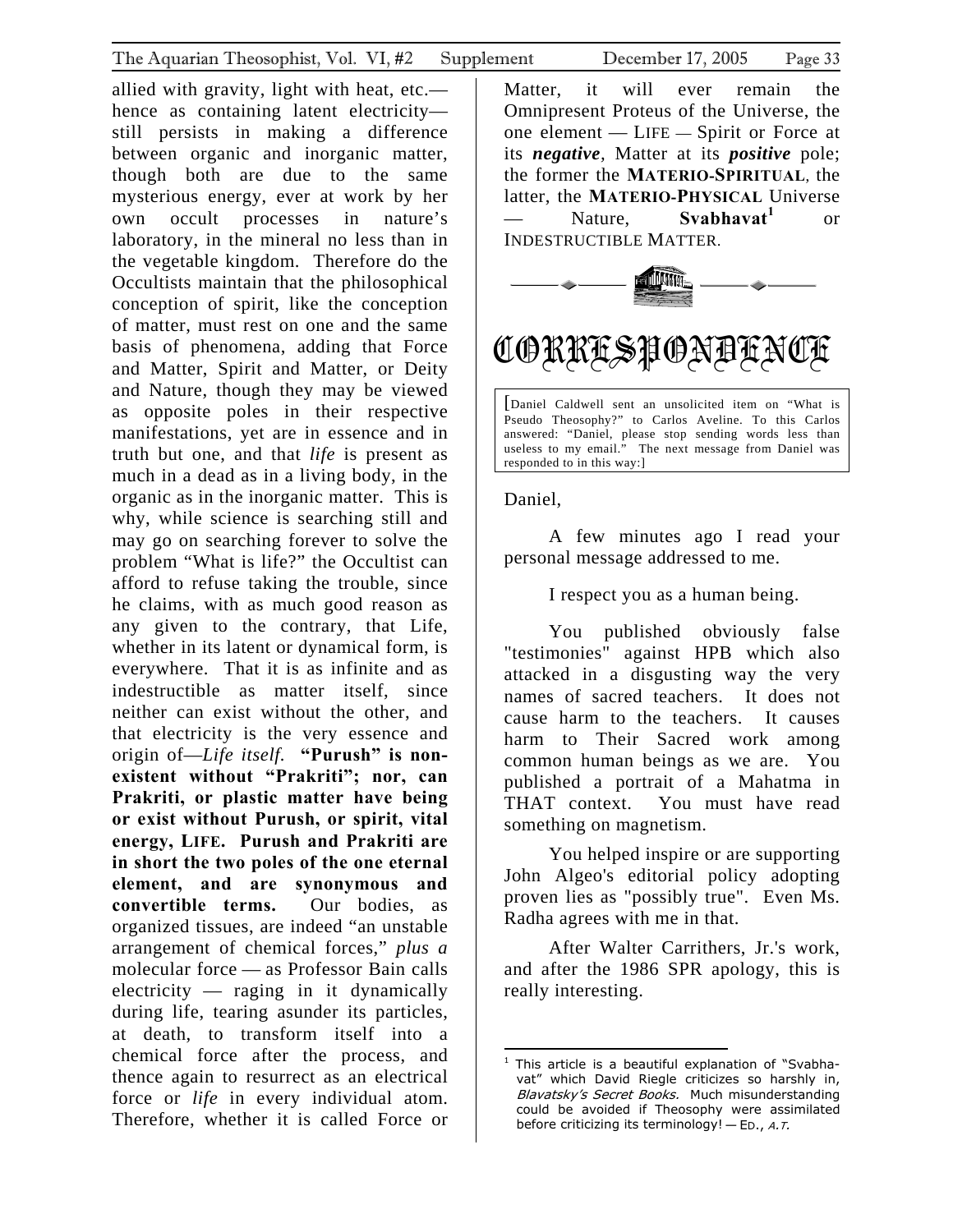allied with gravity, light with heat, etc.—hence as containing latent electricity—still persists in making a difference between organic and inorganic matter, though both are due to the same mysterious energy, ever at work by her own occult processes in nature's laboratory, in the mineral no less than in the vegetable kingdom. Therefore do the Occultists maintain that the philosophical conception of spirit, like the conception of matter, must rest on one and the same basis of phenomena, adding that Force and Matter, Spirit and Matter, or Deity and Nature, though they may be viewed as opposite poles in their respective manifestations, yet are in essence and in truth but one, and that *life* is present as much in a dead as in a living body, in the organic as in the inorganic matter. This is why, while science is searching still and may go on searching forever to solve the problem "What is life?" the Occultist can afford to refuse taking the trouble, since he claims, with as much good reason as any given to the contrary, that Life, whether in its latent or dynamical form, is everywhere. That it is as infinite and as indestructible as matter itself, since neither can exist without the other, and that electricity is the very essence and origin of—*Life itself.* **"Purush" is non-existent without "Prakriti"; nor, can Prakriti, or plastic matter have being or exist without Purush, or spirit, vital energy, LIFE. Purush and Prakriti are in short the two poles of the one eternal element, and are synonymous and convertible terms.** Our bodies, as organized tissues, are indeed "an unstable arrangement of chemical forces," *plus a* molecular force — as Professor Bain calls electricity — raging in it dynamically during life, tearing asunder its particles, at death, to transform itself into a chemical force after the process, and thence again to resurrect as an electrical force or *life* in every individual atom. Therefore, whether it is called Force or Matter, it will ever remain the Omnipresent Proteus of the Universe, the one element — LIFE — Spirit or Force at its ***negative***, Matter at its ***positive*** pole; the former the **MATERIO-SPIRITUAL**, the latter, the **MATERIO-PHYSICAL** Universe — Nature, **Svabhavat**[1] or INDESTRUCTIBLE MATTER.

# CORRESPONDENCE

[Daniel Caldwell sent an unsolicited item on "What is Pseudo Theosophy?" to Carlos Aveline. To this Carlos answered: "Daniel, please stop sending words less than useless to my email." The next message from Daniel was responded to in this way:]

Daniel,

A few minutes ago I read your personal message addressed to me.

I respect you as a human being.

You published obviously false "testimonies" against HPB which also attacked in a disgusting way the very names of sacred teachers. It does not cause harm to the teachers. It causes harm to Their Sacred work among common human beings as we are. You published a portrait of a Mahatma in THAT context. You must have read something on magnetism.

You helped inspire or are supporting John Algeo's editorial policy adopting proven lies as "possibly true". Even Ms. Radha agrees with me in that.

After Walter Carrithers, Jr.'s work, and after the 1986 SPR apology, this is really interesting.

---

[1] This article is a beautiful explanation of "Svabhavat" which David Riegle criticizes so harshly in, *Blavatsky's Secret Books.* Much misunderstanding could be avoided if Theosophy were assimilated before criticizing its terminology! — ED., *A.T.*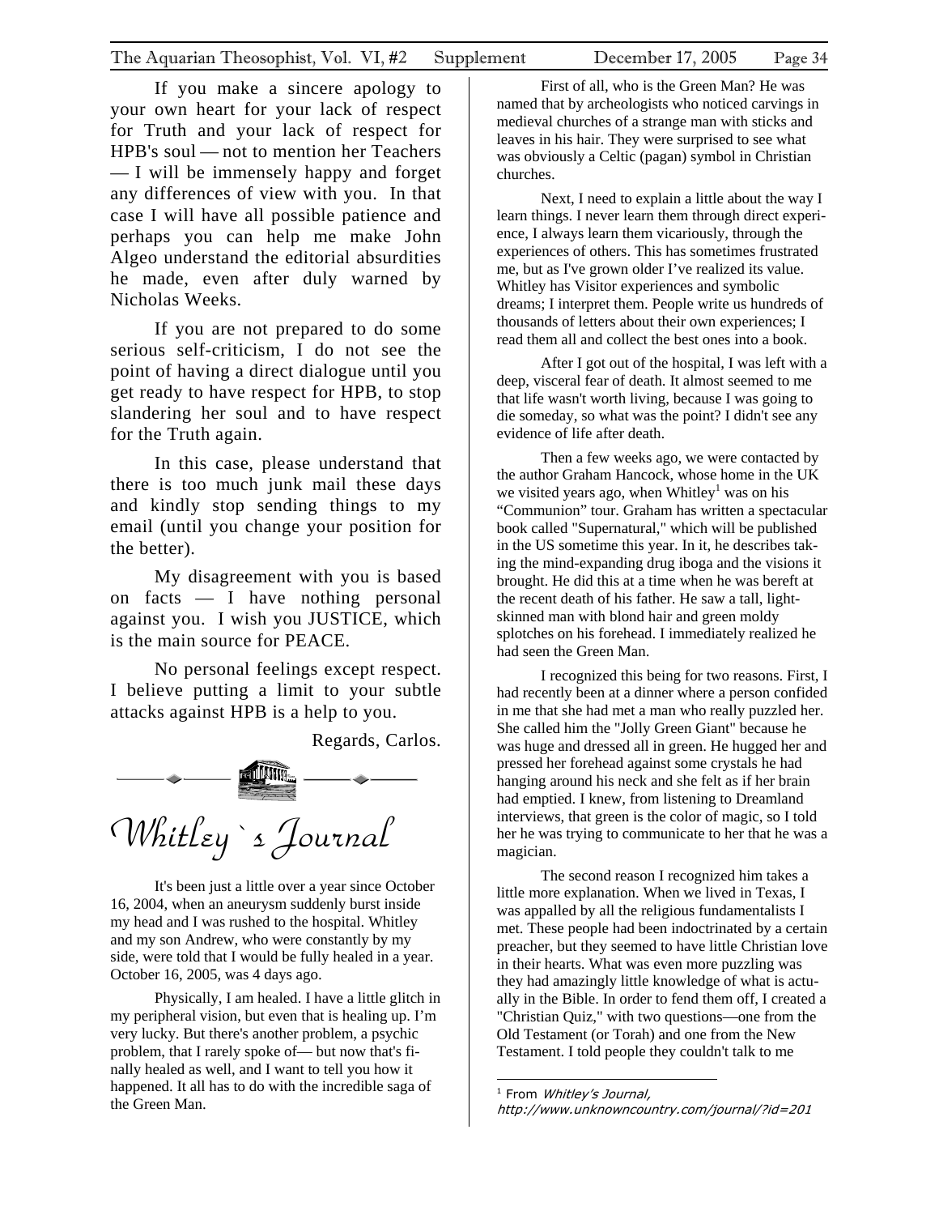If you make a sincere apology to your own heart for your lack of respect for Truth and your lack of respect for HPB's soul — not to mention her Teachers — I will be immensely happy and forget any differences of view with you. In that case I will have all possible patience and perhaps you can help me make John Algeo understand the editorial absurdities he made, even after duly warned by Nicholas Weeks.

If you are not prepared to do some serious self-criticism, I do not see the point of having a direct dialogue until you get ready to have respect for HPB, to stop slandering her soul and to have respect for the Truth again.

In this case, please understand that there is too much junk mail these days and kindly stop sending things to my email (until you change your position for the better).

My disagreement with you is based on facts — I have nothing personal against you. I wish you JUSTICE, which is the main source for PEACE.

No personal feelings except respect. I believe putting a limit to your subtle attacks against HPB is a help to you.

Regards, Carlos.

# Whitley`s Journal

It's been just a little over a year since October 16, 2004, when an aneurysm suddenly burst inside my head and I was rushed to the hospital. Whitley and my son Andrew, who were constantly by my side, were told that I would be fully healed in a year. October 16, 2005, was 4 days ago.

Physically, I am healed. I have a little glitch in my peripheral vision, but even that is healing up. I'm very lucky. But there's another problem, a psychic problem, that I rarely spoke of— but now that's finally healed as well, and I want to tell you how it happened. It all has to do with the incredible saga of the Green Man.

First of all, who is the Green Man? He was named that by archeologists who noticed carvings in medieval churches of a strange man with sticks and leaves in his hair. They were surprised to see what was obviously a Celtic (pagan) symbol in Christian churches.

Next, I need to explain a little about the way I learn things. I never learn them through direct experience, I always learn them vicariously, through the experiences of others. This has sometimes frustrated me, but as I've grown older I've realized its value. Whitley has Visitor experiences and symbolic dreams; I interpret them. People write us hundreds of thousands of letters about their own experiences; I read them all and collect the best ones into a book.

After I got out of the hospital, I was left with a deep, visceral fear of death. It almost seemed to me that life wasn't worth living, because I was going to die someday, so what was the point? I didn't see any evidence of life after death.

Then a few weeks ago, we were contacted by the author Graham Hancock, whose home in the UK we visited years ago, when Whitley[1] was on his "Communion" tour. Graham has written a spectacular book called "Supernatural," which will be published in the US sometime this year. In it, he describes taking the mind-expanding drug iboga and the visions it brought. He did this at a time when he was bereft at the recent death of his father. He saw a tall, light-skinned man with blond hair and green moldy splotches on his forehead. I immediately realized he had seen the Green Man.

I recognized this being for two reasons. First, I had recently been at a dinner where a person confided in me that she had met a man who really puzzled her. She called him the "Jolly Green Giant" because he was huge and dressed all in green. He hugged her and pressed her forehead against some crystals he had hanging around his neck and she felt as if her brain had emptied. I knew, from listening to Dreamland interviews, that green is the color of magic, so I told her he was trying to communicate to her that he was a magician.

The second reason I recognized him takes a little more explanation. When we lived in Texas, I was appalled by all the religious fundamentalists I met. These people had been indoctrinated by a certain preacher, but they seemed to have little Christian love in their hearts. What was even more puzzling was they had amazingly little knowledge of what is actually in the Bible. In order to fend them off, I created a "Christian Quiz," with two questions—one from the Old Testament (or Torah) and one from the New Testament. I told people they couldn't talk to me

[1] From *Whitley's Journal*, *http://www.unknowncountry.com/journal/?id=201*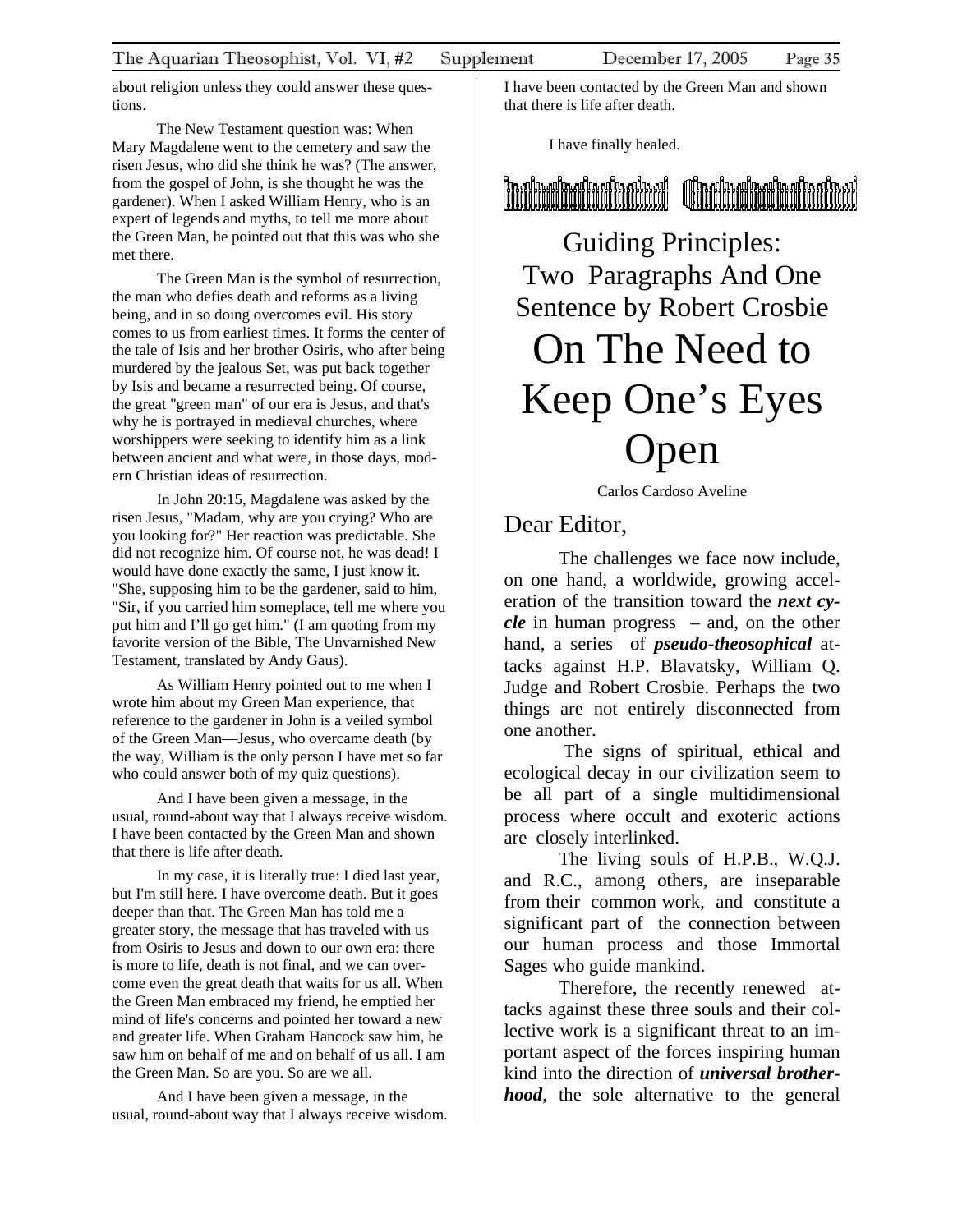about religion unless they could answer these questions.

The New Testament question was: When Mary Magdalene went to the cemetery and saw the risen Jesus, who did she think he was? (The answer, from the gospel of John, is she thought he was the gardener). When I asked William Henry, who is an expert of legends and myths, to tell me more about the Green Man, he pointed out that this was who she met there.

The Green Man is the symbol of resurrection, the man who defies death and reforms as a living being, and in so doing overcomes evil. His story comes to us from earliest times. It forms the center of the tale of Isis and her brother Osiris, who after being murdered by the jealous Set, was put back together by Isis and became a resurrected being. Of course, the great "green man" of our era is Jesus, and that's why he is portrayed in medieval churches, where worshippers were seeking to identify him as a link between ancient and what were, in those days, modern Christian ideas of resurrection.

In John 20:15, Magdalene was asked by the risen Jesus, "Madam, why are you crying? Who are you looking for?" Her reaction was predictable. She did not recognize him. Of course not, he was dead! I would have done exactly the same, I just know it. "She, supposing him to be the gardener, said to him, "Sir, if you carried him someplace, tell me where you put him and I'll go get him." (I am quoting from my favorite version of the Bible, The Unvarnished New Testament, translated by Andy Gaus).

As William Henry pointed out to me when I wrote him about my Green Man experience, that reference to the gardener in John is a veiled symbol of the Green Man—Jesus, who overcame death (by the way, William is the only person I have met so far who could answer both of my quiz questions).

And I have been given a message, in the usual, round-about way that I always receive wisdom. I have been contacted by the Green Man and shown that there is life after death.

In my case, it is literally true: I died last year, but I'm still here. I have overcome death. But it goes deeper than that. The Green Man has told me a greater story, the message that has traveled with us from Osiris to Jesus and down to our own era: there is more to life, death is not final, and we can overcome even the great death that waits for us all. When the Green Man embraced my friend, he emptied her mind of life's concerns and pointed her toward a new and greater life. When Graham Hancock saw him, he saw him on behalf of me and on behalf of us all. I am the Green Man. So are you. So are we all.

And I have been given a message, in the usual, round-about way that I always receive wisdom. I have been contacted by the Green Man and shown that there is life after death.

I have finally healed.

---

## Guiding Principles: Two Paragraphs And One Sentence by Robert Crosbie

# On The Need to Keep One's Eyes Open

Carlos Cardoso Aveline

### Dear Editor,

The challenges we face now include, on one hand, a worldwide, growing acceleration of the transition toward the ***next cycle*** in human progress – and, on the other hand, a series of ***pseudo-theosophical*** attacks against H.P. Blavatsky, William Q. Judge and Robert Crosbie. Perhaps the two things are not entirely disconnected from one another.

The signs of spiritual, ethical and ecological decay in our civilization seem to be all part of a single multidimensional process where occult and exoteric actions are closely interlinked.

The living souls of H.P.B., W.Q.J. and R.C., among others, are inseparable from their common work, and constitute a significant part of the connection between our human process and those Immortal Sages who guide mankind.

Therefore, the recently renewed attacks against these three souls and their collective work is a significant threat to an important aspect of the forces inspiring human kind into the direction of ***universal brotherhood***, the sole alternative to the general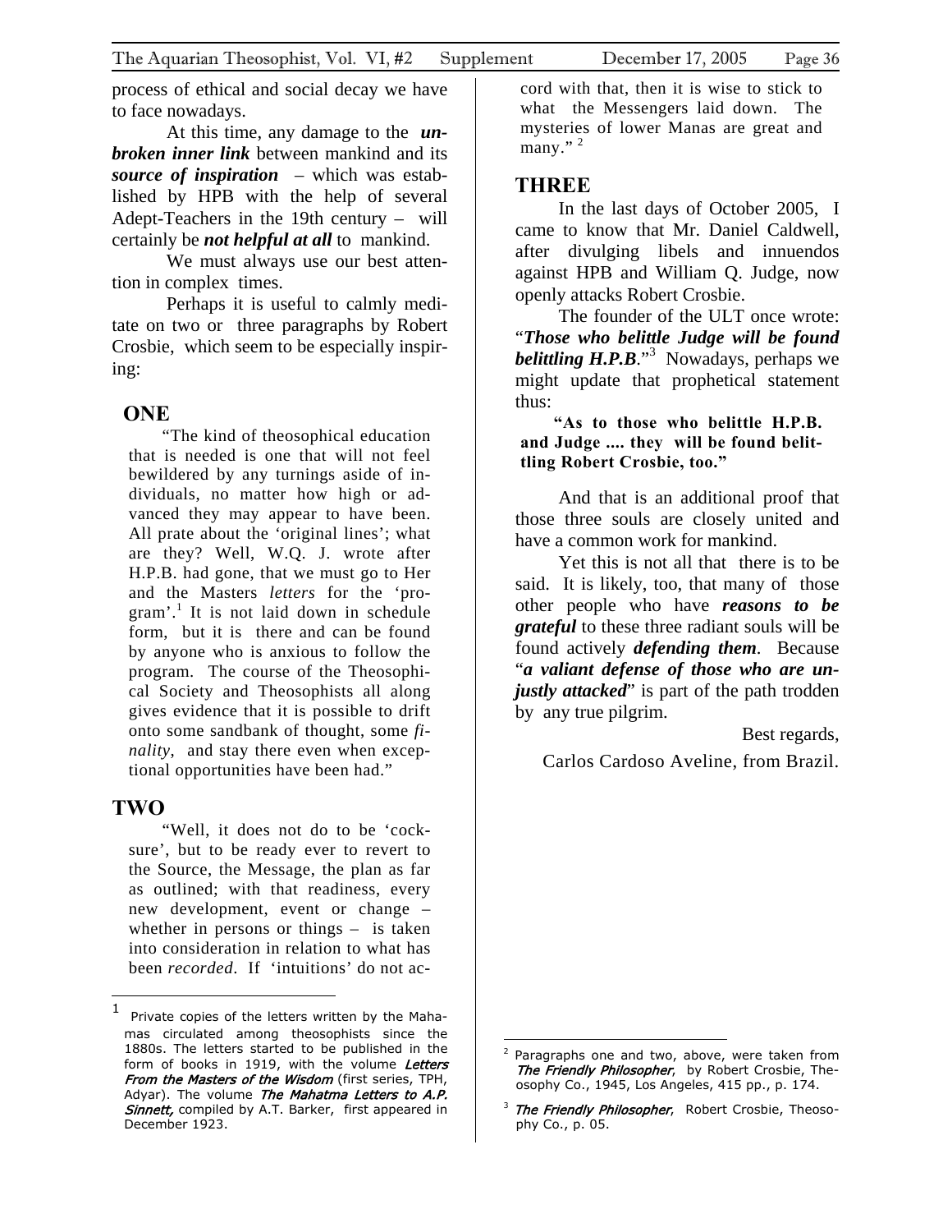process of ethical and social decay we have to face nowadays.

At this time, any damage to the ***unbroken inner link*** between mankind and its ***source of inspiration*** – which was established by HPB with the help of several Adept-Teachers in the 19th century – will certainly be ***not helpful at all*** to mankind.

We must always use our best attention in complex times.

Perhaps it is useful to calmly meditate on two or three paragraphs by Robert Crosbie, which seem to be especially inspiring:

## ONE

"The kind of theosophical education that is needed is one that will not feel bewildered by any turnings aside of individuals, no matter how high or advanced they may appear to have been. All prate about the 'original lines'; what are they? Well, W.Q. J. wrote after H.P.B. had gone, that we must go to Her and the Masters *letters* for the 'program'.[1] It is not laid down in schedule form, but it is there and can be found by anyone who is anxious to follow the program. The course of the Theosophical Society and Theosophists all along gives evidence that it is possible to drift onto some sandbank of thought, some *finality*, and stay there even when exceptional opportunities have been had."

## TWO

"Well, it does not do to be 'cocksure', but to be ready ever to revert to the Source, the Message, the plan as far as outlined; with that readiness, every new development, event or change – whether in persons or things – is taken into consideration in relation to what has been *recorded*. If 'intuitions' do not accord with that, then it is wise to stick to what the Messengers laid down. The mysteries of lower Manas are great and many." [2]

## THREE

In the last days of October 2005, I came to know that Mr. Daniel Caldwell, after divulging libels and innuendos against HPB and William Q. Judge, now openly attacks Robert Crosbie.

The founder of the ULT once wrote: "***Those who belittle Judge will be found belittling H.P.B***."[3] Nowadays, perhaps we might update that prophetical statement thus:

**"As to those who belittle H.P.B. and Judge .... they will be found belittling Robert Crosbie, too."**

And that is an additional proof that those three souls are closely united and have a common work for mankind.

Yet this is not all that there is to be said. It is likely, too, that many of those other people who have ***reasons to be grateful*** to these three radiant souls will be found actively ***defending them***. Because "***a valiant defense of those who are unjustly attacked***" is part of the path trodden by any true pilgrim.

Best regards,

Carlos Cardoso Aveline, from Brazil.

---

[1] Private copies of the letters written by the Mahamas circulated among theosophists since the 1880s. The letters started to be published in the form of books in 1919, with the volume *Letters From the Masters of the Wisdom* (first series, TPH, Adyar). The volume *The Mahatma Letters to A.P. Sinnett,* compiled by A.T. Barker, first appeared in December 1923.

[2] Paragraphs one and two, above, were taken from *The Friendly Philosopher*, by Robert Crosbie, Theosophy Co., 1945, Los Angeles, 415 pp., p. 174.

[3] *The Friendly Philosopher*, Robert Crosbie, Theosophy Co., p. 05.